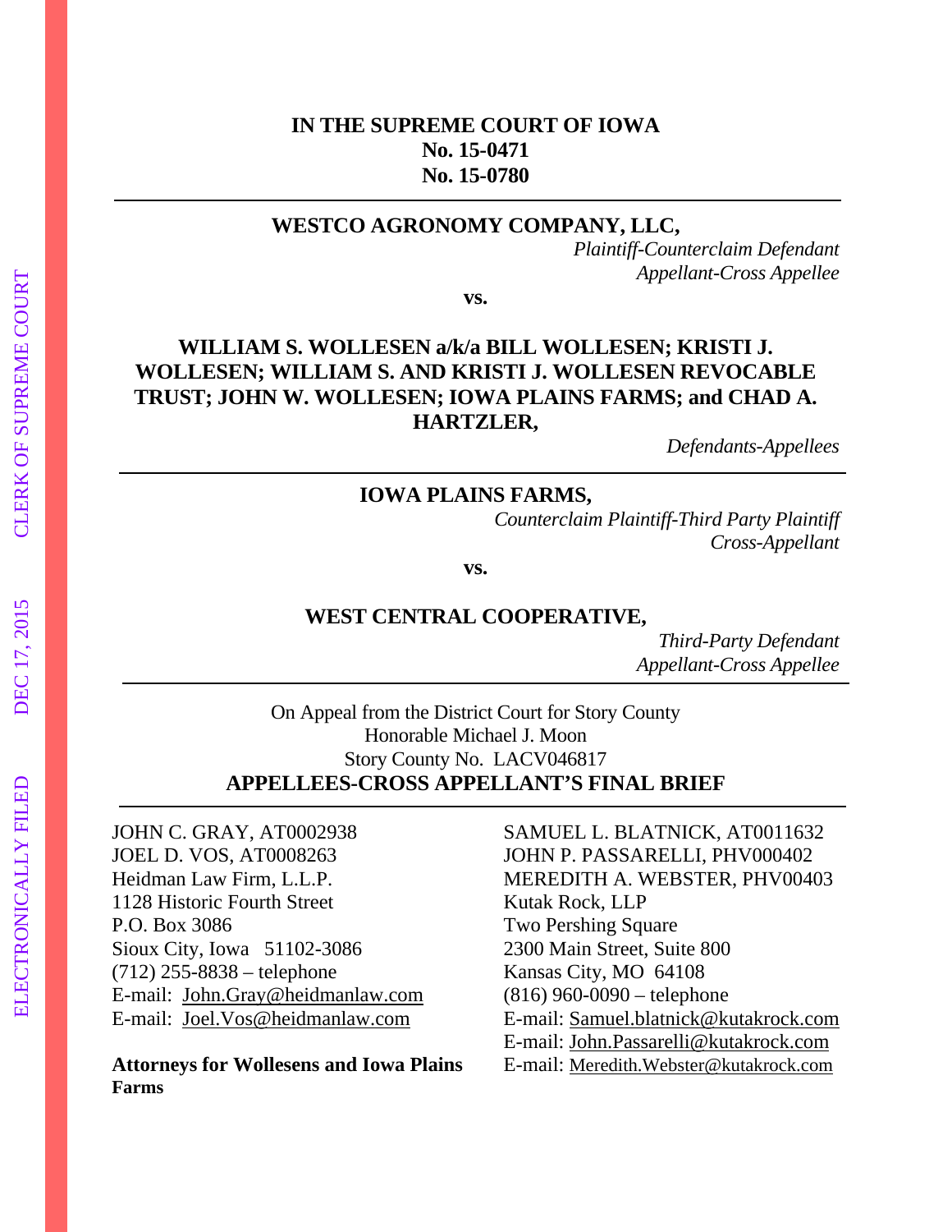**IN THE SUPREME COURT OF IOWA**
**No. 15-0471**
**No. 15-0780**

---

**WESTCO AGRONOMY COMPANY, LLC,**

*Plaintiff-Counterclaim Defendant*
*Appellant-Cross Appellee*

**vs.**

**WILLIAM S. WOLLESEN a/k/a BILL WOLLESEN; KRISTI J. WOLLESEN; WILLIAM S. AND KRISTI J. WOLLESEN REVOCABLE TRUST; JOHN W. WOLLESEN; IOWA PLAINS FARMS; and CHAD A. HARTZLER,**

*Defendants-Appellees*

---

**IOWA PLAINS FARMS,**

*Counterclaim Plaintiff-Third Party Plaintiff*
*Cross-Appellant*

**vs.**

**WEST CENTRAL COOPERATIVE,**

*Third-Party Defendant*
*Appellant-Cross Appellee*

---

On Appeal from the District Court for Story County
Honorable Michael J. Moon
Story County No. LACV046817

**APPELLEES-CROSS APPELLANT'S FINAL BRIEF**

---

JOHN C. GRAY, AT0002938
JOEL D. VOS, AT0008263
Heidman Law Firm, L.L.P.
1128 Historic Fourth Street
P.O. Box 3086
Sioux City, Iowa 51102-3086
(712) 255-8838 – telephone
E-mail: John.Gray@heidmanlaw.com
E-mail: Joel.Vos@heidmanlaw.com

SAMUEL L. BLATNICK, AT0011632
JOHN P. PASSARELLI, PHV000402
MEREDITH A. WEBSTER, PHV00403
Kutak Rock, LLP
Two Pershing Square
2300 Main Street, Suite 800
Kansas City, MO 64108
(816) 960-0090 – telephone
E-mail: Samuel.blatnick@kutakrock.com
E-mail: John.Passarelli@kutakrock.com
E-mail: Meredith.Webster@kutakrock.com

**Attorneys for Wollesens and Iowa Plains Farms**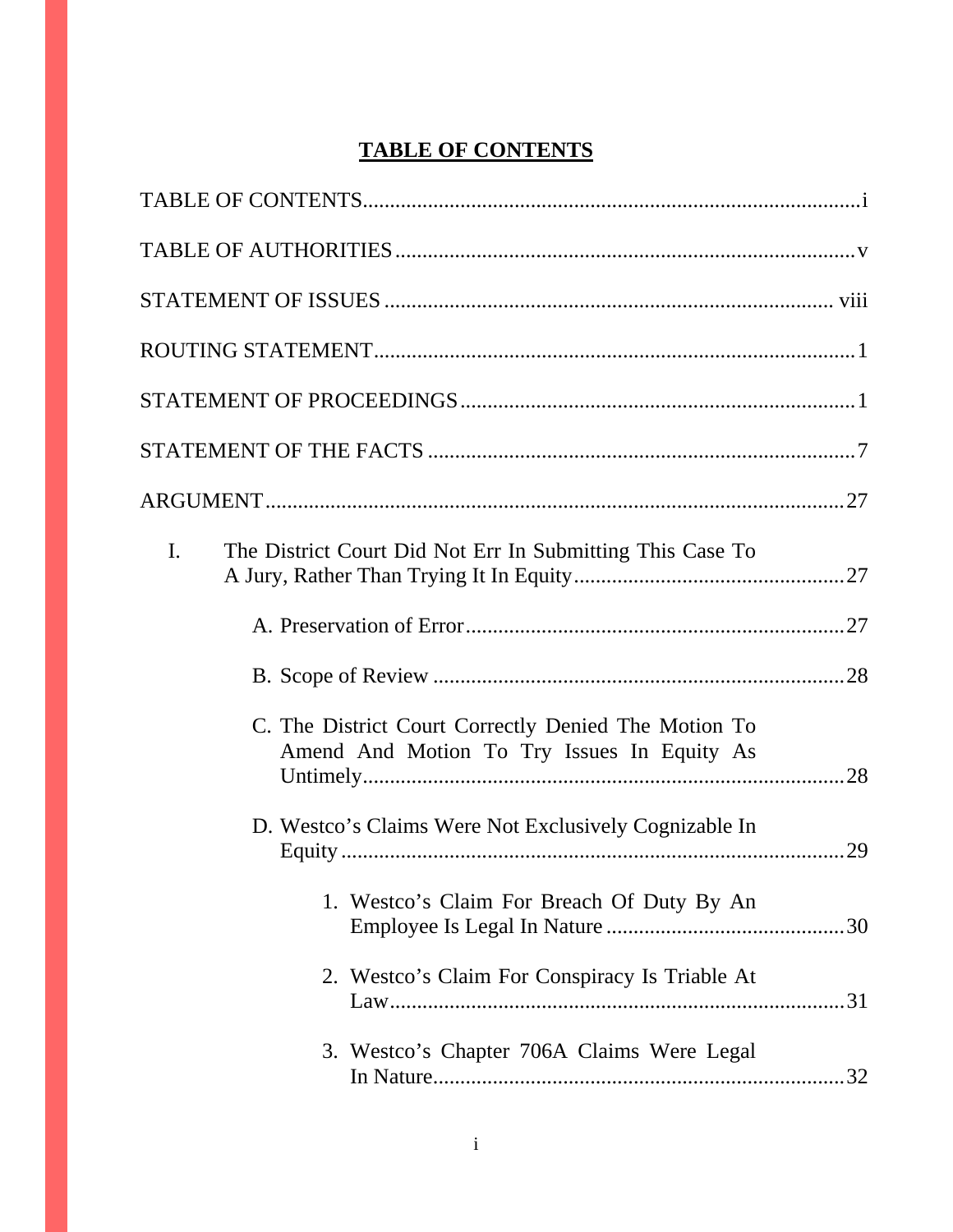# TABLE OF CONTENTS

TABLE OF CONTENTS.......................................................................................i

TABLE OF AUTHORITIES.................................................................................v

STATEMENT OF ISSUES ................................................................................ viii

ROUTING STATEMENT....................................................................................1

STATEMENT OF PROCEEDINGS......................................................................1

STATEMENT OF THE FACTS ..........................................................................7

ARGUMENT.....................................................................................................27

I. The District Court Did Not Err In Submitting This Case To A Jury, Rather Than Trying It In Equity..............................................27

- A. Preservation of Error..................................................................27
- B. Scope of Review .........................................................................28
- C. The District Court Correctly Denied The Motion To Amend And Motion To Try Issues In Equity As Untimely.......................................................................................28
- D. Westco's Claims Were Not Exclusively Cognizable In Equity ..........................................................................................29
  1. Westco's Claim For Breach Of Duty By An Employee Is Legal In Nature ..........................................30
  2. Westco's Claim For Conspiracy Is Triable At Law.................................................................................31
  3. Westco's Chapter 706A Claims Were Legal In Nature..........................................................................32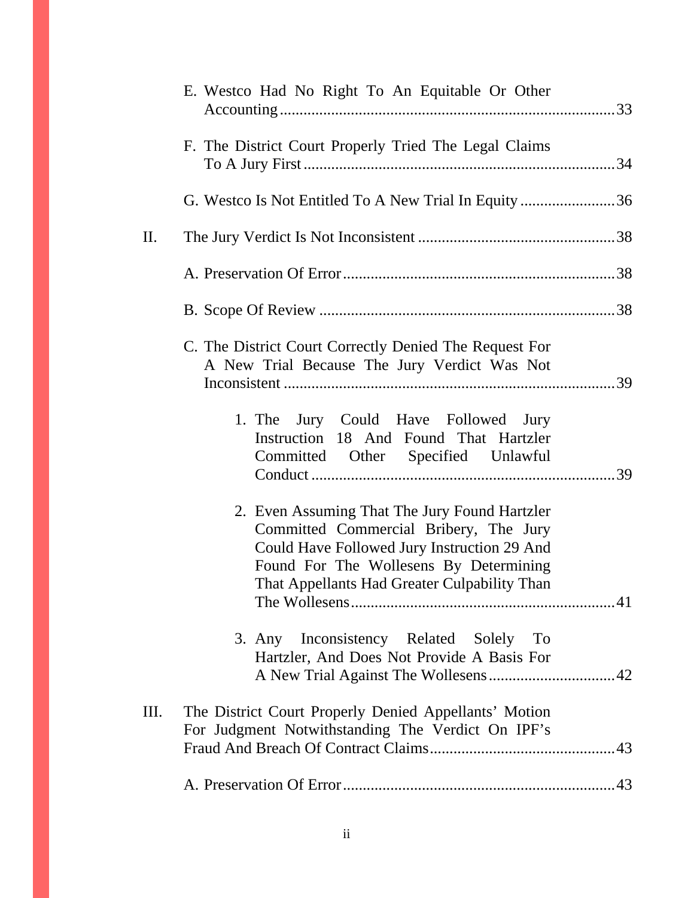E. Westco Had No Right To An Equitable Or Other Accounting .................................................................................... 33

F. The District Court Properly Tried The Legal Claims To A Jury First ............................................................................ 34

G. Westco Is Not Entitled To A New Trial In Equity ........................ 36

II. The Jury Verdict Is Not Inconsistent ................................................ 38

A. Preservation Of Error .................................................................... 38

B. Scope Of Review .......................................................................... 38

C. The District Court Correctly Denied The Request For A New Trial Because The Jury Verdict Was Not Inconsistent ................................................................................. 39

1. The Jury Could Have Followed Jury Instruction 18 And Found That Hartzler Committed Other Specified Unlawful Conduct ........................................................................... 39

2. Even Assuming That The Jury Found Hartzler Committed Commercial Bribery, The Jury Could Have Followed Jury Instruction 29 And Found For The Wollesens By Determining That Appellants Had Greater Culpability Than The Wollesens ................................................................. 41

3. Any Inconsistency Related Solely To Hartzler, And Does Not Provide A Basis For A New Trial Against The Wollesens ................................ 42

III. The District Court Properly Denied Appellants' Motion For Judgment Notwithstanding The Verdict On IPF's Fraud And Breach Of Contract Claims ............................................... 43

A. Preservation Of Error .................................................................... 43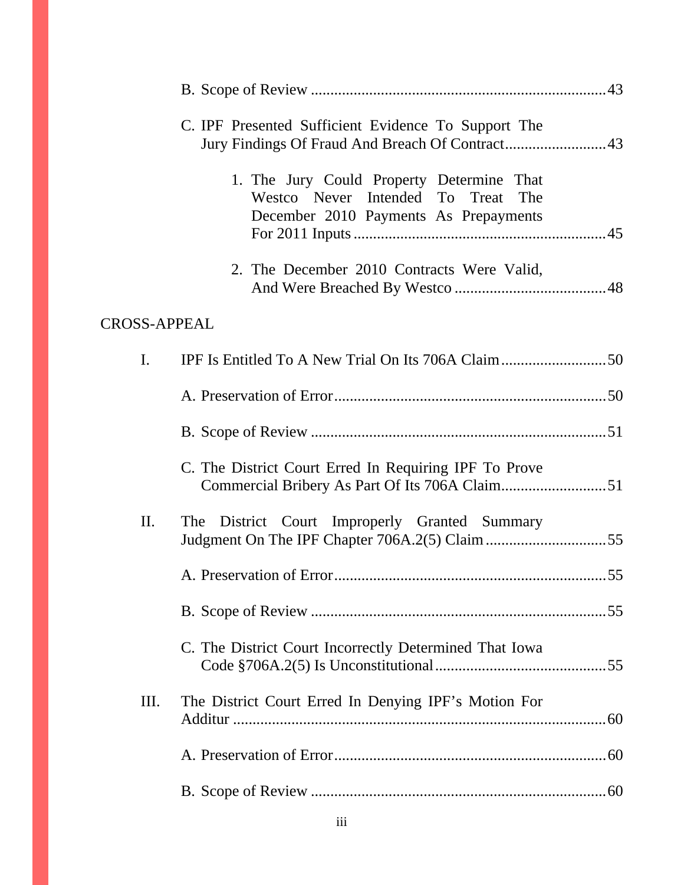B. Scope of Review ..........................................................................43

C. IPF Presented Sufficient Evidence To Support The Jury Findings Of Fraud And Breach Of Contract..........................43

1. The Jury Could Property Determine That Westco Never Intended To Treat The December 2010 Payments As Prepayments For 2011 Inputs ...............................................................45

2. The December 2010 Contracts Were Valid, And Were Breached By Westco ......................................48

CROSS-APPEAL

I. IPF Is Entitled To A New Trial On Its 706A Claim...........................50

A. Preservation of Error.....................................................................50

B. Scope of Review ...........................................................................51

C. The District Court Erred In Requiring IPF To Prove Commercial Bribery As Part Of Its 706A Claim...........................51

II. The District Court Improperly Granted Summary Judgment On The IPF Chapter 706A.2(5) Claim ...............................55

A. Preservation of Error.....................................................................55

B. Scope of Review ...........................................................................55

C. The District Court Incorrectly Determined That Iowa Code §706A.2(5) Is Unconstitutional...........................................55

III. The District Court Erred In Denying IPF's Motion For Additur ..............................................................................................60

A. Preservation of Error.....................................................................60

B. Scope of Review ...........................................................................60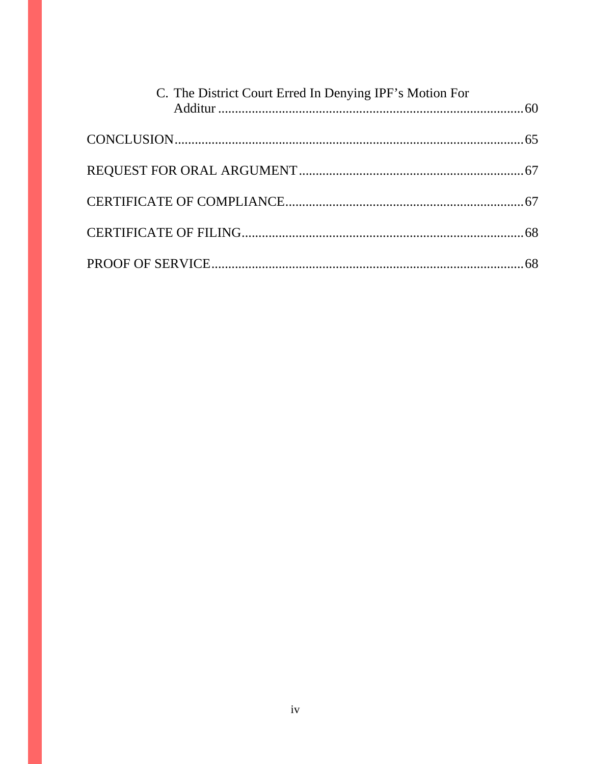C. The District Court Erred In Denying IPF's Motion For Additur ........................................................................................ 60

CONCLUSION........................................................................................ 65

REQUEST FOR ORAL ARGUMENT .................................................................. 67

CERTIFICATE OF COMPLIANCE...................................................................... 67

CERTIFICATE OF FILING................................................................................. 68

PROOF OF SERVICE......................................................................................... 68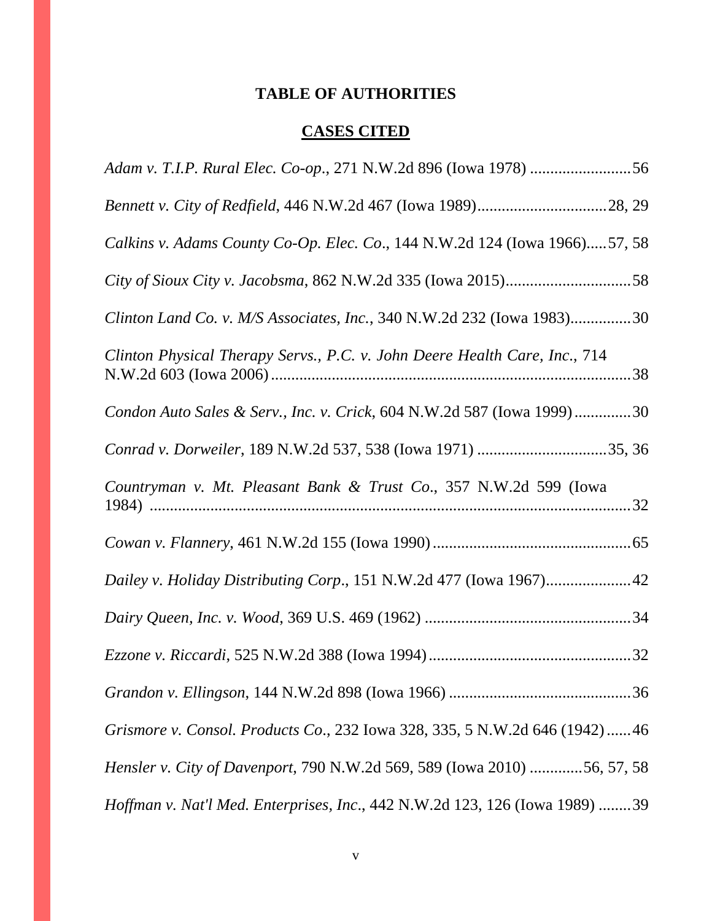# TABLE OF AUTHORITIES

## CASES CITED

*Adam v. T.I.P. Rural Elec. Co-op.*, 271 N.W.2d 896 (Iowa 1978) .........................56

*Bennett v. City of Redfield*, 446 N.W.2d 467 (Iowa 1989)................................28, 29

*Calkins v. Adams County Co-Op. Elec. Co*., 144 N.W.2d 124 (Iowa 1966).....57, 58

*City of Sioux City v. Jacobsma*, 862 N.W.2d 335 (Iowa 2015)...............................58

*Clinton Land Co. v. M/S Associates, Inc.*, 340 N.W.2d 232 (Iowa 1983)...............30

*Clinton Physical Therapy Servs., P.C. v. John Deere Health Care, Inc*., 714 N.W.2d 603 (Iowa 2006)........................................................................................38

*Condon Auto Sales & Serv., Inc. v. Crick*, 604 N.W.2d 587 (Iowa 1999).............30

*Conrad v. Dorweiler*, 189 N.W.2d 537, 538 (Iowa 1971) ................................35, 36

*Countryman v. Mt. Pleasant Bank & Trust Co*., 357 N.W.2d 599 (Iowa 1984) .......................................................................................................................32

*Cowan v. Flannery,* 461 N.W.2d 155 (Iowa 1990).................................................65

*Dailey v. Holiday Distributing Corp*., 151 N.W.2d 477 (Iowa 1967).....................42

*Dairy Queen, Inc. v. Wood*, 369 U.S. 469 (1962) ...................................................34

*Ezzone v. Riccardi*, 525 N.W.2d 388 (Iowa 1994)..................................................32

*Grandon v. Ellingson*, 144 N.W.2d 898 (Iowa 1966) .............................................36

*Grismore v. Consol. Products Co*., 232 Iowa 328, 335, 5 N.W.2d 646 (1942)......46

*Hensler v. City of Davenport*, 790 N.W.2d 569, 589 (Iowa 2010) .............56, 57, 58

*Hoffman v. Nat'l Med. Enterprises, Inc*., 442 N.W.2d 123, 126 (Iowa 1989) ........39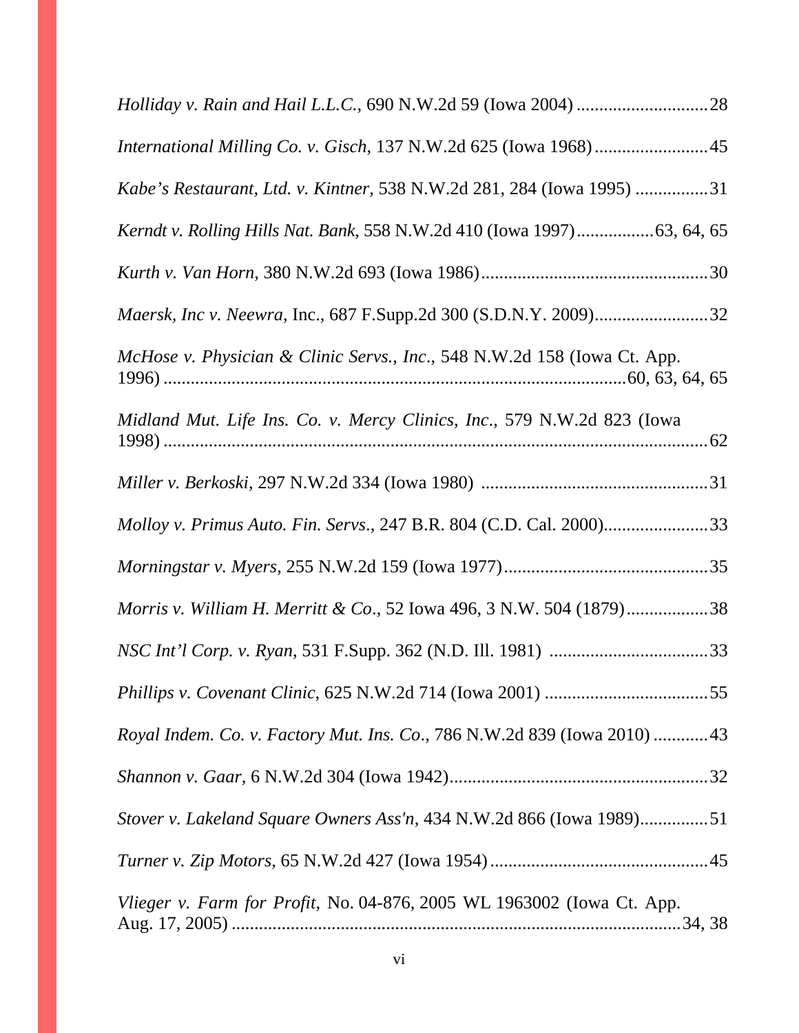*Holliday v. Rain and Hail L.L.C.*, 690 N.W.2d 59 (Iowa 2004) ............................28

*International Milling Co. v. Gisch*, 137 N.W.2d 625 (Iowa 1968).........................45

*Kabe's Restaurant, Ltd. v. Kintner*, 538 N.W.2d 281, 284 (Iowa 1995) ................31

*Kerndt v. Rolling Hills Nat. Bank*, 558 N.W.2d 410 (Iowa 1997).................63, 64, 65

*Kurth v. Van Horn*, 380 N.W.2d 693 (Iowa 1986)..................................................30

*Maersk, Inc v. Neewra*, Inc., 687 F.Supp.2d 300 (S.D.N.Y. 2009).........................32

*McHose v. Physician & Clinic Servs., Inc.*, 548 N.W.2d 158 (Iowa Ct. App. 1996) .....................................................................................................60, 63, 64, 65

*Midland Mut. Life Ins. Co. v. Mercy Clinics, Inc.*, 579 N.W.2d 823 (Iowa 1998) .......................................................................................................................62

*Miller v. Berkoski*, 297 N.W.2d 334 (Iowa 1980) ..................................................31

*Molloy v. Primus Auto. Fin. Servs.*, 247 B.R. 804 (C.D. Cal. 2000).......................33

*Morningstar v. Myers*, 255 N.W.2d 159 (Iowa 1977).............................................35

*Morris v. William H. Merritt & Co.*, 52 Iowa 496, 3 N.W. 504 (1879)..................38

*NSC Int'l Corp. v. Ryan*, 531 F.Supp. 362 (N.D. Ill. 1981) ...................................33

*Phillips v. Covenant Clinic*, 625 N.W.2d 714 (Iowa 2001) ....................................55

*Royal Indem. Co. v. Factory Mut. Ins. Co.*, 786 N.W.2d 839 (Iowa 2010) ............43

*Shannon v. Gaar*, 6 N.W.2d 304 (Iowa 1942).........................................................32

*Stover v. Lakeland Square Owners Ass'n*, 434 N.W.2d 866 (Iowa 1989)...............51

*Turner v. Zip Motors*, 65 N.W.2d 427 (Iowa 1954)................................................45

*Vlieger v. Farm for Profit*, No. 04-876, 2005 WL 1963002 (Iowa Ct. App. Aug. 17, 2005) ....................................................................................................34, 38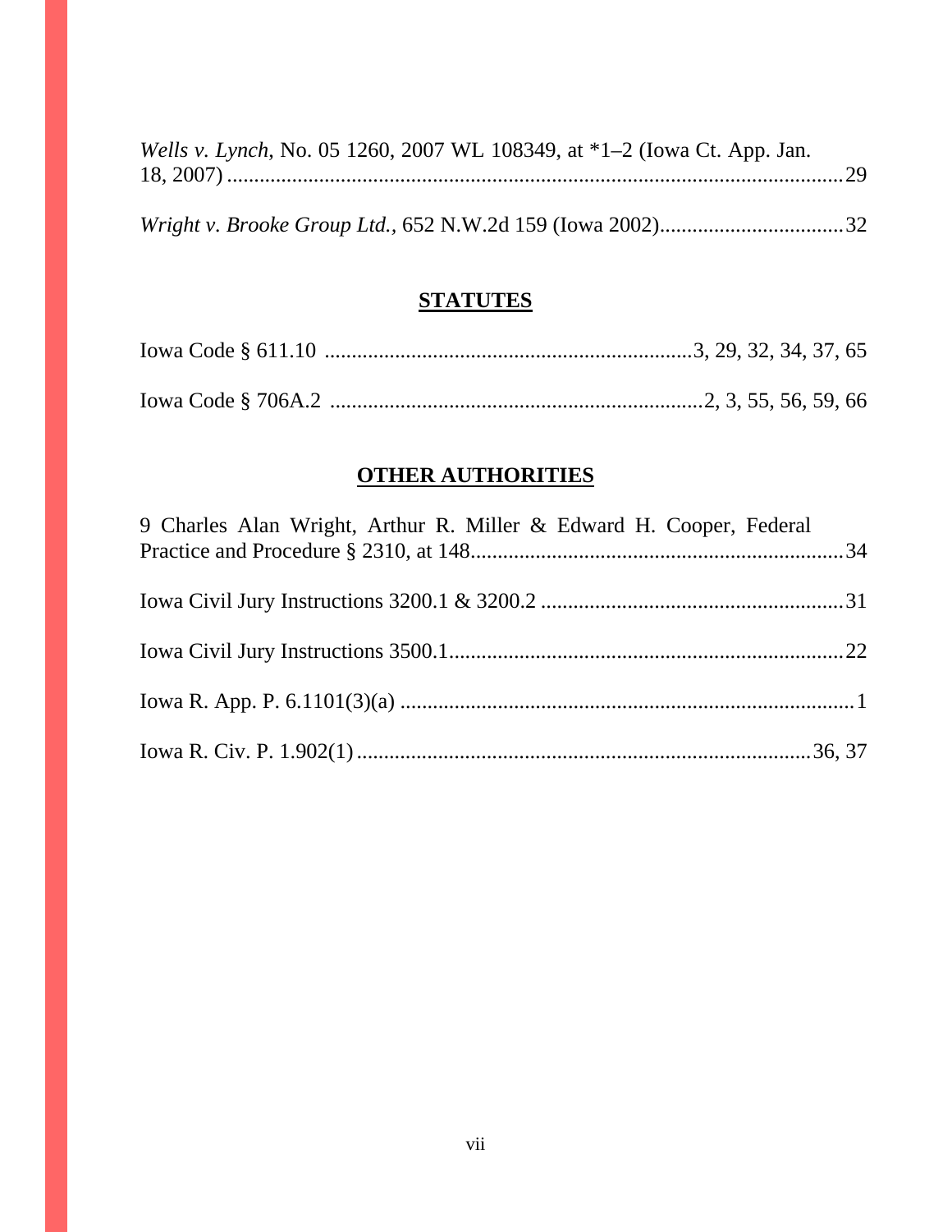*Wells v. Lynch*, No. 05 1260, 2007 WL 108349, at *1–2 (Iowa Ct. App. Jan. 18, 2007) .................................................................................................. 29

*Wright v. Brooke Group Ltd.*, 652 N.W.2d 159 (Iowa 2002).................................. 32

## STATUTES

Iowa Code § 611.10 .................................................................... 3, 29, 32, 34, 37, 65

Iowa Code § 706A.2 .................................................................... 2, 3, 55, 56, 59, 66

## OTHER AUTHORITIES

9 Charles Alan Wright, Arthur R. Miller & Edward H. Cooper, Federal Practice and Procedure § 2310, at 148..................................................................... 34

Iowa Civil Jury Instructions 3200.1 & 3200.2 ........................................................ 31

Iowa Civil Jury Instructions 3500.1......................................................................... 22

Iowa R. App. P. 6.1101(3)(a) .................................................................................... 1

Iowa R. Civ. P. 1.902(1).................................................................................... 36, 37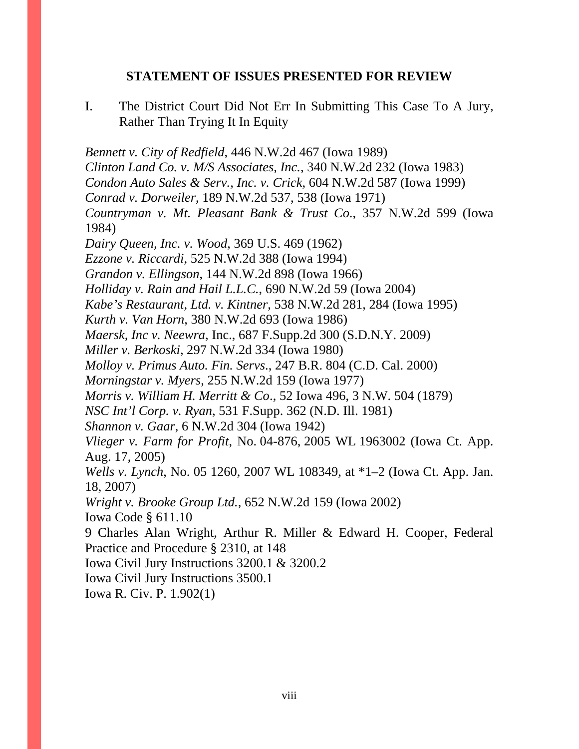## STATEMENT OF ISSUES PRESENTED FOR REVIEW

I. The District Court Did Not Err In Submitting This Case To A Jury, Rather Than Trying It In Equity

*Bennett v. City of Redfield*, 446 N.W.2d 467 (Iowa 1989)
*Clinton Land Co. v. M/S Associates, Inc.*, 340 N.W.2d 232 (Iowa 1983)
*Condon Auto Sales & Serv., Inc. v. Crick*, 604 N.W.2d 587 (Iowa 1999)
*Conrad v. Dorweiler*, 189 N.W.2d 537, 538 (Iowa 1971)
*Countryman v. Mt. Pleasant Bank & Trust Co.*, 357 N.W.2d 599 (Iowa 1984)
*Dairy Queen, Inc. v. Wood*, 369 U.S. 469 (1962)
*Ezzone v. Riccardi*, 525 N.W.2d 388 (Iowa 1994)
*Grandon v. Ellingson*, 144 N.W.2d 898 (Iowa 1966)
*Holliday v. Rain and Hail L.L.C.*, 690 N.W.2d 59 (Iowa 2004)
*Kabe's Restaurant, Ltd. v. Kintner*, 538 N.W.2d 281, 284 (Iowa 1995)
*Kurth v. Van Horn*, 380 N.W.2d 693 (Iowa 1986)
*Maersk, Inc v. Neewra*, Inc., 687 F.Supp.2d 300 (S.D.N.Y. 2009)
*Miller v. Berkoski*, 297 N.W.2d 334 (Iowa 1980)
*Molloy v. Primus Auto. Fin. Servs*., 247 B.R. 804 (C.D. Cal. 2000)
*Morningstar v. Myers*, 255 N.W.2d 159 (Iowa 1977)
*Morris v. William H. Merritt & Co*., 52 Iowa 496, 3 N.W. 504 (1879)
*NSC Int'l Corp. v. Ryan*, 531 F.Supp. 362 (N.D. Ill. 1981)
*Shannon v. Gaar*, 6 N.W.2d 304 (Iowa 1942)
*Vlieger v. Farm for Profit*, No. 04-876, 2005 WL 1963002 (Iowa Ct. App. Aug. 17, 2005)
*Wells v. Lynch*, No. 05 1260, 2007 WL 108349, at *1–2 (Iowa Ct. App. Jan. 18, 2007)
*Wright v. Brooke Group Ltd.*, 652 N.W.2d 159 (Iowa 2002)
Iowa Code § 611.10
9 Charles Alan Wright, Arthur R. Miller & Edward H. Cooper, Federal Practice and Procedure § 2310, at 148
Iowa Civil Jury Instructions 3200.1 & 3200.2
Iowa Civil Jury Instructions 3500.1
Iowa R. Civ. P. 1.902(1)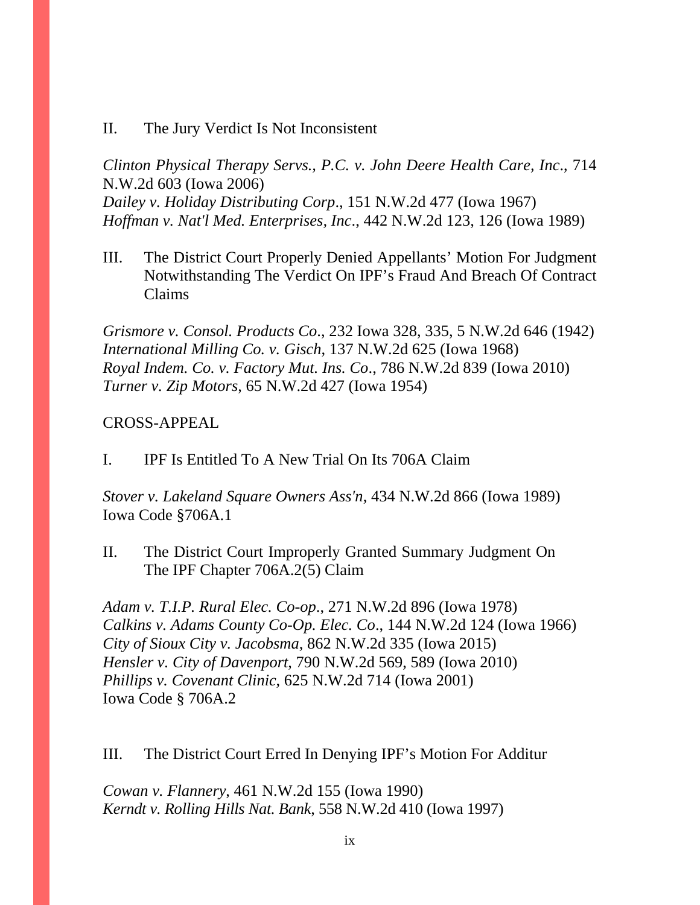II. The Jury Verdict Is Not Inconsistent

*Clinton Physical Therapy Servs., P.C. v. John Deere Health Care, Inc*., 714 N.W.2d 603 (Iowa 2006)
*Dailey v. Holiday Distributing Corp*., 151 N.W.2d 477 (Iowa 1967)
*Hoffman v. Nat'l Med. Enterprises, Inc*., 442 N.W.2d 123, 126 (Iowa 1989)

III. The District Court Properly Denied Appellants' Motion For Judgment Notwithstanding The Verdict On IPF's Fraud And Breach Of Contract Claims

*Grismore v. Consol. Products Co*., 232 Iowa 328, 335, 5 N.W.2d 646 (1942)
*International Milling Co. v. Gisch*, 137 N.W.2d 625 (Iowa 1968)
*Royal Indem. Co. v. Factory Mut. Ins. Co*., 786 N.W.2d 839 (Iowa 2010)
*Turner v. Zip Motors*, 65 N.W.2d 427 (Iowa 1954)

CROSS-APPEAL

I. IPF Is Entitled To A New Trial On Its 706A Claim

*Stover v. Lakeland Square Owners Ass'n*, 434 N.W.2d 866 (Iowa 1989)
Iowa Code §706A.1

II. The District Court Improperly Granted Summary Judgment On The IPF Chapter 706A.2(5) Claim

*Adam v. T.I.P. Rural Elec. Co-op*., 271 N.W.2d 896 (Iowa 1978)
*Calkins v. Adams County Co-Op. Elec. Co*., 144 N.W.2d 124 (Iowa 1966)
*City of Sioux City v. Jacobsma*, 862 N.W.2d 335 (Iowa 2015)
*Hensler v. City of Davenport*, 790 N.W.2d 569, 589 (Iowa 2010)
*Phillips v. Covenant Clinic*, 625 N.W.2d 714 (Iowa 2001)
Iowa Code § 706A.2

III. The District Court Erred In Denying IPF's Motion For Additur

*Cowan v. Flannery*, 461 N.W.2d 155 (Iowa 1990)
*Kerndt v. Rolling Hills Nat. Bank*, 558 N.W.2d 410 (Iowa 1997)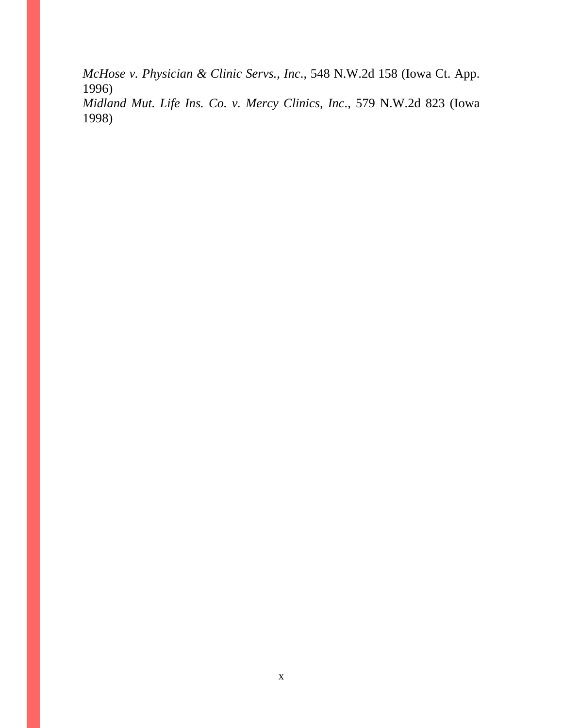*McHose v. Physician & Clinic Servs., Inc.*, 548 N.W.2d 158 (Iowa Ct. App. 1996)

*Midland Mut. Life Ins. Co. v. Mercy Clinics, Inc.*, 579 N.W.2d 823 (Iowa 1998)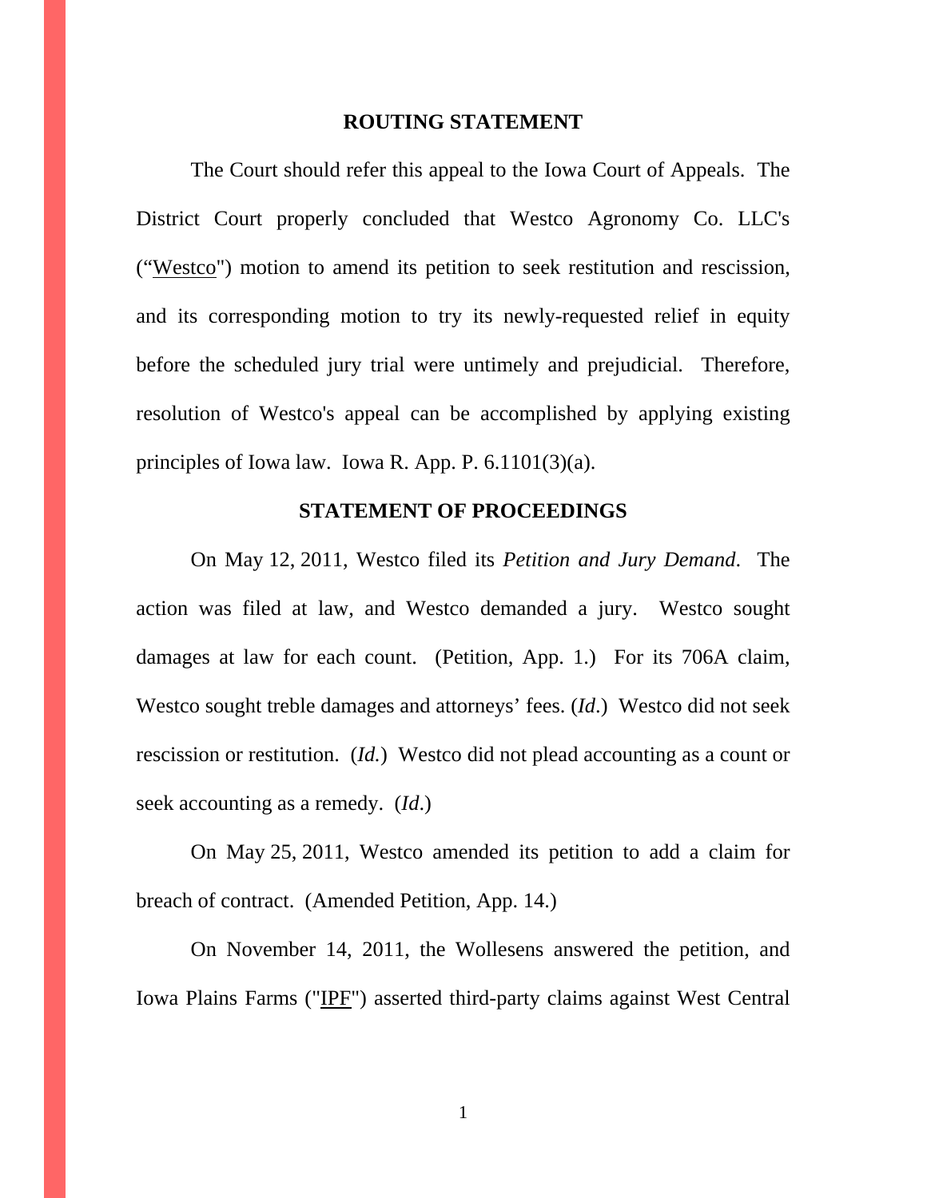## ROUTING STATEMENT

The Court should refer this appeal to the Iowa Court of Appeals. The District Court properly concluded that Westco Agronomy Co. LLC's ("Westco") motion to amend its petition to seek restitution and rescission, and its corresponding motion to try its newly-requested relief in equity before the scheduled jury trial were untimely and prejudicial. Therefore, resolution of Westco's appeal can be accomplished by applying existing principles of Iowa law. Iowa R. App. P. 6.1101(3)(a).

## STATEMENT OF PROCEEDINGS

On May 12, 2011, Westco filed its *Petition and Jury Demand*. The action was filed at law, and Westco demanded a jury. Westco sought damages at law for each count. (Petition, App. 1.) For its 706A claim, Westco sought treble damages and attorneys' fees. (*Id*.) Westco did not seek rescission or restitution. (*Id.*) Westco did not plead accounting as a count or seek accounting as a remedy. (*Id*.)

On May 25, 2011, Westco amended its petition to add a claim for breach of contract. (Amended Petition, App. 14.)

On November 14, 2011, the Wollesens answered the petition, and Iowa Plains Farms ("IPF") asserted third-party claims against West Central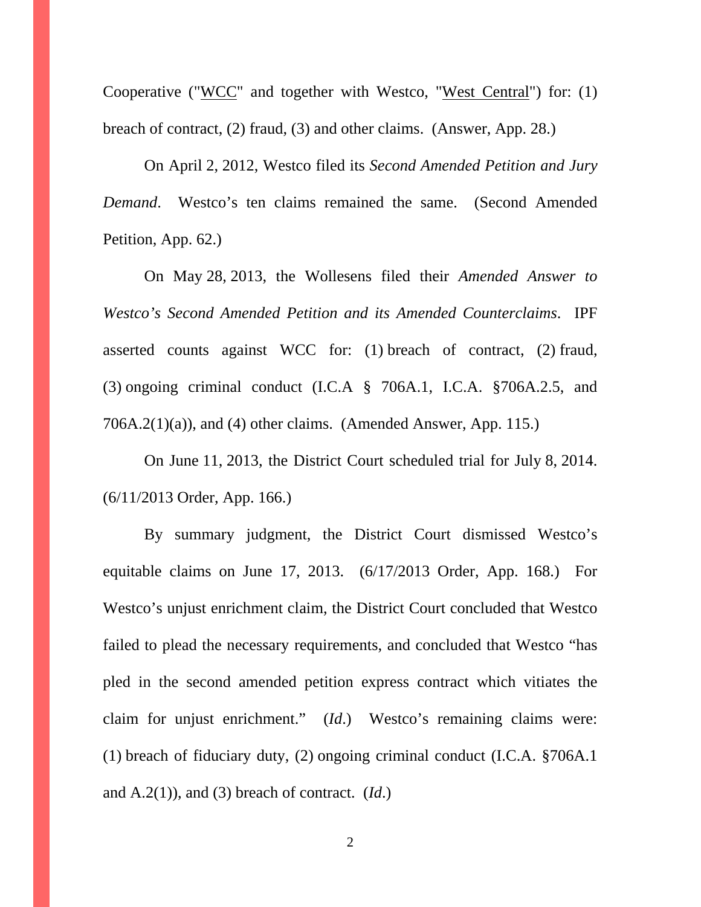Cooperative ("WCC" and together with Westco, "West Central") for: (1) breach of contract, (2) fraud, (3) and other claims. (Answer, App. 28.)

On April 2, 2012, Westco filed its *Second Amended Petition and Jury Demand*. Westco's ten claims remained the same. (Second Amended Petition, App. 62.)

On May 28, 2013, the Wollesens filed their *Amended Answer to Westco's Second Amended Petition and its Amended Counterclaims*. IPF asserted counts against WCC for: (1) breach of contract, (2) fraud, (3) ongoing criminal conduct (I.C.A § 706A.1, I.C.A. §706A.2.5, and 706A.2(1)(a)), and (4) other claims. (Amended Answer, App. 115.)

On June 11, 2013, the District Court scheduled trial for July 8, 2014. (6/11/2013 Order, App. 166.)

By summary judgment, the District Court dismissed Westco's equitable claims on June 17, 2013. (6/17/2013 Order, App. 168.) For Westco's unjust enrichment claim, the District Court concluded that Westco failed to plead the necessary requirements, and concluded that Westco "has pled in the second amended petition express contract which vitiates the claim for unjust enrichment." (*Id*.) Westco's remaining claims were: (1) breach of fiduciary duty, (2) ongoing criminal conduct (I.C.A. §706A.1 and A.2(1)), and (3) breach of contract. (*Id*.)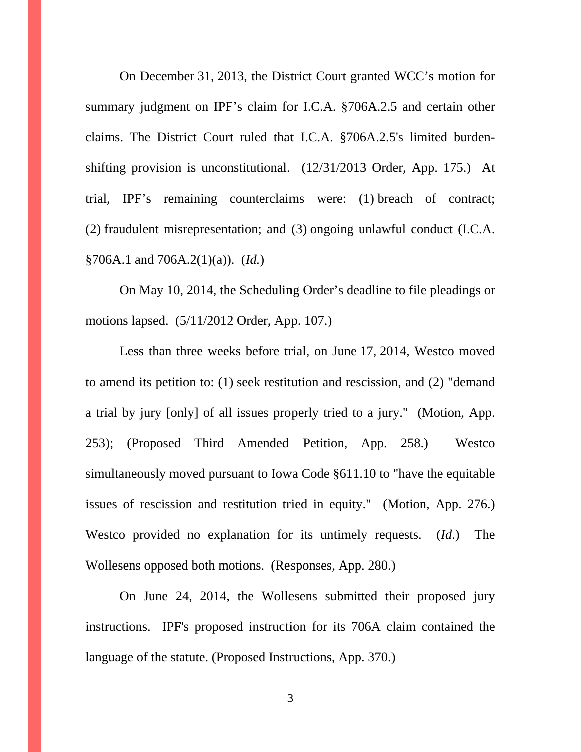On December 31, 2013, the District Court granted WCC's motion for summary judgment on IPF's claim for I.C.A. §706A.2.5 and certain other claims. The District Court ruled that I.C.A. §706A.2.5's limited burden-shifting provision is unconstitutional. (12/31/2013 Order, App. 175.) At trial, IPF's remaining counterclaims were: (1) breach of contract; (2) fraudulent misrepresentation; and (3) ongoing unlawful conduct (I.C.A. §706A.1 and 706A.2(1)(a)). (*Id.*)

On May 10, 2014, the Scheduling Order's deadline to file pleadings or motions lapsed. (5/11/2012 Order, App. 107.)

Less than three weeks before trial, on June 17, 2014, Westco moved to amend its petition to: (1) seek restitution and rescission, and (2) "demand a trial by jury [only] of all issues properly tried to a jury." (Motion, App. 253); (Proposed Third Amended Petition, App. 258.) Westco simultaneously moved pursuant to Iowa Code §611.10 to "have the equitable issues of rescission and restitution tried in equity." (Motion, App. 276.) Westco provided no explanation for its untimely requests. (*Id.*) The Wollesens opposed both motions. (Responses, App. 280.)

On June 24, 2014, the Wollesens submitted their proposed jury instructions. IPF's proposed instruction for its 706A claim contained the language of the statute. (Proposed Instructions, App. 370.)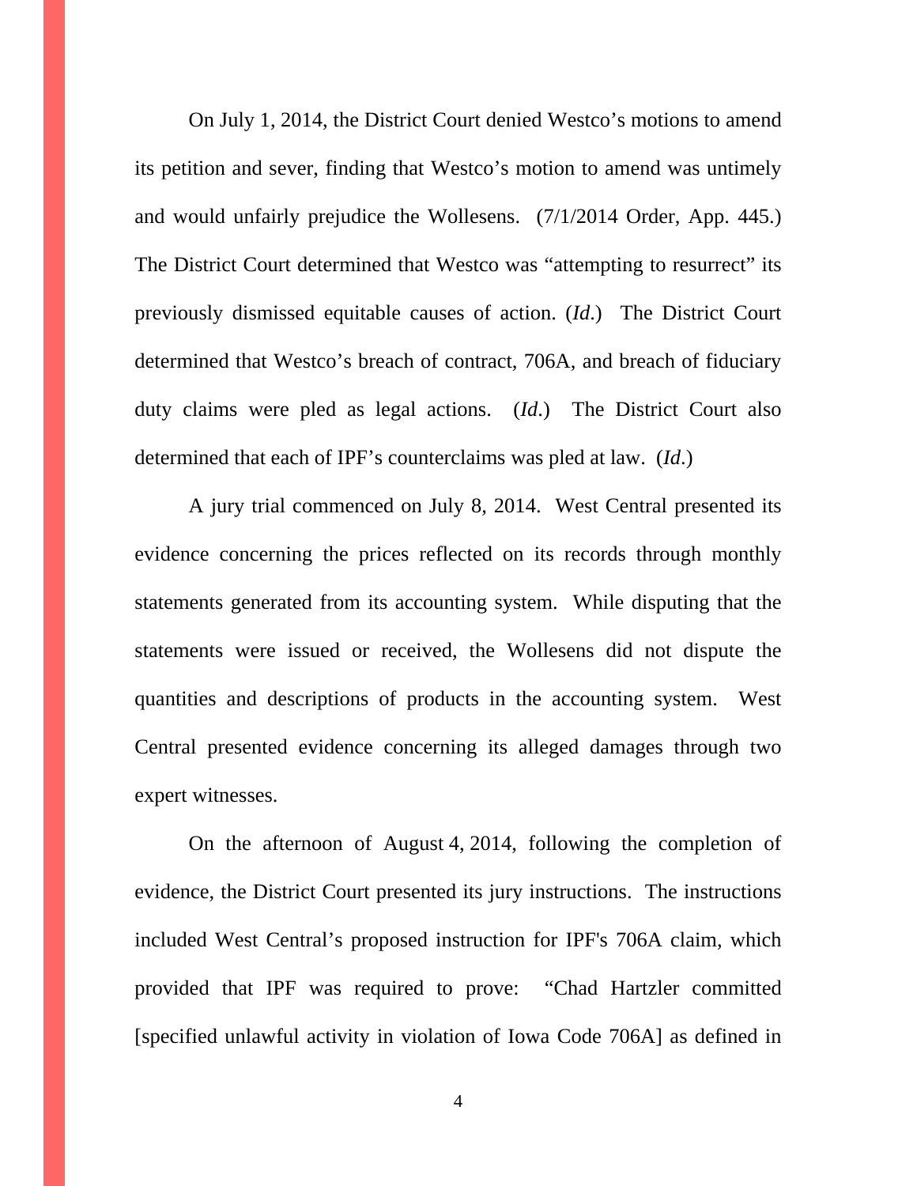On July 1, 2014, the District Court denied Westco's motions to amend its petition and sever, finding that Westco's motion to amend was untimely and would unfairly prejudice the Wollesens. (7/1/2014 Order, App. 445.) The District Court determined that Westco was "attempting to resurrect" its previously dismissed equitable causes of action. (*Id.*) The District Court determined that Westco's breach of contract, 706A, and breach of fiduciary duty claims were pled as legal actions. (*Id.*) The District Court also determined that each of IPF's counterclaims was pled at law. (*Id.*)

A jury trial commenced on July 8, 2014. West Central presented its evidence concerning the prices reflected on its records through monthly statements generated from its accounting system. While disputing that the statements were issued or received, the Wollesens did not dispute the quantities and descriptions of products in the accounting system. West Central presented evidence concerning its alleged damages through two expert witnesses.

On the afternoon of August 4, 2014, following the completion of evidence, the District Court presented its jury instructions. The instructions included West Central's proposed instruction for IPF's 706A claim, which provided that IPF was required to prove: "Chad Hartzler committed [specified unlawful activity in violation of Iowa Code 706A] as defined in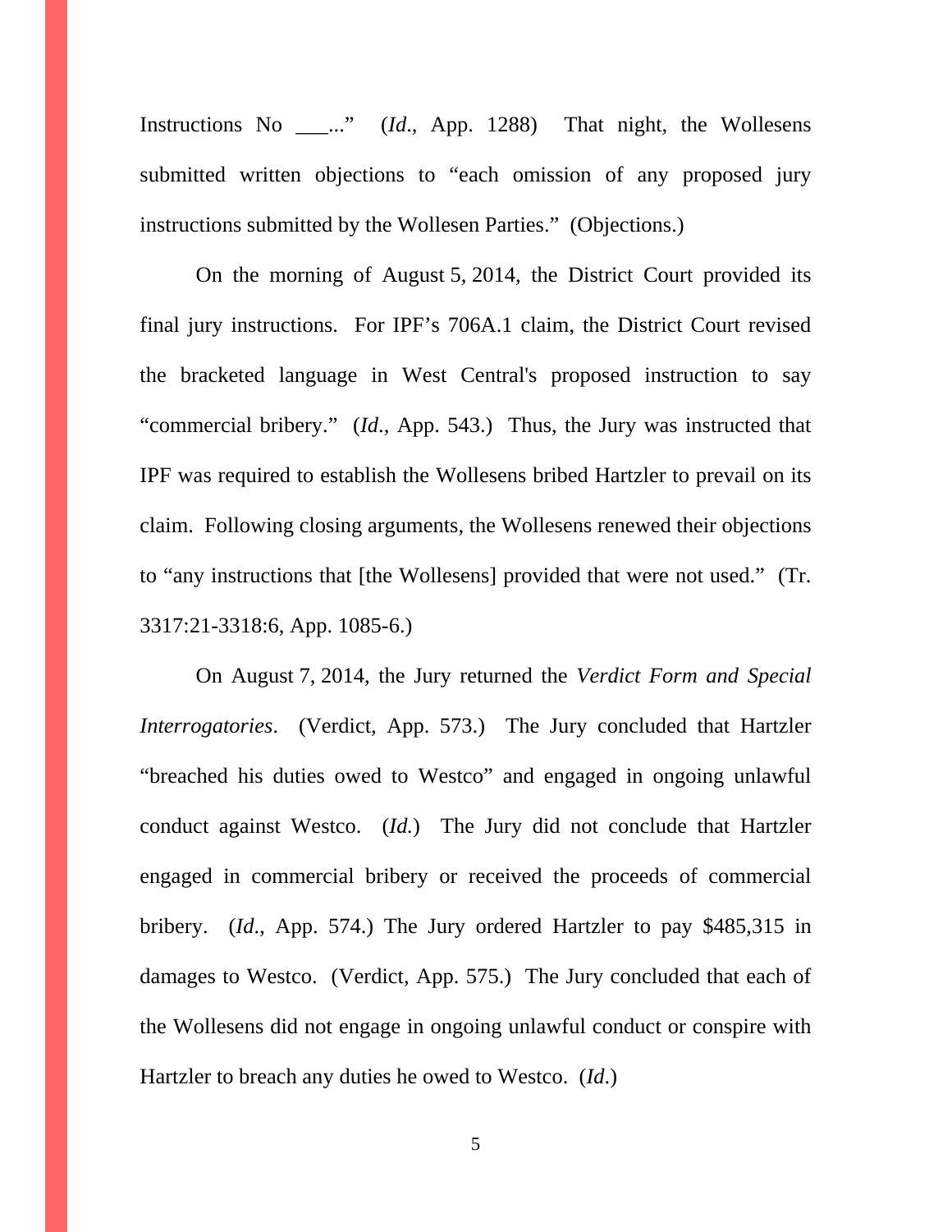Instructions No ___..." (*Id*., App. 1288) That night, the Wollesens submitted written objections to "each omission of any proposed jury instructions submitted by the Wollesen Parties." (Objections.)

On the morning of August 5, 2014, the District Court provided its final jury instructions. For IPF's 706A.1 claim, the District Court revised the bracketed language in West Central's proposed instruction to say "commercial bribery." (*Id*., App. 543.) Thus, the Jury was instructed that IPF was required to establish the Wollesens bribed Hartzler to prevail on its claim. Following closing arguments, the Wollesens renewed their objections to "any instructions that [the Wollesens] provided that were not used." (Tr. 3317:21-3318:6, App. 1085-6.)

On August 7, 2014, the Jury returned the *Verdict Form and Special Interrogatories*. (Verdict, App. 573.) The Jury concluded that Hartzler "breached his duties owed to Westco" and engaged in ongoing unlawful conduct against Westco. (*Id.*) The Jury did not conclude that Hartzler engaged in commercial bribery or received the proceeds of commercial bribery. (*Id*., App. 574.) The Jury ordered Hartzler to pay $485,315 in damages to Westco. (Verdict, App. 575.) The Jury concluded that each of the Wollesens did not engage in ongoing unlawful conduct or conspire with Hartzler to breach any duties he owed to Westco. (*Id*.)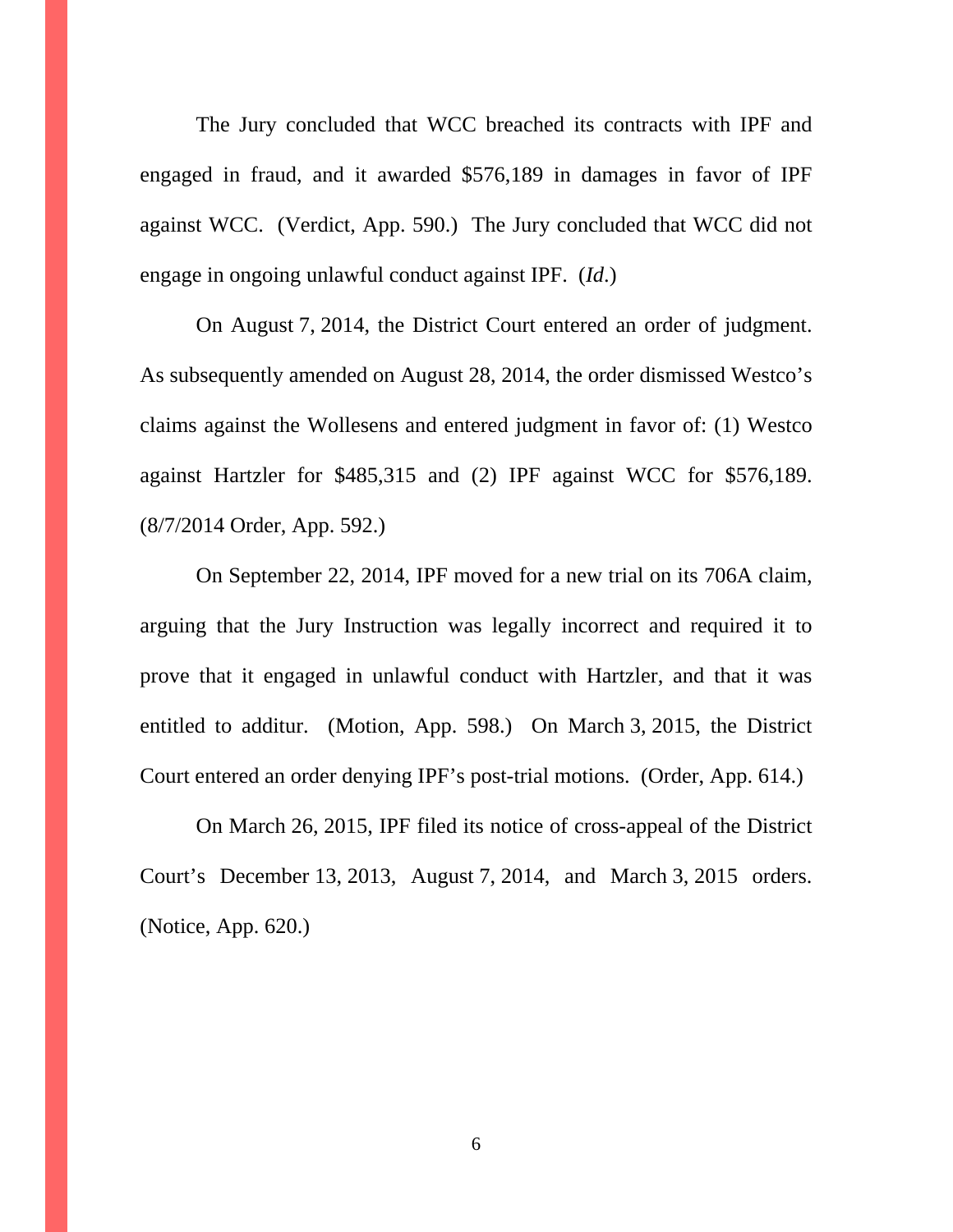The Jury concluded that WCC breached its contracts with IPF and engaged in fraud, and it awarded $576,189 in damages in favor of IPF against WCC. (Verdict, App. 590.) The Jury concluded that WCC did not engage in ongoing unlawful conduct against IPF. (*Id.*)

On August 7, 2014, the District Court entered an order of judgment. As subsequently amended on August 28, 2014, the order dismissed Westco's claims against the Wollesens and entered judgment in favor of: (1) Westco against Hartzler for $485,315 and (2) IPF against WCC for $576,189. (8/7/2014 Order, App. 592.)

On September 22, 2014, IPF moved for a new trial on its 706A claim, arguing that the Jury Instruction was legally incorrect and required it to prove that it engaged in unlawful conduct with Hartzler, and that it was entitled to additur. (Motion, App. 598.) On March 3, 2015, the District Court entered an order denying IPF's post-trial motions. (Order, App. 614.)

On March 26, 2015, IPF filed its notice of cross-appeal of the District Court's December 13, 2013, August 7, 2014, and March 3, 2015 orders. (Notice, App. 620.)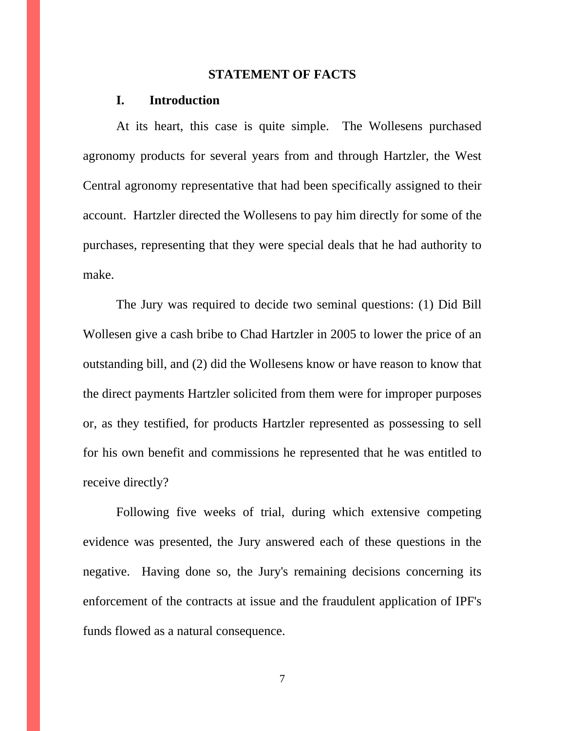# STATEMENT OF FACTS

## I. Introduction

At its heart, this case is quite simple. The Wollesens purchased agronomy products for several years from and through Hartzler, the West Central agronomy representative that had been specifically assigned to their account. Hartzler directed the Wollesens to pay him directly for some of the purchases, representing that they were special deals that he had authority to make.

The Jury was required to decide two seminal questions: (1) Did Bill Wollesen give a cash bribe to Chad Hartzler in 2005 to lower the price of an outstanding bill, and (2) did the Wollesens know or have reason to know that the direct payments Hartzler solicited from them were for improper purposes or, as they testified, for products Hartzler represented as possessing to sell for his own benefit and commissions he represented that he was entitled to receive directly?

Following five weeks of trial, during which extensive competing evidence was presented, the Jury answered each of these questions in the negative. Having done so, the Jury's remaining decisions concerning its enforcement of the contracts at issue and the fraudulent application of IPF's funds flowed as a natural consequence.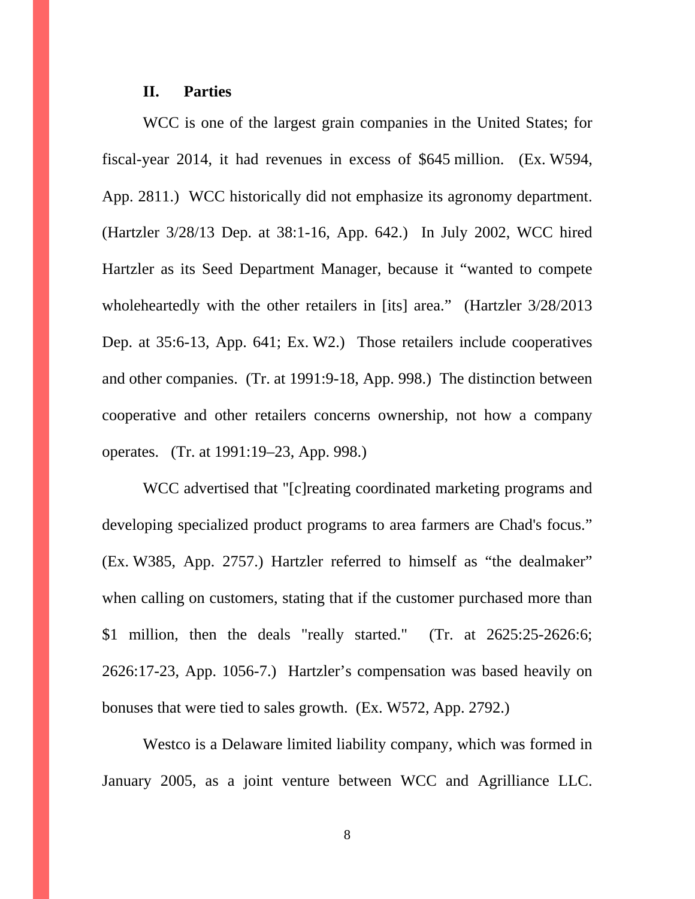## II. Parties

WCC is one of the largest grain companies in the United States; for fiscal-year 2014, it had revenues in excess of $645 million. (Ex. W594, App. 2811.) WCC historically did not emphasize its agronomy department. (Hartzler 3/28/13 Dep. at 38:1-16, App. 642.) In July 2002, WCC hired Hartzler as its Seed Department Manager, because it "wanted to compete wholeheartedly with the other retailers in [its] area." (Hartzler 3/28/2013 Dep. at 35:6-13, App. 641; Ex. W2.) Those retailers include cooperatives and other companies. (Tr. at 1991:9-18, App. 998.) The distinction between cooperative and other retailers concerns ownership, not how a company operates. (Tr. at 1991:19–23, App. 998.)

WCC advertised that "[c]reating coordinated marketing programs and developing specialized product programs to area farmers are Chad's focus." (Ex. W385, App. 2757.) Hartzler referred to himself as "the dealmaker" when calling on customers, stating that if the customer purchased more than $1 million, then the deals "really started." (Tr. at 2625:25-2626:6; 2626:17-23, App. 1056-7.) Hartzler's compensation was based heavily on bonuses that were tied to sales growth. (Ex. W572, App. 2792.)

Westco is a Delaware limited liability company, which was formed in January 2005, as a joint venture between WCC and Agrilliance LLC.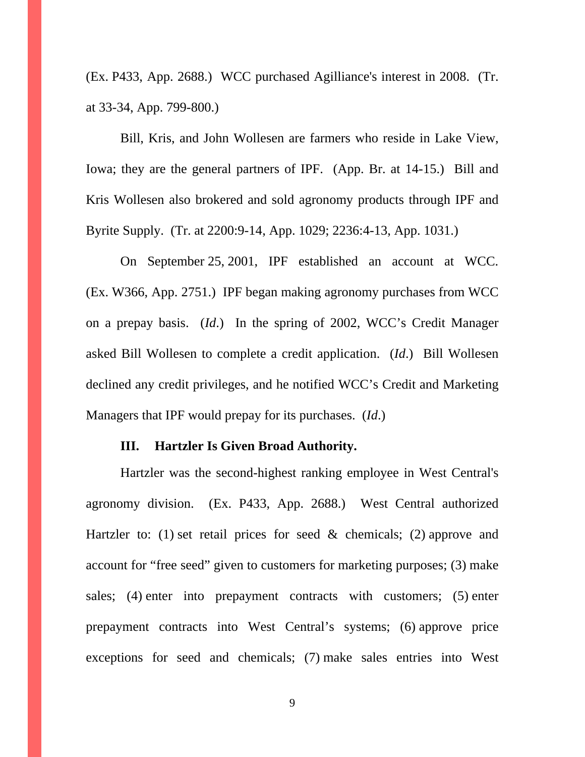(Ex. P433, App. 2688.)  WCC purchased Agilliance's interest in 2008.  (Tr. at 33-34, App. 799-800.)

Bill, Kris, and John Wollesen are farmers who reside in Lake View, Iowa; they are the general partners of IPF.  (App. Br. at 14-15.)  Bill and Kris Wollesen also brokered and sold agronomy products through IPF and Byrite Supply.  (Tr. at 2200:9-14, App. 1029; 2236:4-13, App. 1031.)

On September 25, 2001, IPF established an account at WCC. (Ex. W366, App. 2751.)  IPF began making agronomy purchases from WCC on a prepay basis.  (*Id.*)  In the spring of 2002, WCC's Credit Manager asked Bill Wollesen to complete a credit application.  (*Id.*)  Bill Wollesen declined any credit privileges, and he notified WCC's Credit and Marketing Managers that IPF would prepay for its purchases.  (*Id.*)

## III. Hartzler Is Given Broad Authority.

Hartzler was the second-highest ranking employee in West Central's agronomy division.  (Ex. P433, App. 2688.)  West Central authorized Hartzler to: (1) set retail prices for seed & chemicals; (2) approve and account for "free seed" given to customers for marketing purposes; (3) make sales; (4) enter into prepayment contracts with customers; (5) enter prepayment contracts into West Central's systems; (6) approve price exceptions for seed and chemicals; (7) make sales entries into West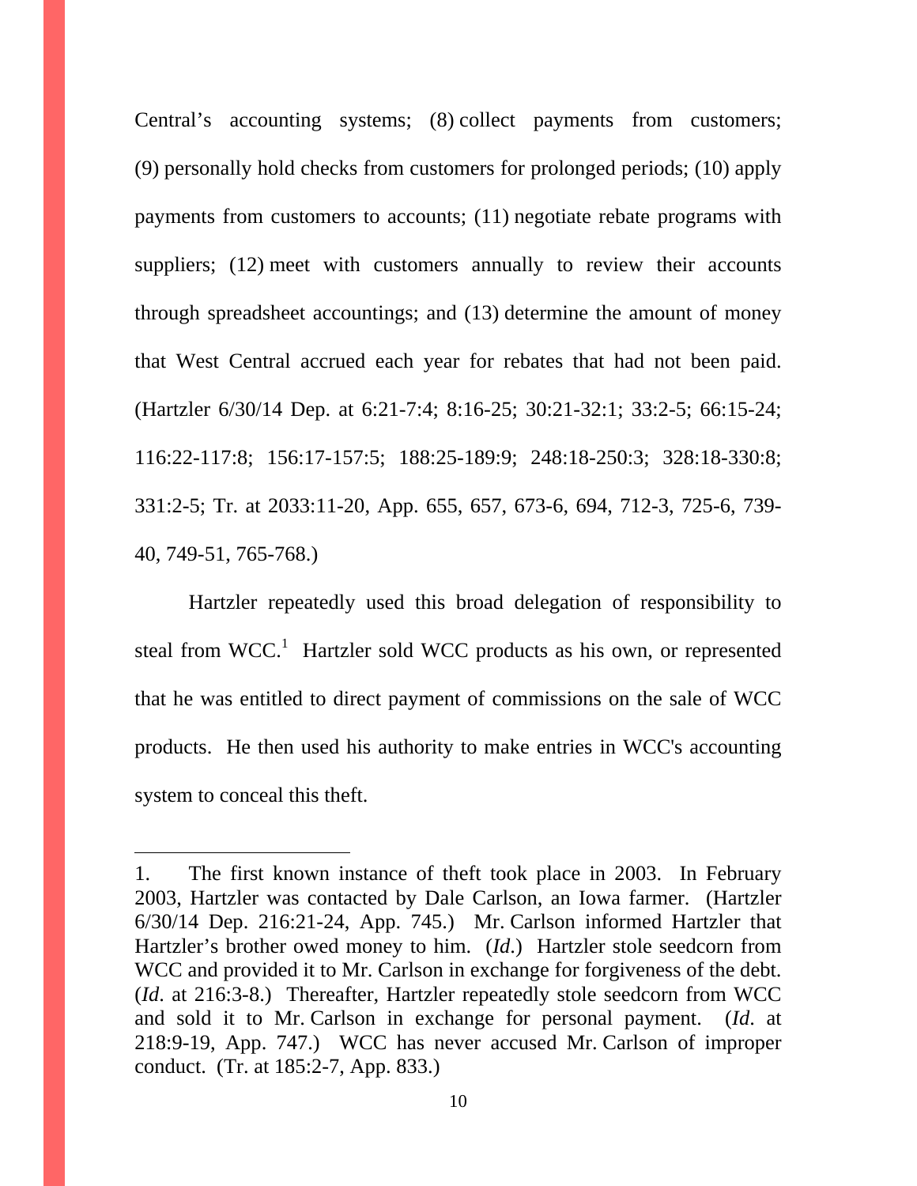Central's accounting systems; (8) collect payments from customers; (9) personally hold checks from customers for prolonged periods; (10) apply payments from customers to accounts; (11) negotiate rebate programs with suppliers; (12) meet with customers annually to review their accounts through spreadsheet accountings; and (13) determine the amount of money that West Central accrued each year for rebates that had not been paid. (Hartzler 6/30/14 Dep. at 6:21-7:4; 8:16-25; 30:21-32:1; 33:2-5; 66:15-24; 116:22-117:8; 156:17-157:5; 188:25-189:9; 248:18-250:3; 328:18-330:8; 331:2-5; Tr. at 2033:11-20, App. 655, 657, 673-6, 694, 712-3, 725-6, 739-40, 749-51, 765-768.)

Hartzler repeatedly used this broad delegation of responsibility to steal from WCC.[1] Hartzler sold WCC products as his own, or represented that he was entitled to direct payment of commissions on the sale of WCC products. He then used his authority to make entries in WCC's accounting system to conceal this theft.

---

1. The first known instance of theft took place in 2003. In February 2003, Hartzler was contacted by Dale Carlson, an Iowa farmer. (Hartzler 6/30/14 Dep. 216:21-24, App. 745.) Mr. Carlson informed Hartzler that Hartzler's brother owed money to him. (*Id.*) Hartzler stole seedcorn from WCC and provided it to Mr. Carlson in exchange for forgiveness of the debt. (*Id.* at 216:3-8.) Thereafter, Hartzler repeatedly stole seedcorn from WCC and sold it to Mr. Carlson in exchange for personal payment. (*Id.* at 218:9-19, App. 747.) WCC has never accused Mr. Carlson of improper conduct. (Tr. at 185:2-7, App. 833.)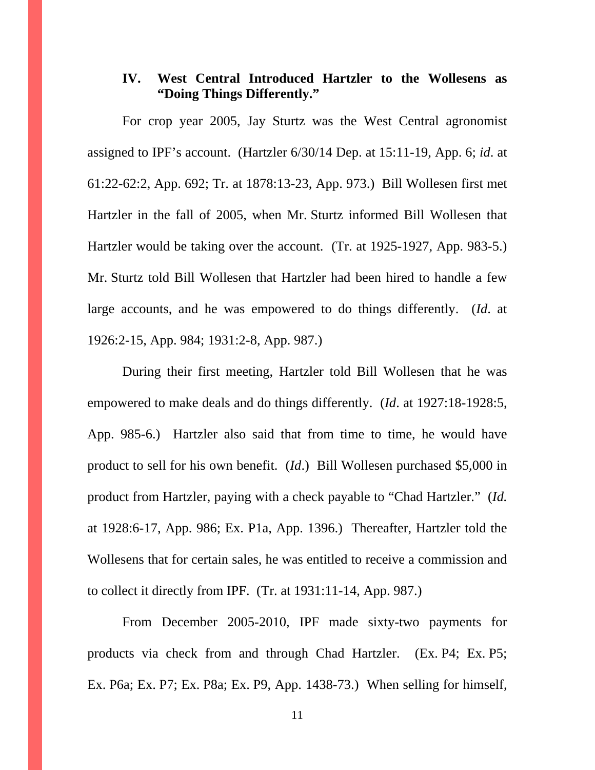## IV. West Central Introduced Hartzler to the Wollesens as "Doing Things Differently."

For crop year 2005, Jay Sturtz was the West Central agronomist assigned to IPF's account. (Hartzler 6/30/14 Dep. at 15:11-19, App. 6; *id*. at 61:22-62:2, App. 692; Tr. at 1878:13-23, App. 973.) Bill Wollesen first met Hartzler in the fall of 2005, when Mr. Sturtz informed Bill Wollesen that Hartzler would be taking over the account. (Tr. at 1925-1927, App. 983-5.) Mr. Sturtz told Bill Wollesen that Hartzler had been hired to handle a few large accounts, and he was empowered to do things differently. (*Id*. at 1926:2-15, App. 984; 1931:2-8, App. 987.)

During their first meeting, Hartzler told Bill Wollesen that he was empowered to make deals and do things differently. (*Id*. at 1927:18-1928:5, App. 985-6.) Hartzler also said that from time to time, he would have product to sell for his own benefit. (*Id*.) Bill Wollesen purchased $5,000 in product from Hartzler, paying with a check payable to "Chad Hartzler." (*Id.* at 1928:6-17, App. 986; Ex. P1a, App. 1396.) Thereafter, Hartzler told the Wollesens that for certain sales, he was entitled to receive a commission and to collect it directly from IPF. (Tr. at 1931:11-14, App. 987.)

From December 2005-2010, IPF made sixty-two payments for products via check from and through Chad Hartzler. (Ex. P4; Ex. P5; Ex. P6a; Ex. P7; Ex. P8a; Ex. P9, App. 1438-73.) When selling for himself,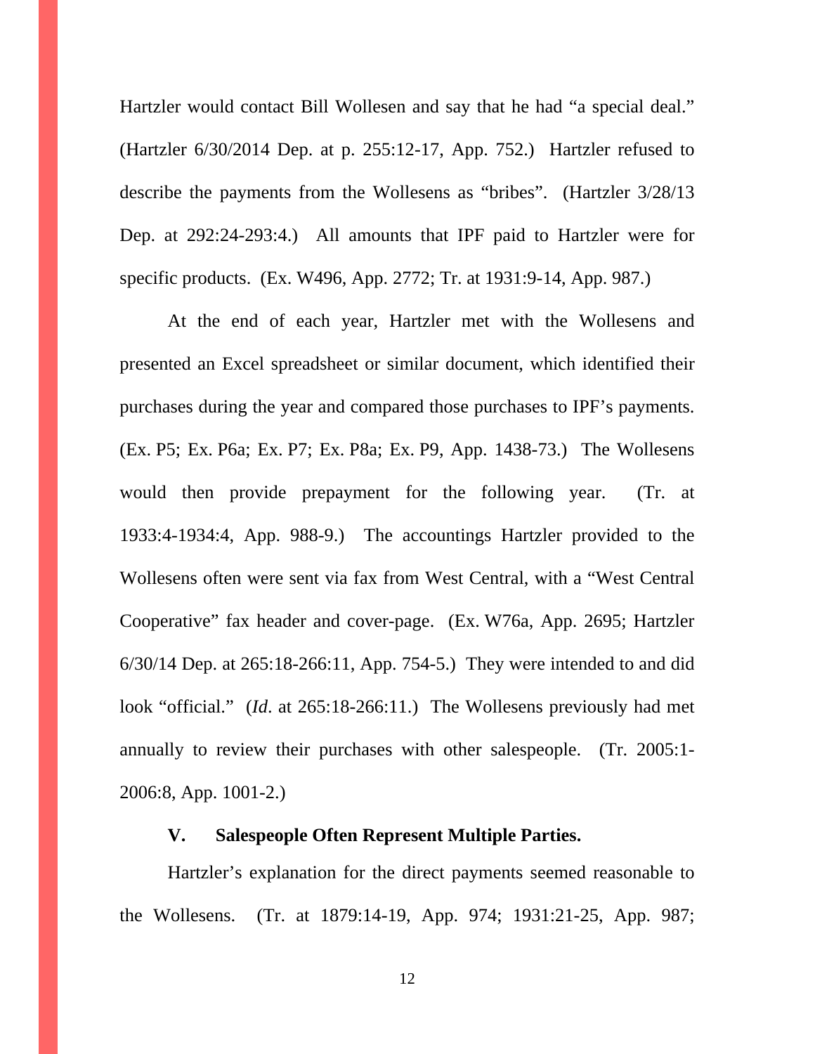Hartzler would contact Bill Wollesen and say that he had "a special deal." (Hartzler 6/30/2014 Dep. at p. 255:12-17, App. 752.) Hartzler refused to describe the payments from the Wollesens as "bribes". (Hartzler 3/28/13 Dep. at 292:24-293:4.) All amounts that IPF paid to Hartzler were for specific products. (Ex. W496, App. 2772; Tr. at 1931:9-14, App. 987.)

At the end of each year, Hartzler met with the Wollesens and presented an Excel spreadsheet or similar document, which identified their purchases during the year and compared those purchases to IPF's payments. (Ex. P5; Ex. P6a; Ex. P7; Ex. P8a; Ex. P9, App. 1438-73.) The Wollesens would then provide prepayment for the following year. (Tr. at 1933:4-1934:4, App. 988-9.) The accountings Hartzler provided to the Wollesens often were sent via fax from West Central, with a "West Central Cooperative" fax header and cover-page. (Ex. W76a, App. 2695; Hartzler 6/30/14 Dep. at 265:18-266:11, App. 754-5.) They were intended to and did look "official." (*Id*. at 265:18-266:11.) The Wollesens previously had met annually to review their purchases with other salespeople. (Tr. 2005:1-2006:8, App. 1001-2.)

## V. Salespeople Often Represent Multiple Parties.

Hartzler's explanation for the direct payments seemed reasonable to the Wollesens. (Tr. at 1879:14-19, App. 974; 1931:21-25, App. 987;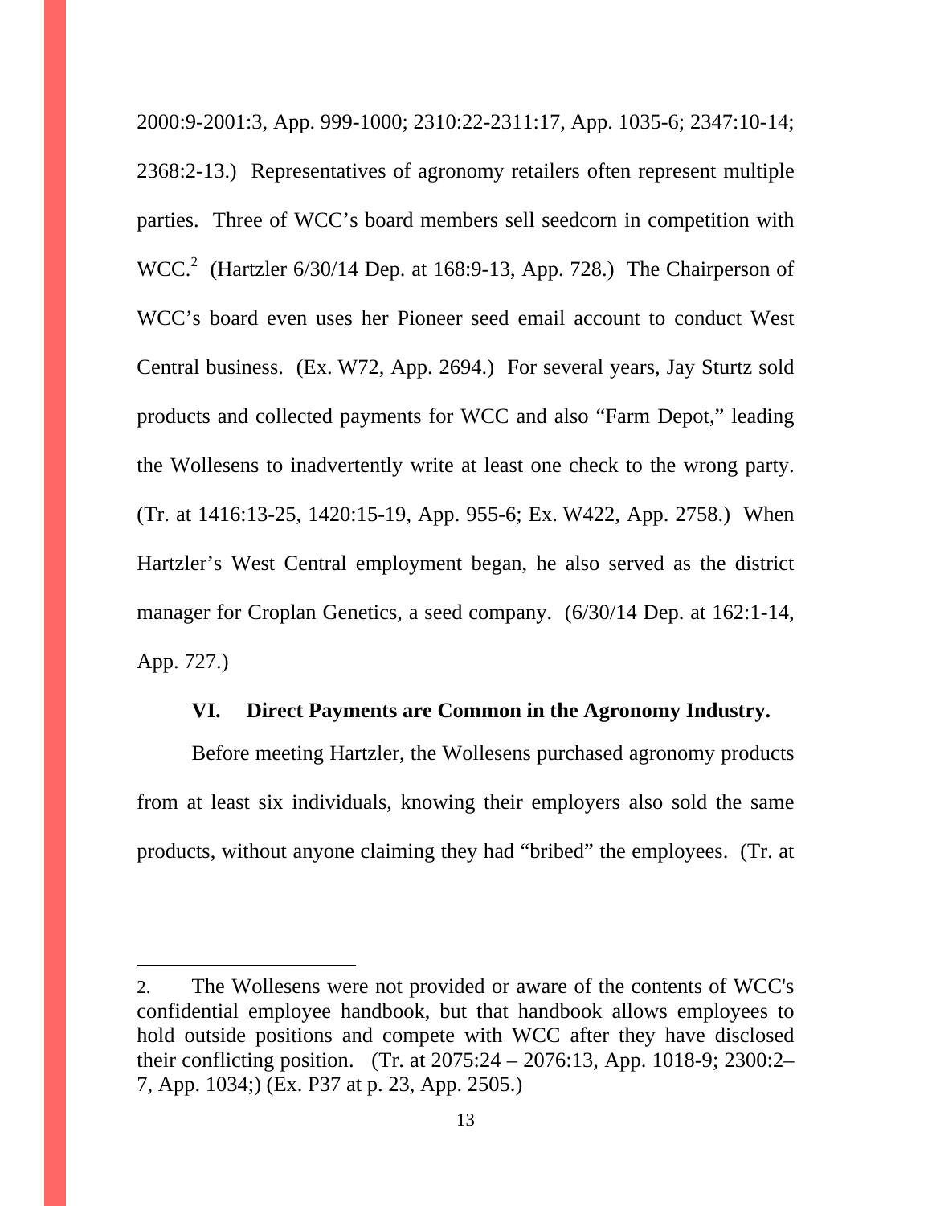2000:9-2001:3, App. 999-1000; 2310:22-2311:17, App. 1035-6; 2347:10-14; 2368:2-13.) Representatives of agronomy retailers often represent multiple parties. Three of WCC's board members sell seedcorn in competition with WCC.[2] (Hartzler 6/30/14 Dep. at 168:9-13, App. 728.) The Chairperson of WCC's board even uses her Pioneer seed email account to conduct West Central business. (Ex. W72, App. 2694.) For several years, Jay Sturtz sold products and collected payments for WCC and also "Farm Depot," leading the Wollesens to inadvertently write at least one check to the wrong party. (Tr. at 1416:13-25, 1420:15-19, App. 955-6; Ex. W422, App. 2758.) When Hartzler's West Central employment began, he also served as the district manager for Croplan Genetics, a seed company. (6/30/14 Dep. at 162:1-14, App. 727.)

## VI. Direct Payments are Common in the Agronomy Industry.

Before meeting Hartzler, the Wollesens purchased agronomy products from at least six individuals, knowing their employers also sold the same products, without anyone claiming they had "bribed" the employees. (Tr. at

---

2. The Wollesens were not provided or aware of the contents of WCC's confidential employee handbook, but that handbook allows employees to hold outside positions and compete with WCC after they have disclosed their conflicting position. (Tr. at 2075:24 – 2076:13, App. 1018-9; 2300:2–7, App. 1034;) (Ex. P37 at p. 23, App. 2505.)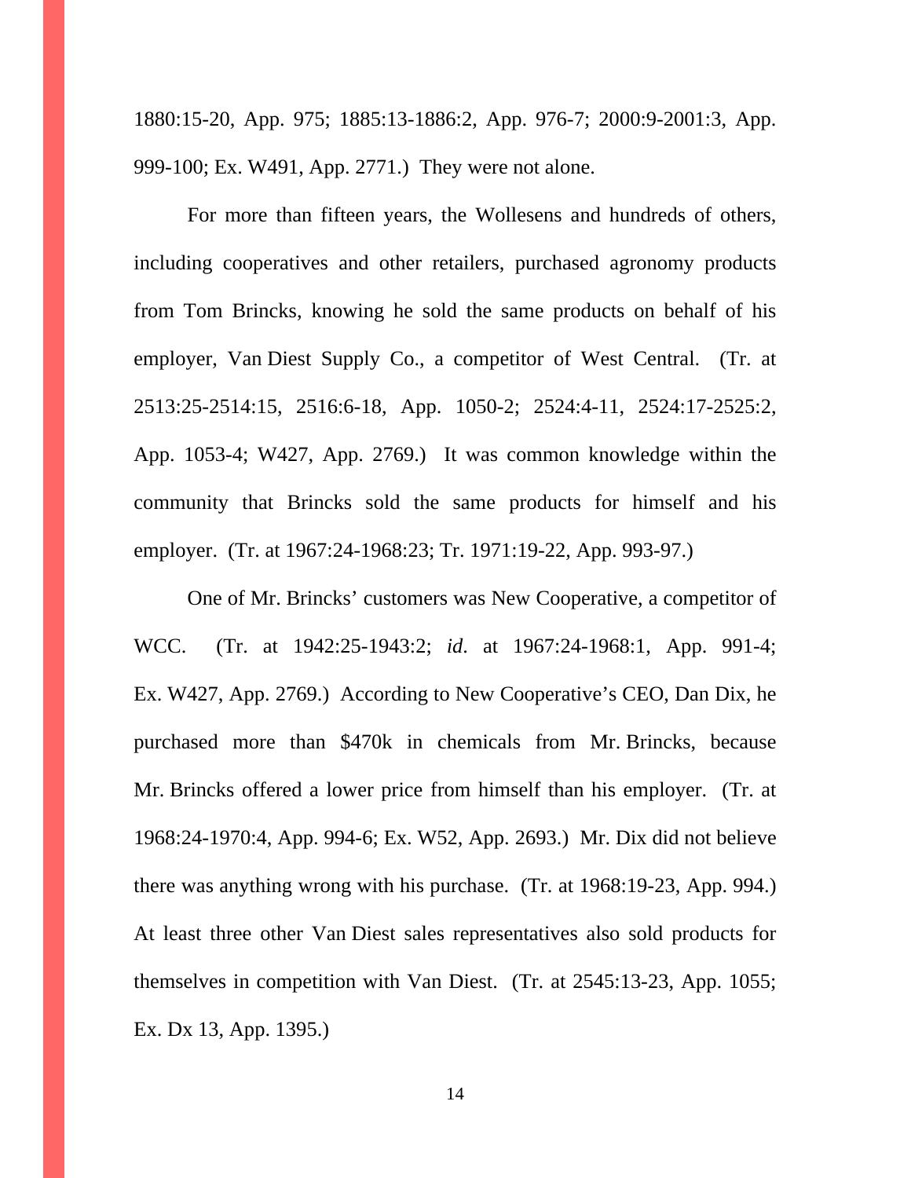1880:15-20, App. 975; 1885:13-1886:2, App. 976-7; 2000:9-2001:3, App. 999-100; Ex. W491, App. 2771.) They were not alone.

For more than fifteen years, the Wollesens and hundreds of others, including cooperatives and other retailers, purchased agronomy products from Tom Brincks, knowing he sold the same products on behalf of his employer, Van Diest Supply Co., a competitor of West Central. (Tr. at 2513:25-2514:15, 2516:6-18, App. 1050-2; 2524:4-11, 2524:17-2525:2, App. 1053-4; W427, App. 2769.) It was common knowledge within the community that Brincks sold the same products for himself and his employer. (Tr. at 1967:24-1968:23; Tr. 1971:19-22, App. 993-97.)

One of Mr. Brincks' customers was New Cooperative, a competitor of WCC. (Tr. at 1942:25-1943:2; *id*. at 1967:24-1968:1, App. 991-4; Ex. W427, App. 2769.) According to New Cooperative's CEO, Dan Dix, he purchased more than $470k in chemicals from Mr. Brincks, because Mr. Brincks offered a lower price from himself than his employer. (Tr. at 1968:24-1970:4, App. 994-6; Ex. W52, App. 2693.) Mr. Dix did not believe there was anything wrong with his purchase. (Tr. at 1968:19-23, App. 994.) At least three other Van Diest sales representatives also sold products for themselves in competition with Van Diest. (Tr. at 2545:13-23, App. 1055; Ex. Dx 13, App. 1395.)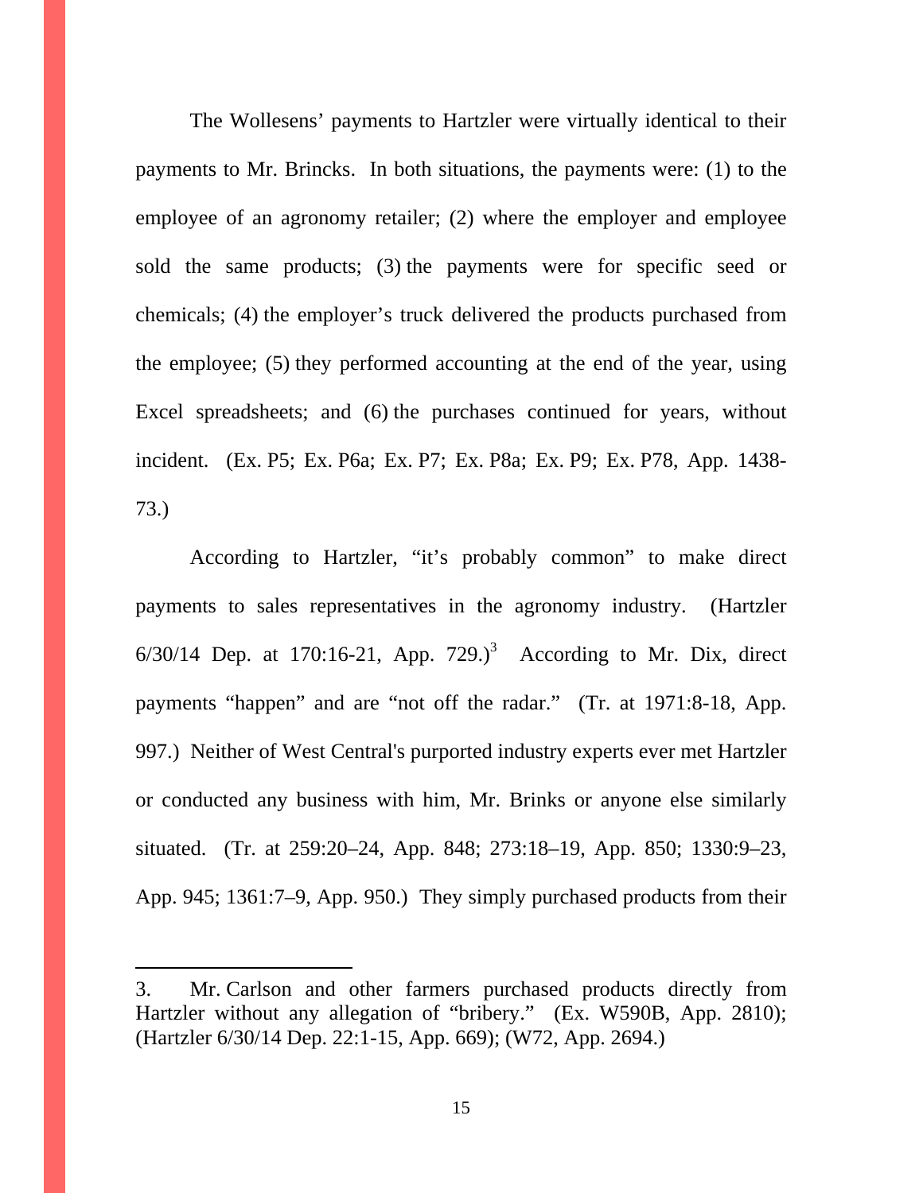The Wollesens' payments to Hartzler were virtually identical to their payments to Mr. Brincks. In both situations, the payments were: (1) to the employee of an agronomy retailer; (2) where the employer and employee sold the same products; (3) the payments were for specific seed or chemicals; (4) the employer's truck delivered the products purchased from the employee; (5) they performed accounting at the end of the year, using Excel spreadsheets; and (6) the purchases continued for years, without incident. (Ex. P5; Ex. P6a; Ex. P7; Ex. P8a; Ex. P9; Ex. P78, App. 1438-73.)

According to Hartzler, "it's probably common" to make direct payments to sales representatives in the agronomy industry. (Hartzler 6/30/14 Dep. at 170:16-21, App. 729.)[3] According to Mr. Dix, direct payments "happen" and are "not off the radar." (Tr. at 1971:8-18, App. 997.) Neither of West Central's purported industry experts ever met Hartzler or conducted any business with him, Mr. Brinks or anyone else similarly situated. (Tr. at 259:20–24, App. 848; 273:18–19, App. 850; 1330:9–23, App. 945; 1361:7–9, App. 950.) They simply purchased products from their

---

3. Mr. Carlson and other farmers purchased products directly from Hartzler without any allegation of "bribery." (Ex. W590B, App. 2810); (Hartzler 6/30/14 Dep. 22:1-15, App. 669); (W72, App. 2694.)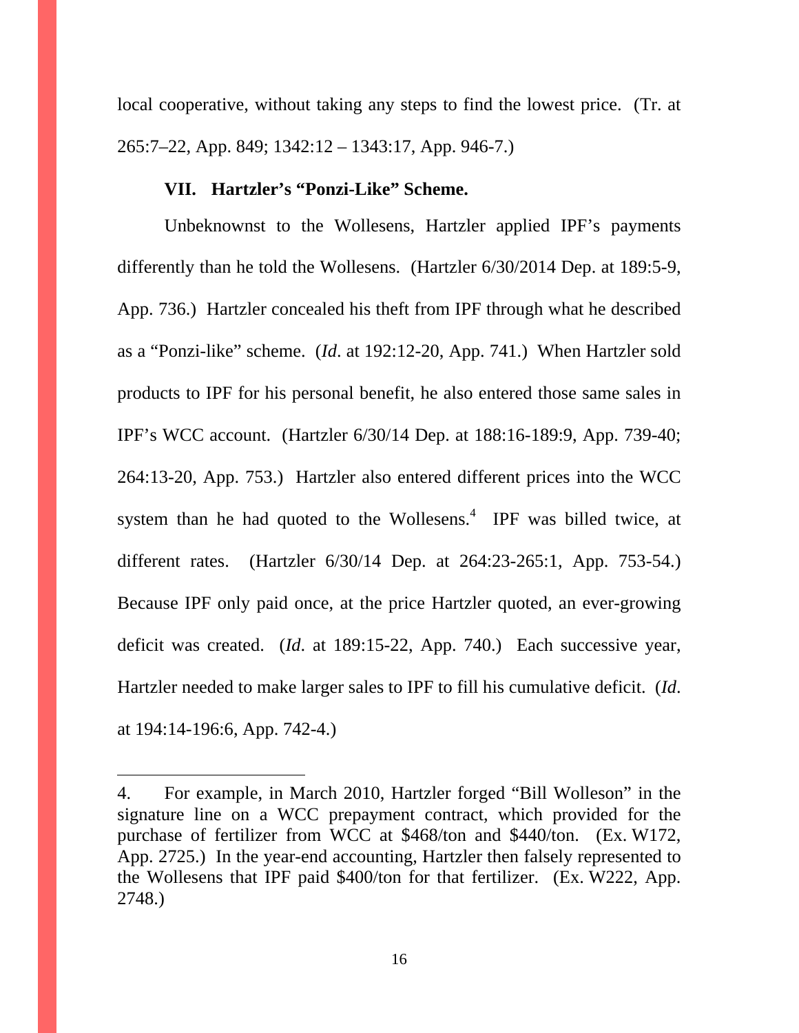local cooperative, without taking any steps to find the lowest price. (Tr. at 265:7–22, App. 849; 1342:12 – 1343:17, App. 946-7.)

### VII. Hartzler's "Ponzi-Like" Scheme.

Unbeknownst to the Wollesens, Hartzler applied IPF's payments differently than he told the Wollesens. (Hartzler 6/30/2014 Dep. at 189:5-9, App. 736.) Hartzler concealed his theft from IPF through what he described as a "Ponzi-like" scheme. (*Id*. at 192:12-20, App. 741.) When Hartzler sold products to IPF for his personal benefit, he also entered those same sales in IPF's WCC account. (Hartzler 6/30/14 Dep. at 188:16-189:9, App. 739-40; 264:13-20, App. 753.) Hartzler also entered different prices into the WCC system than he had quoted to the Wollesens.[4] IPF was billed twice, at different rates. (Hartzler 6/30/14 Dep. at 264:23-265:1, App. 753-54.) Because IPF only paid once, at the price Hartzler quoted, an ever-growing deficit was created. (*Id*. at 189:15-22, App. 740.) Each successive year, Hartzler needed to make larger sales to IPF to fill his cumulative deficit. (*Id*. at 194:14-196:6, App. 742-4.)

---

4. For example, in March 2010, Hartzler forged "Bill Wolleson" in the signature line on a WCC prepayment contract, which provided for the purchase of fertilizer from WCC at $468/ton and $440/ton. (Ex. W172, App. 2725.) In the year-end accounting, Hartzler then falsely represented to the Wollesens that IPF paid $400/ton for that fertilizer. (Ex. W222, App. 2748.)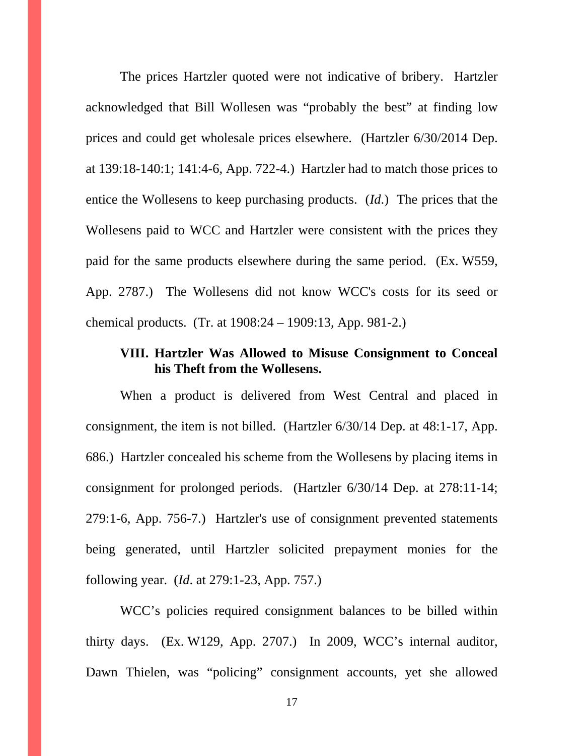The prices Hartzler quoted were not indicative of bribery. Hartzler acknowledged that Bill Wollesen was "probably the best" at finding low prices and could get wholesale prices elsewhere. (Hartzler 6/30/2014 Dep. at 139:18-140:1; 141:4-6, App. 722-4.) Hartzler had to match those prices to entice the Wollesens to keep purchasing products. (*Id.*) The prices that the Wollesens paid to WCC and Hartzler were consistent with the prices they paid for the same products elsewhere during the same period. (Ex. W559, App. 2787.) The Wollesens did not know WCC's costs for its seed or chemical products. (Tr. at 1908:24 – 1909:13, App. 981-2.)

### VIII. Hartzler Was Allowed to Misuse Consignment to Conceal his Theft from the Wollesens.

When a product is delivered from West Central and placed in consignment, the item is not billed. (Hartzler 6/30/14 Dep. at 48:1-17, App. 686.) Hartzler concealed his scheme from the Wollesens by placing items in consignment for prolonged periods. (Hartzler 6/30/14 Dep. at 278:11-14; 279:1-6, App. 756-7.) Hartzler's use of consignment prevented statements being generated, until Hartzler solicited prepayment monies for the following year. (*Id*. at 279:1-23, App. 757.)

WCC's policies required consignment balances to be billed within thirty days. (Ex. W129, App. 2707.) In 2009, WCC's internal auditor, Dawn Thielen, was "policing" consignment accounts, yet she allowed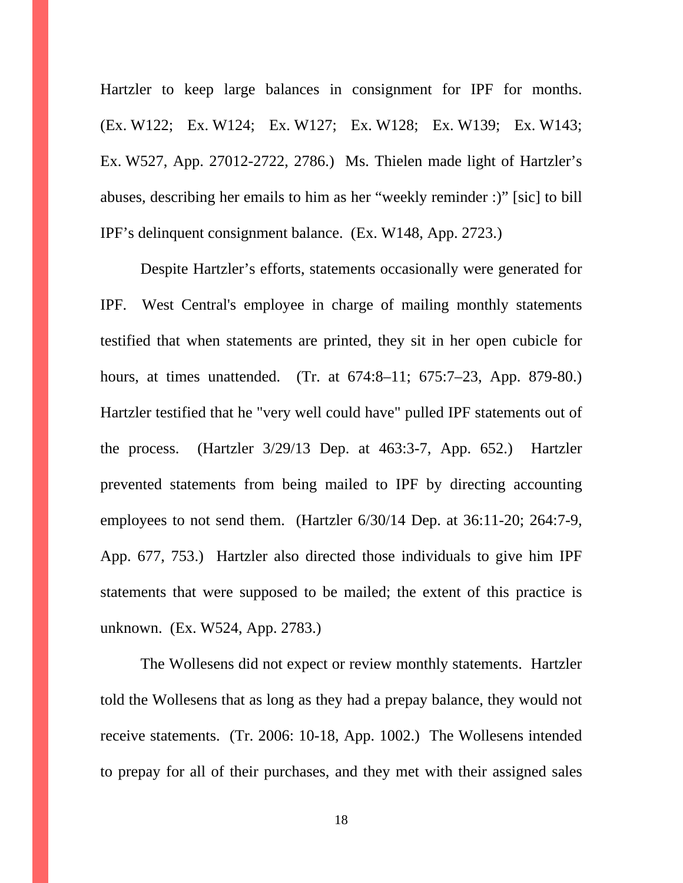Hartzler to keep large balances in consignment for IPF for months. (Ex. W122; Ex. W124; Ex. W127; Ex. W128; Ex. W139; Ex. W143; Ex. W527, App. 27012-2722, 2786.) Ms. Thielen made light of Hartzler's abuses, describing her emails to him as her "weekly reminder :)" [sic] to bill IPF's delinquent consignment balance. (Ex. W148, App. 2723.)

Despite Hartzler's efforts, statements occasionally were generated for IPF. West Central's employee in charge of mailing monthly statements testified that when statements are printed, they sit in her open cubicle for hours, at times unattended. (Tr. at 674:8–11; 675:7–23, App. 879-80.) Hartzler testified that he "very well could have" pulled IPF statements out of the process. (Hartzler 3/29/13 Dep. at 463:3-7, App. 652.) Hartzler prevented statements from being mailed to IPF by directing accounting employees to not send them. (Hartzler 6/30/14 Dep. at 36:11-20; 264:7-9, App. 677, 753.) Hartzler also directed those individuals to give him IPF statements that were supposed to be mailed; the extent of this practice is unknown. (Ex. W524, App. 2783.)

The Wollesens did not expect or review monthly statements. Hartzler told the Wollesens that as long as they had a prepay balance, they would not receive statements. (Tr. 2006: 10-18, App. 1002.) The Wollesens intended to prepay for all of their purchases, and they met with their assigned sales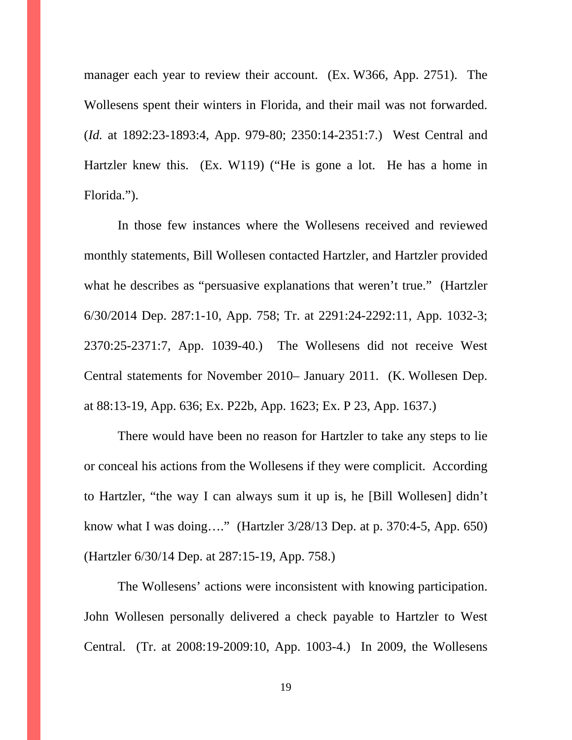manager each year to review their account. (Ex. W366, App. 2751). The Wollesens spent their winters in Florida, and their mail was not forwarded. (*Id.* at 1892:23-1893:4, App. 979-80; 2350:14-2351:7.) West Central and Hartzler knew this. (Ex. W119) ("He is gone a lot. He has a home in Florida.").

In those few instances where the Wollesens received and reviewed monthly statements, Bill Wollesen contacted Hartzler, and Hartzler provided what he describes as "persuasive explanations that weren't true." (Hartzler 6/30/2014 Dep. 287:1-10, App. 758; Tr. at 2291:24-2292:11, App. 1032-3; 2370:25-2371:7, App. 1039-40.) The Wollesens did not receive West Central statements for November 2010– January 2011. (K. Wollesen Dep. at 88:13-19, App. 636; Ex. P22b, App. 1623; Ex. P 23, App. 1637.)

There would have been no reason for Hartzler to take any steps to lie or conceal his actions from the Wollesens if they were complicit. According to Hartzler, "the way I can always sum it up is, he [Bill Wollesen] didn't know what I was doing…." (Hartzler 3/28/13 Dep. at p. 370:4-5, App. 650) (Hartzler 6/30/14 Dep. at 287:15-19, App. 758.)

The Wollesens' actions were inconsistent with knowing participation. John Wollesen personally delivered a check payable to Hartzler to West Central. (Tr. at 2008:19-2009:10, App. 1003-4.) In 2009, the Wollesens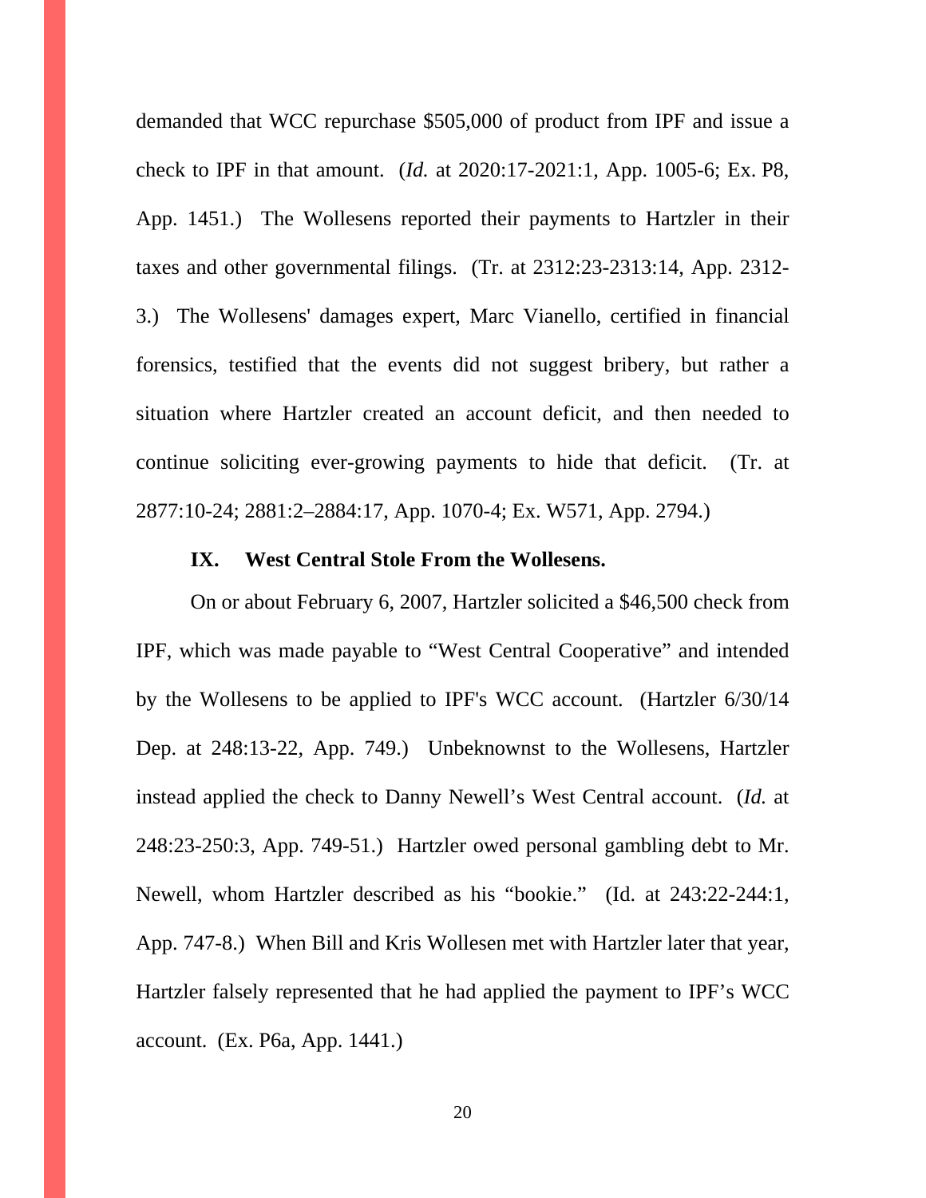demanded that WCC repurchase $505,000 of product from IPF and issue a check to IPF in that amount. (*Id.* at 2020:17-2021:1, App. 1005-6; Ex. P8, App. 1451.) The Wollesens reported their payments to Hartzler in their taxes and other governmental filings. (Tr. at 2312:23-2313:14, App. 2312-3.) The Wollesens' damages expert, Marc Vianello, certified in financial forensics, testified that the events did not suggest bribery, but rather a situation where Hartzler created an account deficit, and then needed to continue soliciting ever-growing payments to hide that deficit. (Tr. at 2877:10-24; 2881:2–2884:17, App. 1070-4; Ex. W571, App. 2794.)

## IX. West Central Stole From the Wollesens.

On or about February 6, 2007, Hartzler solicited a $46,500 check from IPF, which was made payable to "West Central Cooperative" and intended by the Wollesens to be applied to IPF's WCC account. (Hartzler 6/30/14 Dep. at 248:13-22, App. 749.) Unbeknownst to the Wollesens, Hartzler instead applied the check to Danny Newell's West Central account. (*Id.* at 248:23-250:3, App. 749-51.) Hartzler owed personal gambling debt to Mr. Newell, whom Hartzler described as his "bookie." (Id. at 243:22-244:1, App. 747-8.) When Bill and Kris Wollesen met with Hartzler later that year, Hartzler falsely represented that he had applied the payment to IPF's WCC account. (Ex. P6a, App. 1441.)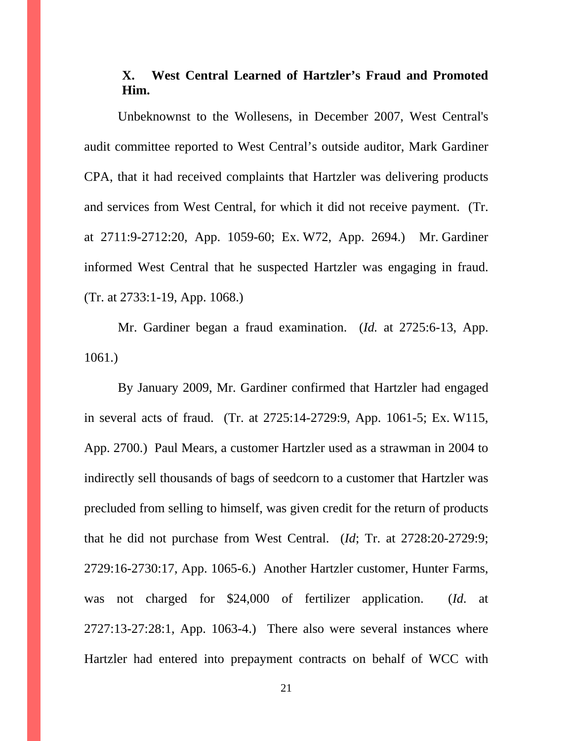### X. West Central Learned of Hartzler's Fraud and Promoted Him.

Unbeknownst to the Wollesens, in December 2007, West Central's audit committee reported to West Central's outside auditor, Mark Gardiner CPA, that it had received complaints that Hartzler was delivering products and services from West Central, for which it did not receive payment. (Tr. at 2711:9-2712:20, App. 1059-60; Ex. W72, App. 2694.) Mr. Gardiner informed West Central that he suspected Hartzler was engaging in fraud. (Tr. at 2733:1-19, App. 1068.)

Mr. Gardiner began a fraud examination. (*Id.* at 2725:6-13, App. 1061.)

By January 2009, Mr. Gardiner confirmed that Hartzler had engaged in several acts of fraud. (Tr. at 2725:14-2729:9, App. 1061-5; Ex. W115, App. 2700.) Paul Mears, a customer Hartzler used as a strawman in 2004 to indirectly sell thousands of bags of seedcorn to a customer that Hartzler was precluded from selling to himself, was given credit for the return of products that he did not purchase from West Central. (*Id*; Tr. at 2728:20-2729:9; 2729:16-2730:17, App. 1065-6.) Another Hartzler customer, Hunter Farms, was not charged for $24,000 of fertilizer application. (*Id.* at 2727:13-27:28:1, App. 1063-4.) There also were several instances where Hartzler had entered into prepayment contracts on behalf of WCC with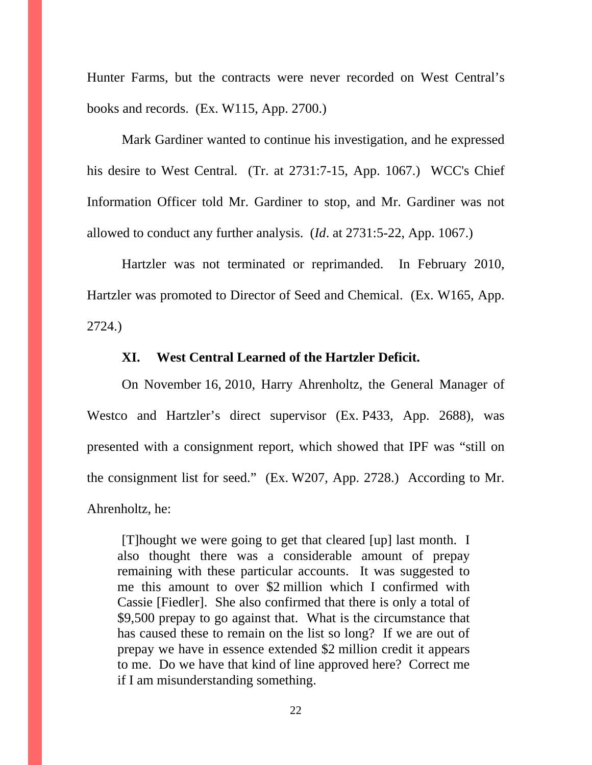Hunter Farms, but the contracts were never recorded on West Central's books and records. (Ex. W115, App. 2700.)

Mark Gardiner wanted to continue his investigation, and he expressed his desire to West Central. (Tr. at 2731:7-15, App. 1067.) WCC's Chief Information Officer told Mr. Gardiner to stop, and Mr. Gardiner was not allowed to conduct any further analysis. (*Id*. at 2731:5-22, App. 1067.)

Hartzler was not terminated or reprimanded. In February 2010, Hartzler was promoted to Director of Seed and Chemical. (Ex. W165, App. 2724.)

### XI. West Central Learned of the Hartzler Deficit.

On November 16, 2010, Harry Ahrenholtz, the General Manager of Westco and Hartzler's direct supervisor (Ex. P433, App. 2688), was presented with a consignment report, which showed that IPF was "still on the consignment list for seed." (Ex. W207, App. 2728.) According to Mr. Ahrenholtz, he:

> [T]hought we were going to get that cleared [up] last month. I also thought there was a considerable amount of prepay remaining with these particular accounts. It was suggested to me this amount to over $2 million which I confirmed with Cassie [Fiedler]. She also confirmed that there is only a total of $9,500 prepay to go against that. What is the circumstance that has caused these to remain on the list so long? If we are out of prepay we have in essence extended $2 million credit it appears to me. Do we have that kind of line approved here? Correct me if I am misunderstanding something.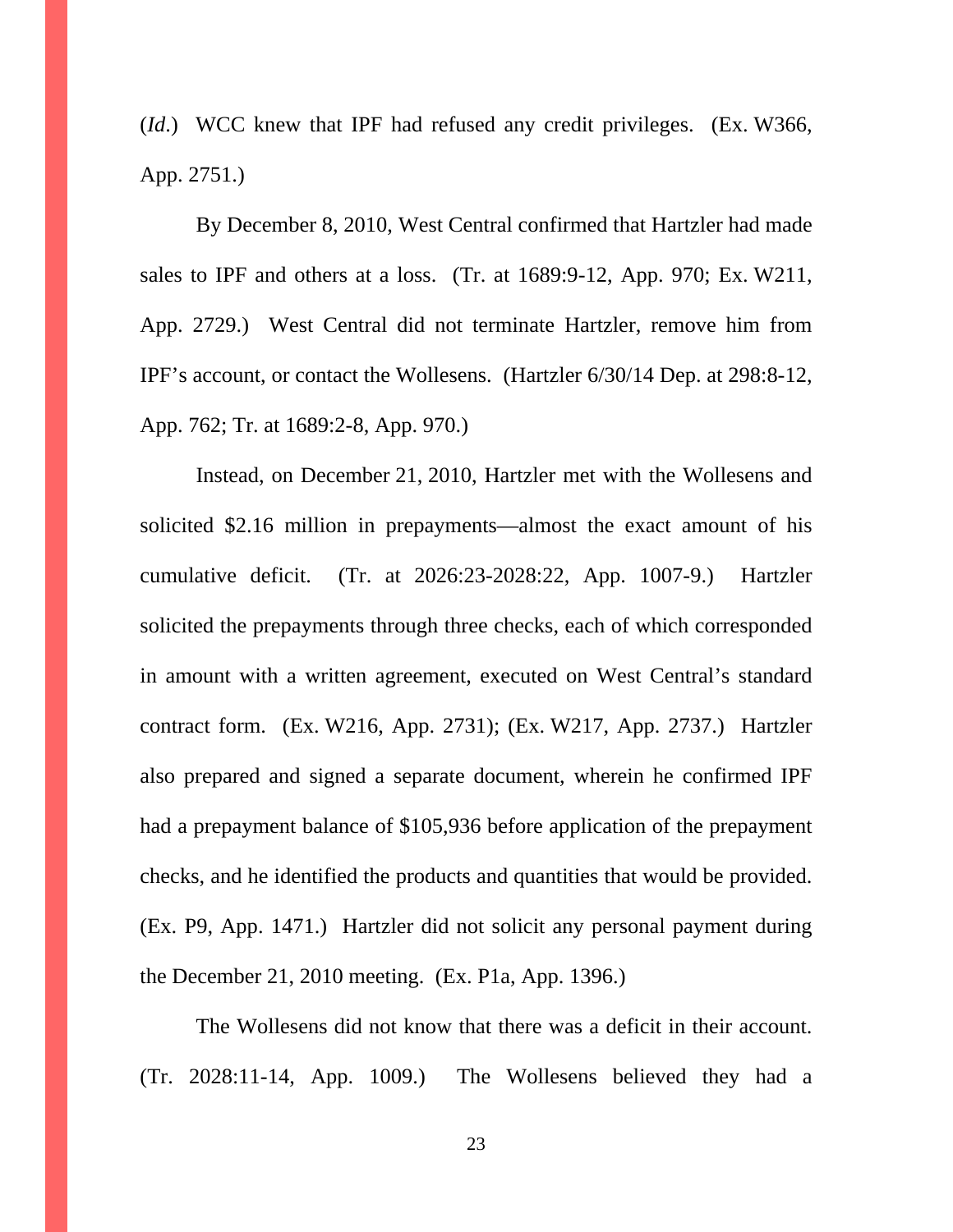(*Id.*) WCC knew that IPF had refused any credit privileges. (Ex. W366, App. 2751.)

By December 8, 2010, West Central confirmed that Hartzler had made sales to IPF and others at a loss. (Tr. at 1689:9-12, App. 970; Ex. W211, App. 2729.) West Central did not terminate Hartzler, remove him from IPF's account, or contact the Wollesens. (Hartzler 6/30/14 Dep. at 298:8-12, App. 762; Tr. at 1689:2-8, App. 970.)

Instead, on December 21, 2010, Hartzler met with the Wollesens and solicited $2.16 million in prepayments—almost the exact amount of his cumulative deficit. (Tr. at 2026:23-2028:22, App. 1007-9.) Hartzler solicited the prepayments through three checks, each of which corresponded in amount with a written agreement, executed on West Central's standard contract form. (Ex. W216, App. 2731); (Ex. W217, App. 2737.) Hartzler also prepared and signed a separate document, wherein he confirmed IPF had a prepayment balance of $105,936 before application of the prepayment checks, and he identified the products and quantities that would be provided. (Ex. P9, App. 1471.) Hartzler did not solicit any personal payment during the December 21, 2010 meeting. (Ex. P1a, App. 1396.)

The Wollesens did not know that there was a deficit in their account. (Tr. 2028:11-14, App. 1009.) The Wollesens believed they had a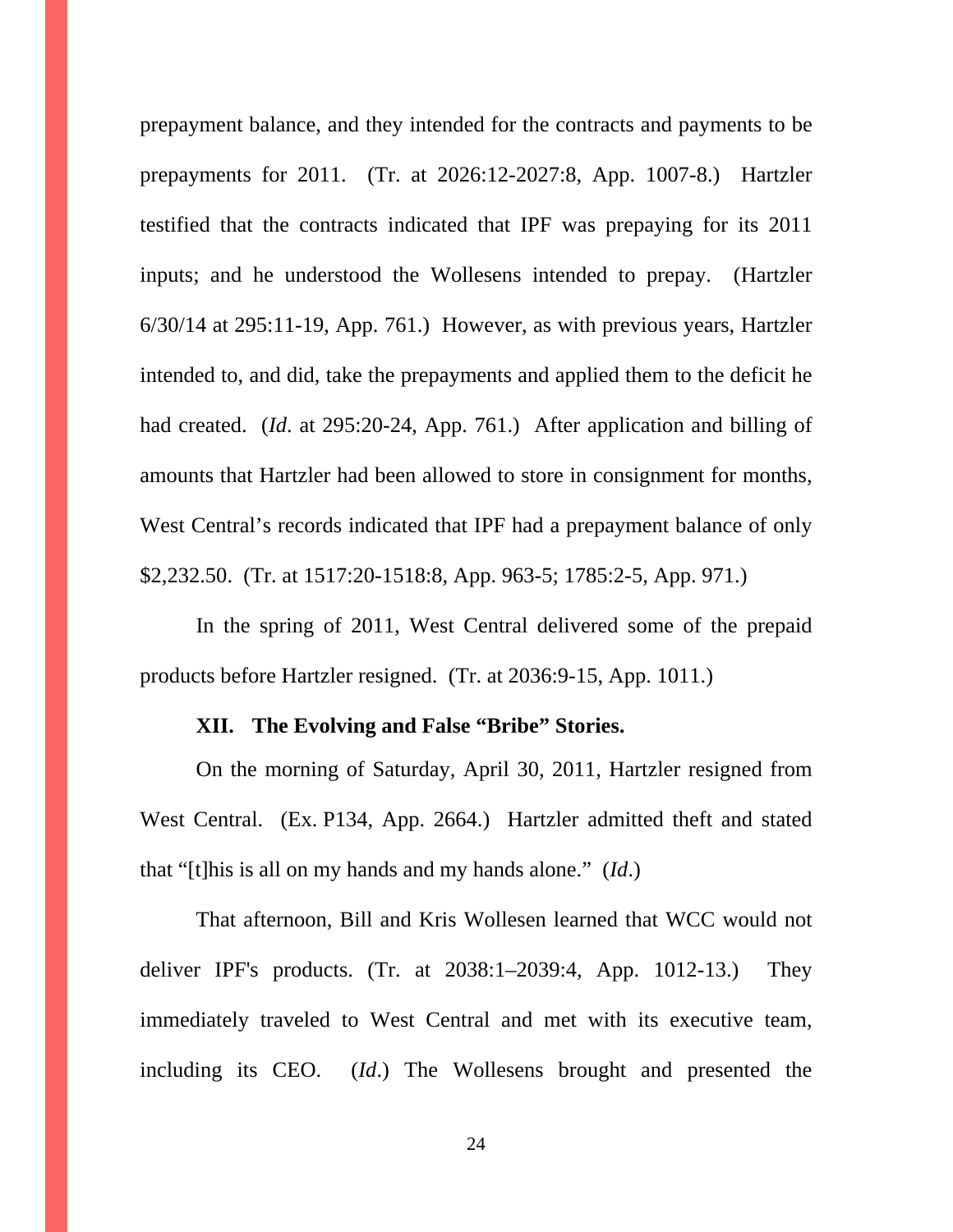prepayment balance, and they intended for the contracts and payments to be prepayments for 2011. (Tr. at 2026:12-2027:8, App. 1007-8.) Hartzler testified that the contracts indicated that IPF was prepaying for its 2011 inputs; and he understood the Wollesens intended to prepay. (Hartzler 6/30/14 at 295:11-19, App. 761.) However, as with previous years, Hartzler intended to, and did, take the prepayments and applied them to the deficit he had created. (*Id*. at 295:20-24, App. 761.) After application and billing of amounts that Hartzler had been allowed to store in consignment for months, West Central's records indicated that IPF had a prepayment balance of only $2,232.50. (Tr. at 1517:20-1518:8, App. 963-5; 1785:2-5, App. 971.)

In the spring of 2011, West Central delivered some of the prepaid products before Hartzler resigned. (Tr. at 2036:9-15, App. 1011.)

### XII. The Evolving and False "Bribe" Stories.

On the morning of Saturday, April 30, 2011, Hartzler resigned from West Central. (Ex. P134, App. 2664.) Hartzler admitted theft and stated that "[t]his is all on my hands and my hands alone." (*Id*.)

That afternoon, Bill and Kris Wollesen learned that WCC would not deliver IPF's products. (Tr. at 2038:1–2039:4, App. 1012-13.) They immediately traveled to West Central and met with its executive team, including its CEO. (*Id*.) The Wollesens brought and presented the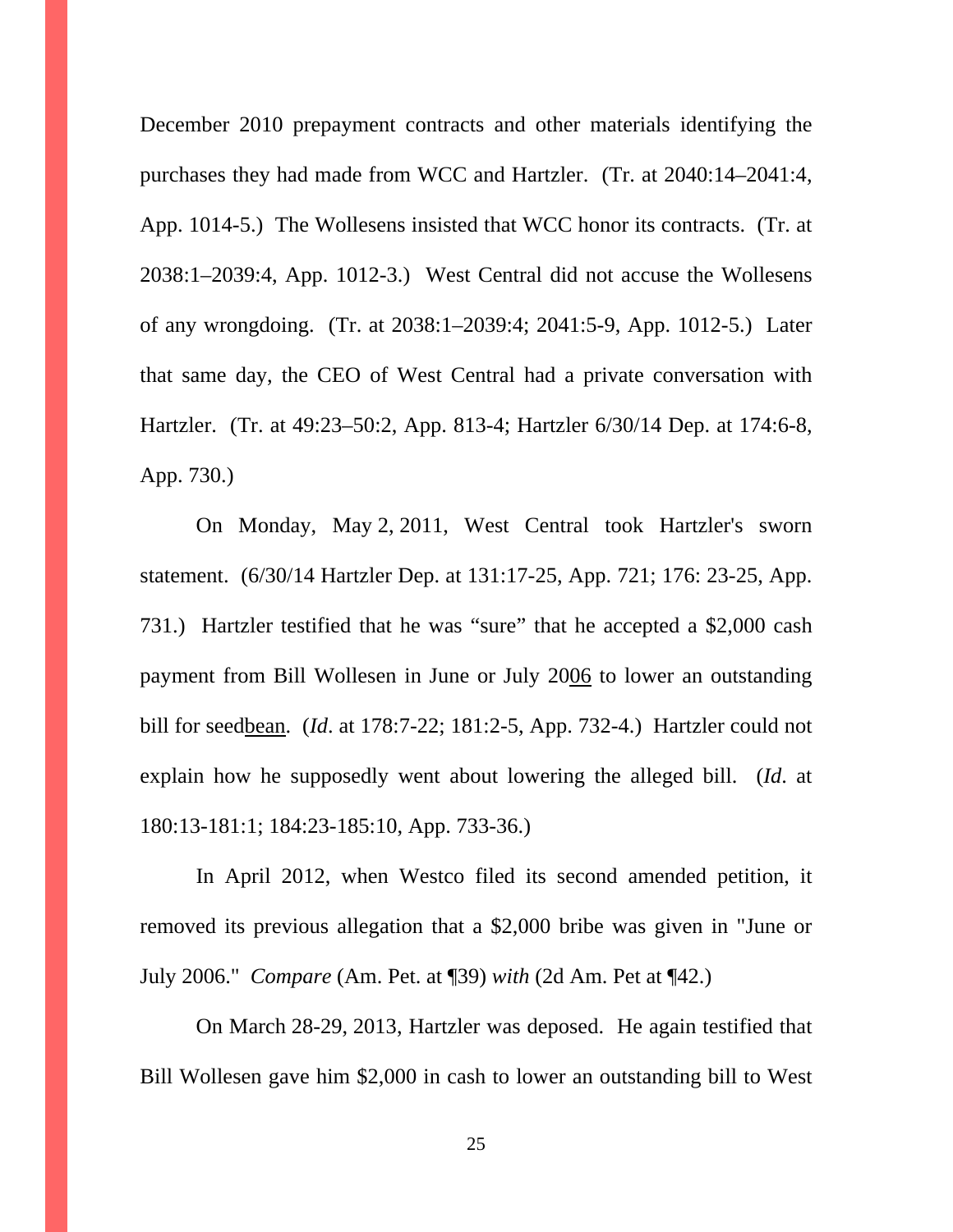December 2010 prepayment contracts and other materials identifying the purchases they had made from WCC and Hartzler. (Tr. at 2040:14–2041:4, App. 1014-5.) The Wollesens insisted that WCC honor its contracts. (Tr. at 2038:1–2039:4, App. 1012-3.) West Central did not accuse the Wollesens of any wrongdoing. (Tr. at 2038:1–2039:4; 2041:5-9, App. 1012-5.) Later that same day, the CEO of West Central had a private conversation with Hartzler. (Tr. at 49:23–50:2, App. 813-4; Hartzler 6/30/14 Dep. at 174:6-8, App. 730.)

On Monday, May 2, 2011, West Central took Hartzler's sworn statement. (6/30/14 Hartzler Dep. at 131:17-25, App. 721; 176: 23-25, App. 731.) Hartzler testified that he was "sure" that he accepted a $2,000 cash payment from Bill Wollesen in June or July 20<u>06</u> to lower an outstanding bill for seed<u>bean</u>. (*Id*. at 178:7-22; 181:2-5, App. 732-4.) Hartzler could not explain how he supposedly went about lowering the alleged bill. (*Id*. at 180:13-181:1; 184:23-185:10, App. 733-36.)

In April 2012, when Westco filed its second amended petition, it removed its previous allegation that a $2,000 bribe was given in "June or July 2006." *Compare* (Am. Pet. at ¶39) *with* (2d Am. Pet at ¶42.)

On March 28-29, 2013, Hartzler was deposed. He again testified that Bill Wollesen gave him $2,000 in cash to lower an outstanding bill to West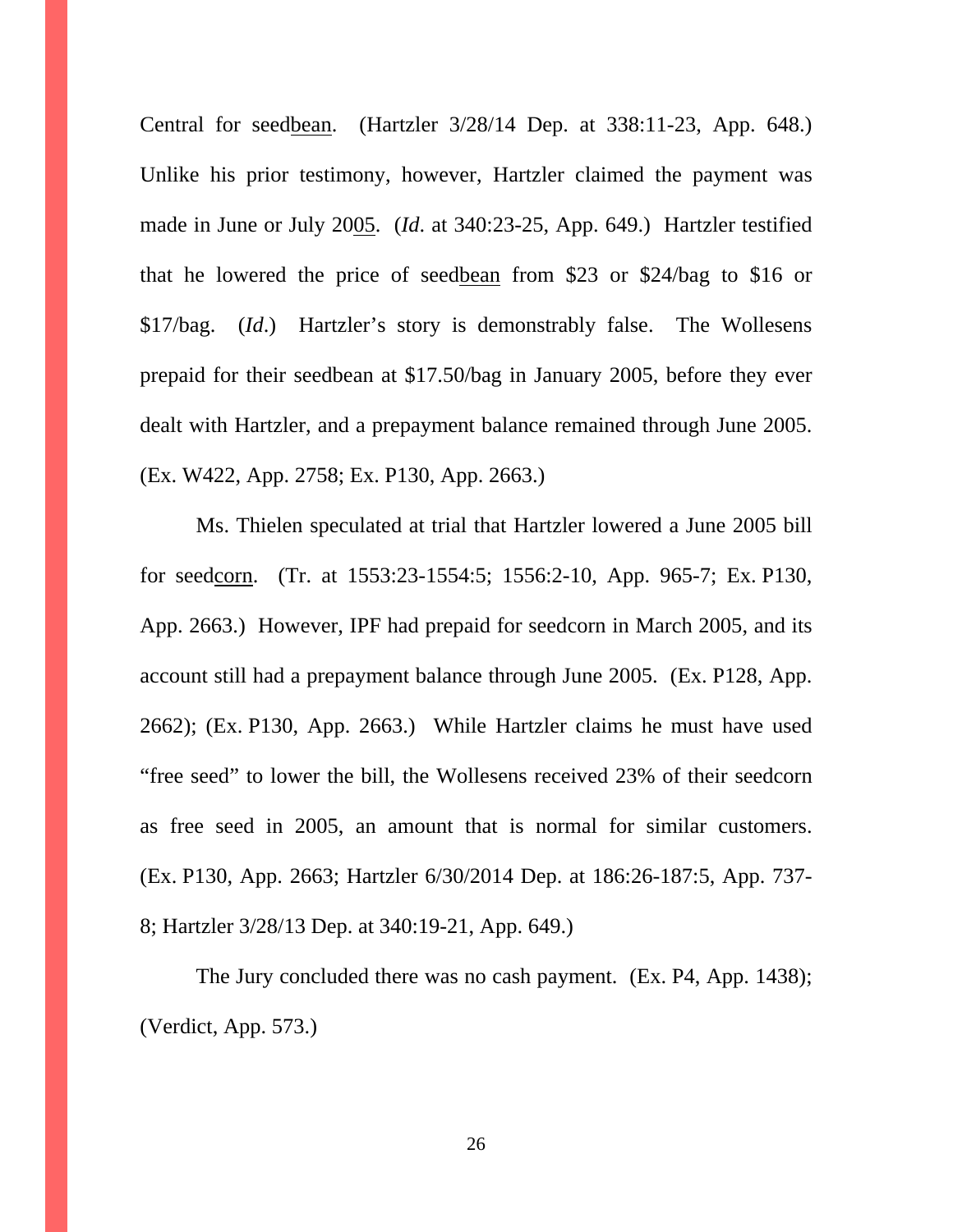Central for seed<u>bean</u>. (Hartzler 3/28/14 Dep. at 338:11-23, App. 648.) Unlike his prior testimony, however, Hartzler claimed the payment was made in June or July 20<u>05</u>. (*Id*. at 340:23-25, App. 649.) Hartzler testified that he lowered the price of seed<u>bean</u> from $23 or $24/bag to $16 or $17/bag. (*Id*.) Hartzler's story is demonstrably false. The Wollesens prepaid for their seedbean at $17.50/bag in January 2005, before they ever dealt with Hartzler, and a prepayment balance remained through June 2005. (Ex. W422, App. 2758; Ex. P130, App. 2663.)

Ms. Thielen speculated at trial that Hartzler lowered a June 2005 bill for seed<u>corn</u>. (Tr. at 1553:23-1554:5; 1556:2-10, App. 965-7; Ex. P130, App. 2663.) However, IPF had prepaid for seedcorn in March 2005, and its account still had a prepayment balance through June 2005. (Ex. P128, App. 2662); (Ex. P130, App. 2663.) While Hartzler claims he must have used "free seed" to lower the bill, the Wollesens received 23% of their seedcorn as free seed in 2005, an amount that is normal for similar customers. (Ex. P130, App. 2663; Hartzler 6/30/2014 Dep. at 186:26-187:5, App. 737-8; Hartzler 3/28/13 Dep. at 340:19-21, App. 649.)

The Jury concluded there was no cash payment. (Ex. P4, App. 1438); (Verdict, App. 573.)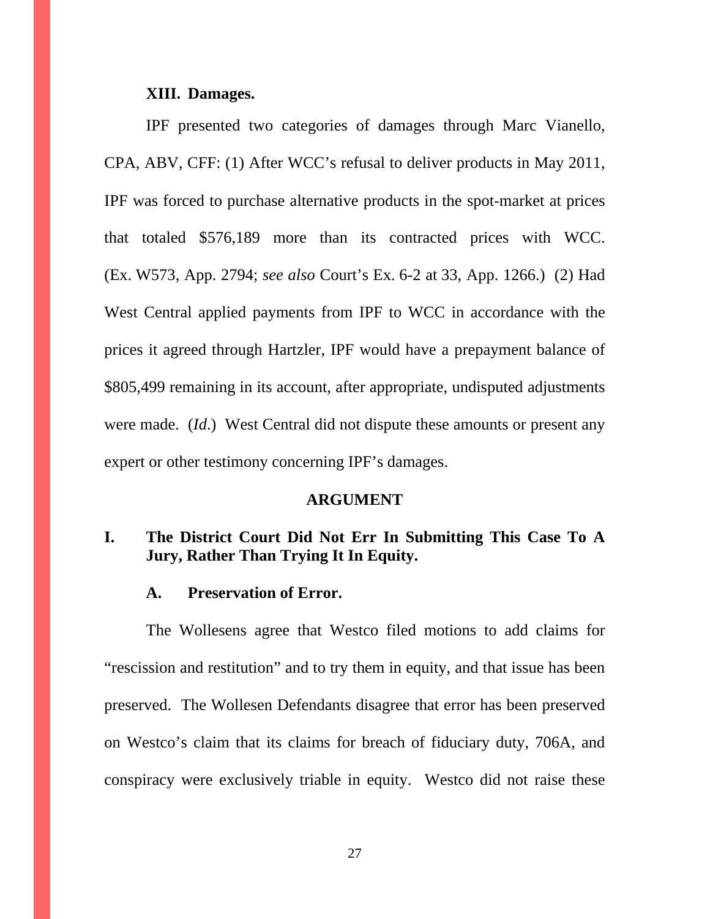### XIII. Damages.

IPF presented two categories of damages through Marc Vianello, CPA, ABV, CFF: (1) After WCC's refusal to deliver products in May 2011, IPF was forced to purchase alternative products in the spot-market at prices that totaled $576,189 more than its contracted prices with WCC. (Ex. W573, App. 2794; *see also* Court's Ex. 6-2 at 33, App. 1266.) (2) Had West Central applied payments from IPF to WCC in accordance with the prices it agreed through Hartzler, IPF would have a prepayment balance of $805,499 remaining in its account, after appropriate, undisputed adjustments were made. (*Id*.) West Central did not dispute these amounts or present any expert or other testimony concerning IPF's damages.

## ARGUMENT

### I. The District Court Did Not Err In Submitting This Case To A Jury, Rather Than Trying It In Equity.

#### A. Preservation of Error.

The Wollesens agree that Westco filed motions to add claims for "rescission and restitution" and to try them in equity, and that issue has been preserved. The Wollesen Defendants disagree that error has been preserved on Westco's claim that its claims for breach of fiduciary duty, 706A, and conspiracy were exclusively triable in equity. Westco did not raise these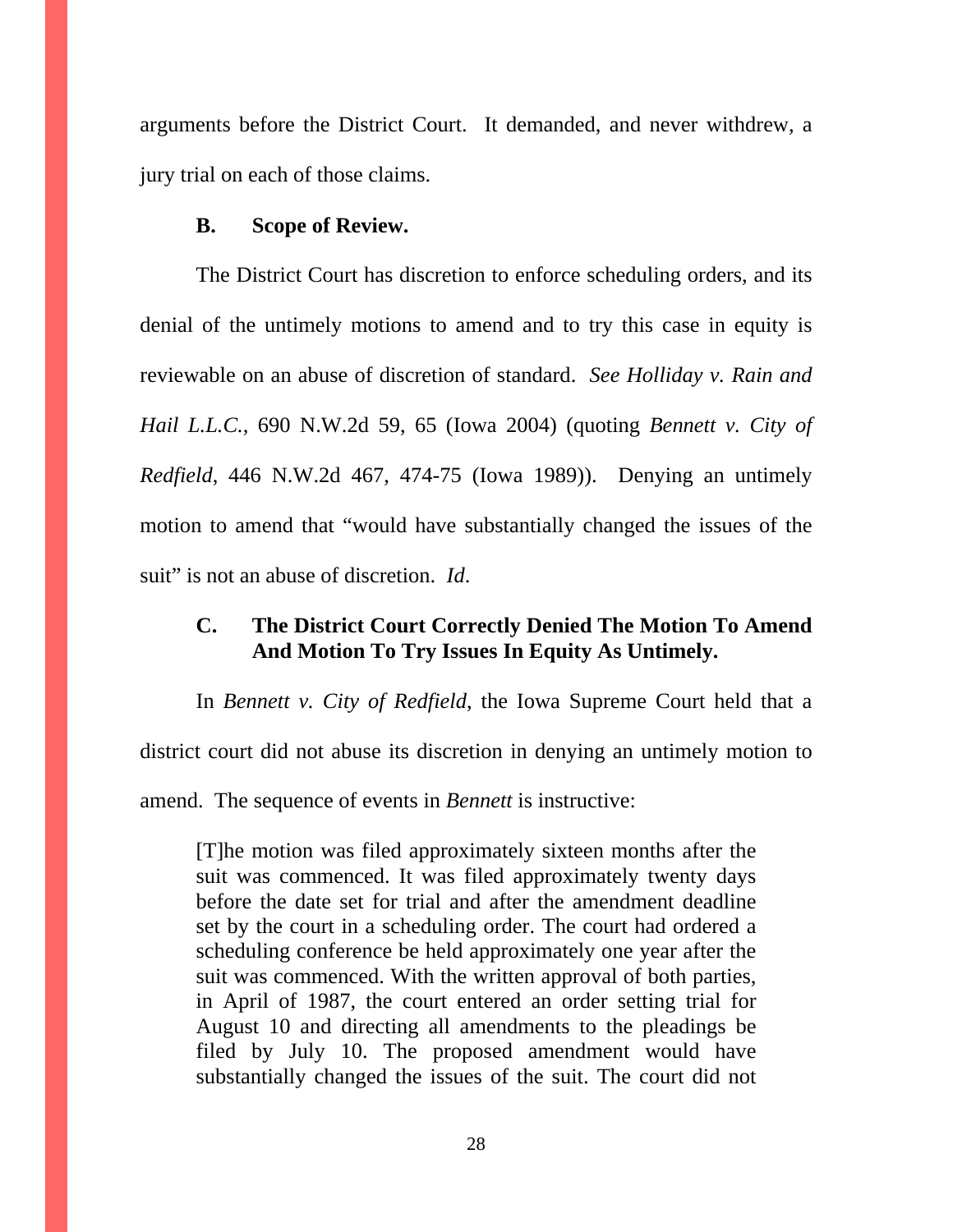arguments before the District Court. It demanded, and never withdrew, a jury trial on each of those claims.

### B. Scope of Review.

The District Court has discretion to enforce scheduling orders, and its denial of the untimely motions to amend and to try this case in equity is reviewable on an abuse of discretion of standard. *See Holliday v. Rain and Hail L.L.C.*, 690 N.W.2d 59, 65 (Iowa 2004) (quoting *Bennett v. City of Redfield*, 446 N.W.2d 467, 474-75 (Iowa 1989)). Denying an untimely motion to amend that "would have substantially changed the issues of the suit" is not an abuse of discretion. *Id*.

### C. The District Court Correctly Denied The Motion To Amend And Motion To Try Issues In Equity As Untimely.

In *Bennett v. City of Redfield*, the Iowa Supreme Court held that a district court did not abuse its discretion in denying an untimely motion to amend. The sequence of events in *Bennett* is instructive:

> [T]he motion was filed approximately sixteen months after the suit was commenced. It was filed approximately twenty days before the date set for trial and after the amendment deadline set by the court in a scheduling order. The court had ordered a scheduling conference be held approximately one year after the suit was commenced. With the written approval of both parties, in April of 1987, the court entered an order setting trial for August 10 and directing all amendments to the pleadings be filed by July 10. The proposed amendment would have substantially changed the issues of the suit. The court did not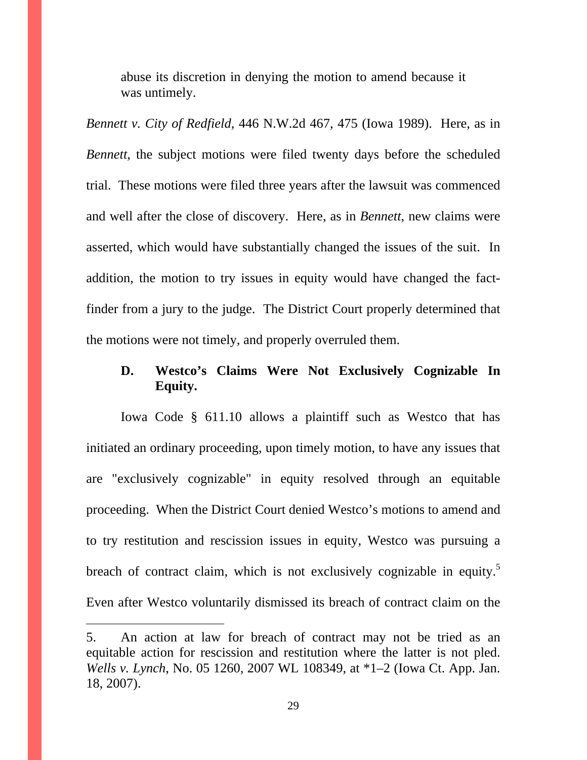abuse its discretion in denying the motion to amend because it was untimely.

*Bennett v. City of Redfield*, 446 N.W.2d 467, 475 (Iowa 1989). Here, as in *Bennett*, the subject motions were filed twenty days before the scheduled trial. These motions were filed three years after the lawsuit was commenced and well after the close of discovery. Here, as in *Bennett*, new claims were asserted, which would have substantially changed the issues of the suit. In addition, the motion to try issues in equity would have changed the fact-finder from a jury to the judge. The District Court properly determined that the motions were not timely, and properly overruled them.

### D. Westco's Claims Were Not Exclusively Cognizable In Equity.

Iowa Code § 611.10 allows a plaintiff such as Westco that has initiated an ordinary proceeding, upon timely motion, to have any issues that are "exclusively cognizable" in equity resolved through an equitable proceeding. When the District Court denied Westco's motions to amend and to try restitution and rescission issues in equity, Westco was pursuing a breach of contract claim, which is not exclusively cognizable in equity.[5] Even after Westco voluntarily dismissed its breach of contract claim on the

5. An action at law for breach of contract may not be tried as an equitable action for rescission and restitution where the latter is not pled. *Wells v. Lynch*, No. 05 1260, 2007 WL 108349, at *1–2 (Iowa Ct. App. Jan. 18, 2007).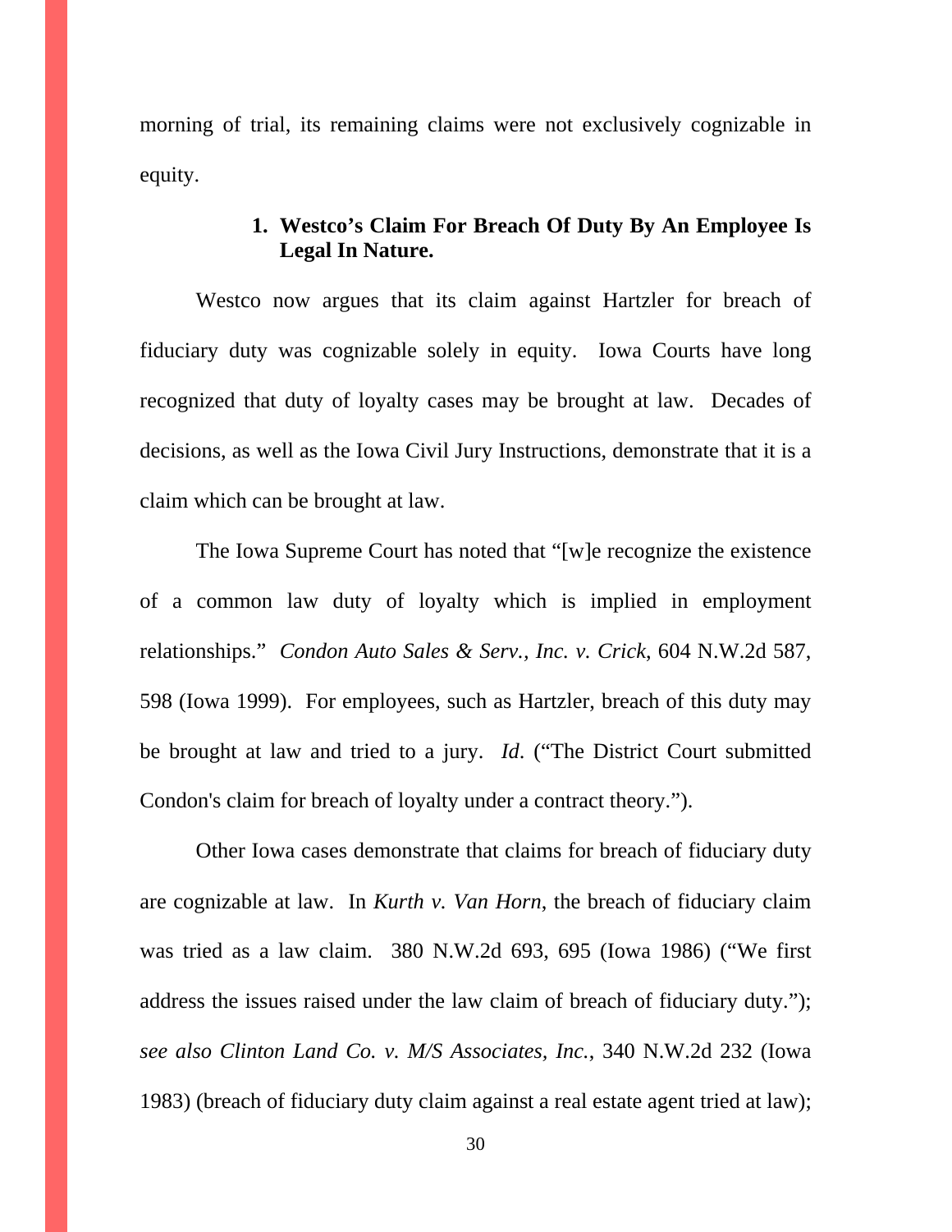morning of trial, its remaining claims were not exclusively cognizable in equity.

### 1. Westco's Claim For Breach Of Duty By An Employee Is Legal In Nature.

Westco now argues that its claim against Hartzler for breach of fiduciary duty was cognizable solely in equity. Iowa Courts have long recognized that duty of loyalty cases may be brought at law. Decades of decisions, as well as the Iowa Civil Jury Instructions, demonstrate that it is a claim which can be brought at law.

The Iowa Supreme Court has noted that "[w]e recognize the existence of a common law duty of loyalty which is implied in employment relationships." *Condon Auto Sales & Serv., Inc. v. Crick*, 604 N.W.2d 587, 598 (Iowa 1999). For employees, such as Hartzler, breach of this duty may be brought at law and tried to a jury. *Id*. ("The District Court submitted Condon's claim for breach of loyalty under a contract theory.").

Other Iowa cases demonstrate that claims for breach of fiduciary duty are cognizable at law. In *Kurth v. Van Horn*, the breach of fiduciary claim was tried as a law claim. 380 N.W.2d 693, 695 (Iowa 1986) ("We first address the issues raised under the law claim of breach of fiduciary duty."); *see also Clinton Land Co. v. M/S Associates, Inc.*, 340 N.W.2d 232 (Iowa 1983) (breach of fiduciary duty claim against a real estate agent tried at law);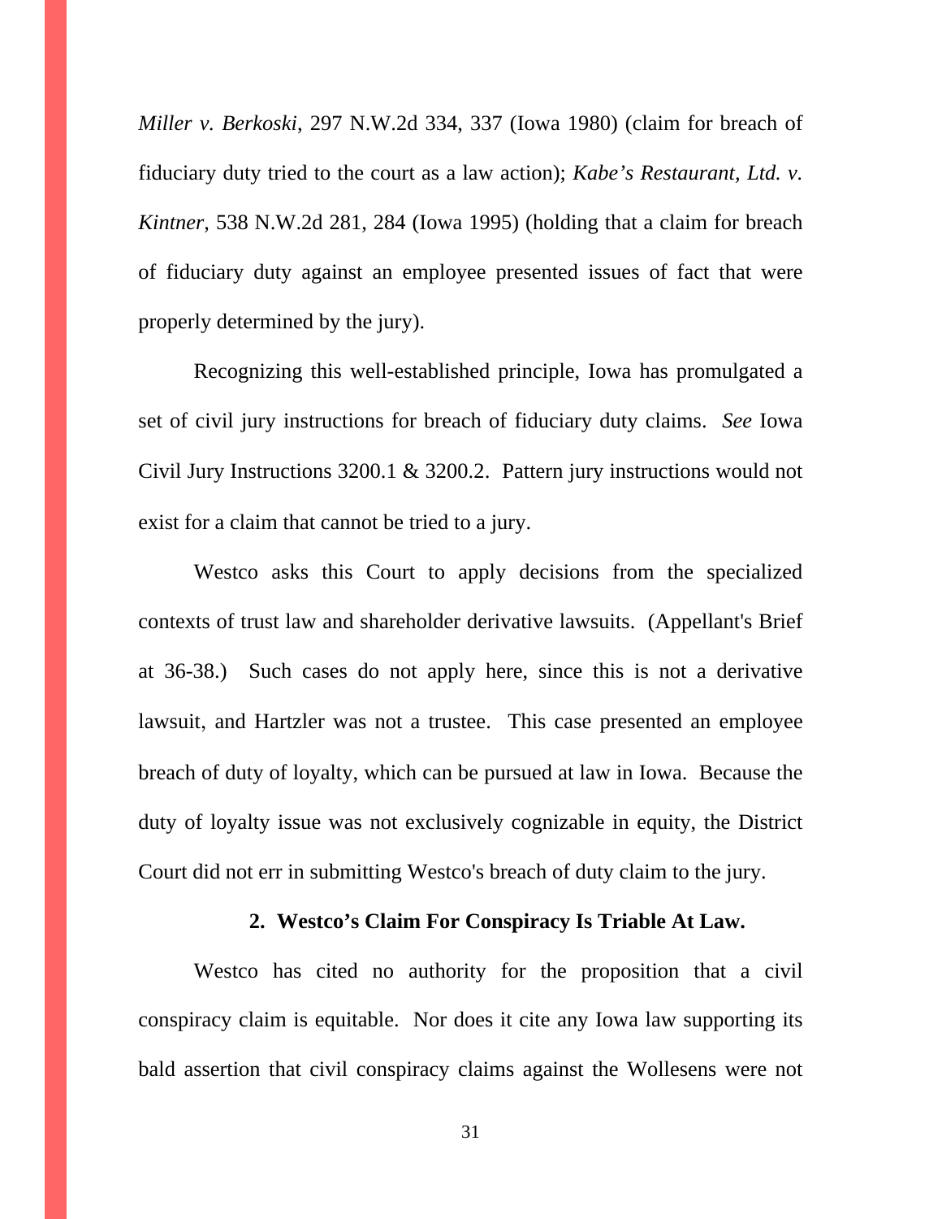*Miller v. Berkoski*, 297 N.W.2d 334, 337 (Iowa 1980) (claim for breach of fiduciary duty tried to the court as a law action); *Kabe's Restaurant, Ltd. v. Kintner*, 538 N.W.2d 281, 284 (Iowa 1995) (holding that a claim for breach of fiduciary duty against an employee presented issues of fact that were properly determined by the jury).

Recognizing this well-established principle, Iowa has promulgated a set of civil jury instructions for breach of fiduciary duty claims. *See* Iowa Civil Jury Instructions 3200.1 & 3200.2. Pattern jury instructions would not exist for a claim that cannot be tried to a jury.

Westco asks this Court to apply decisions from the specialized contexts of trust law and shareholder derivative lawsuits. (Appellant's Brief at 36-38.) Such cases do not apply here, since this is not a derivative lawsuit, and Hartzler was not a trustee. This case presented an employee breach of duty of loyalty, which can be pursued at law in Iowa. Because the duty of loyalty issue was not exclusively cognizable in equity, the District Court did not err in submitting Westco's breach of duty claim to the jury.

**2. Westco's Claim For Conspiracy Is Triable At Law.**

Westco has cited no authority for the proposition that a civil conspiracy claim is equitable. Nor does it cite any Iowa law supporting its bald assertion that civil conspiracy claims against the Wollesens were not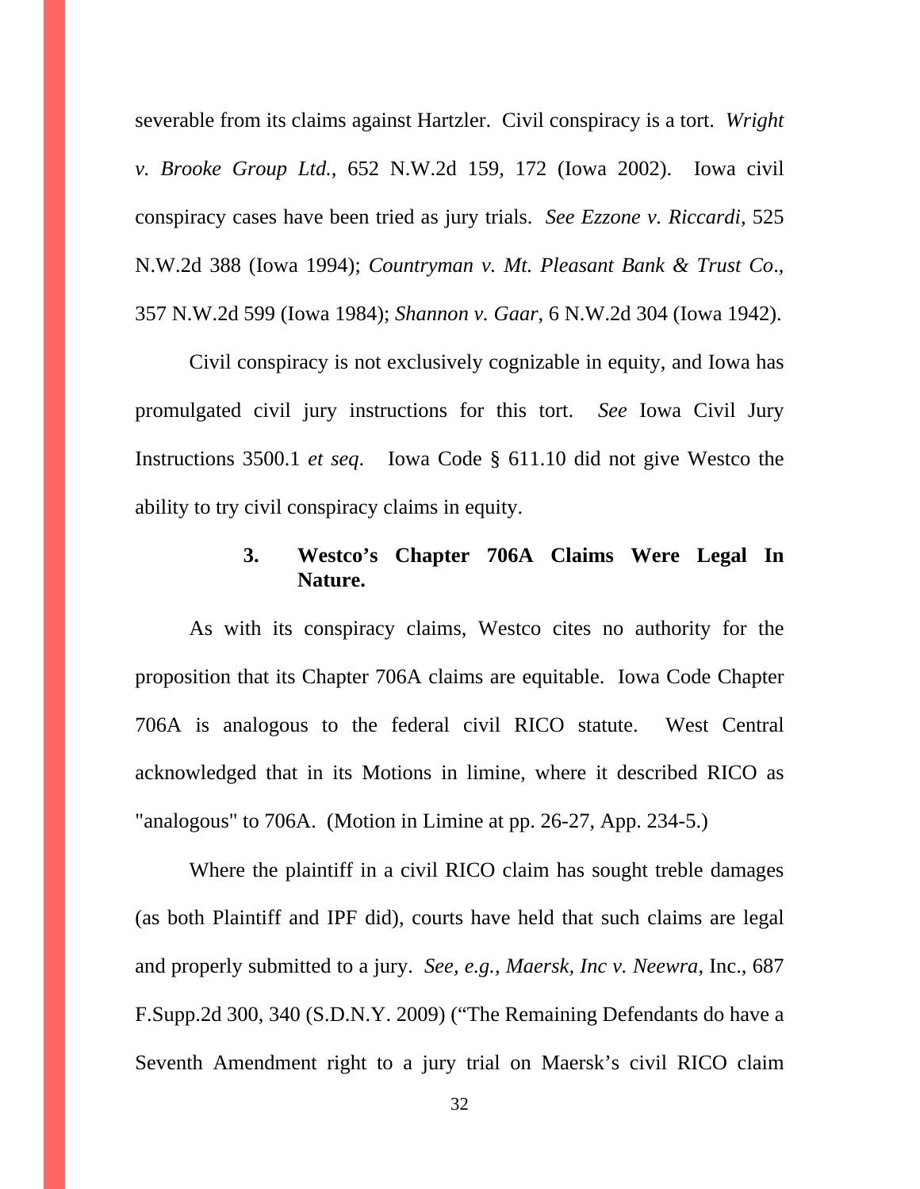severable from its claims against Hartzler. Civil conspiracy is a tort. *Wright v. Brooke Group Ltd.*, 652 N.W.2d 159, 172 (Iowa 2002). Iowa civil conspiracy cases have been tried as jury trials. *See Ezzone v. Riccardi*, 525 N.W.2d 388 (Iowa 1994); *Countryman v. Mt. Pleasant Bank & Trust Co*., 357 N.W.2d 599 (Iowa 1984); *Shannon v. Gaar*, 6 N.W.2d 304 (Iowa 1942).

Civil conspiracy is not exclusively cognizable in equity, and Iowa has promulgated civil jury instructions for this tort. *See* Iowa Civil Jury Instructions 3500.1 *et seq*. Iowa Code § 611.10 did not give Westco the ability to try civil conspiracy claims in equity.

### 3. Westco's Chapter 706A Claims Were Legal In Nature.

As with its conspiracy claims, Westco cites no authority for the proposition that its Chapter 706A claims are equitable. Iowa Code Chapter 706A is analogous to the federal civil RICO statute. West Central acknowledged that in its Motions in limine, where it described RICO as "analogous" to 706A. (Motion in Limine at pp. 26-27, App. 234-5.)

Where the plaintiff in a civil RICO claim has sought treble damages (as both Plaintiff and IPF did), courts have held that such claims are legal and properly submitted to a jury. *See, e.g., Maersk, Inc v. Neewra*, Inc., 687 F.Supp.2d 300, 340 (S.D.N.Y. 2009) ("The Remaining Defendants do have a Seventh Amendment right to a jury trial on Maersk's civil RICO claim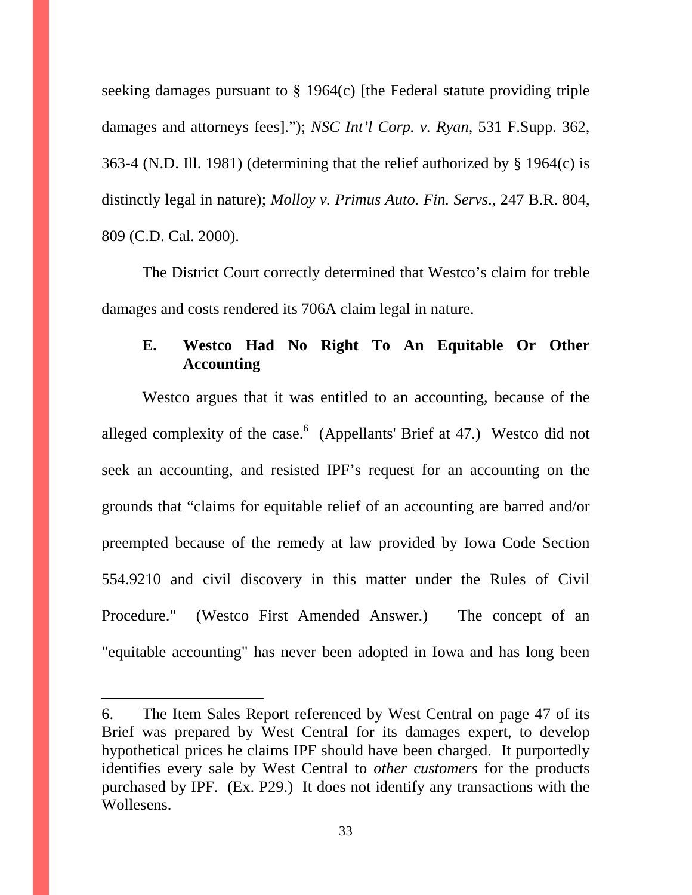seeking damages pursuant to § 1964(c) [the Federal statute providing triple damages and attorneys fees]."); *NSC Int'l Corp. v. Ryan*, 531 F.Supp. 362, 363-4 (N.D. Ill. 1981) (determining that the relief authorized by § 1964(c) is distinctly legal in nature); *Molloy v. Primus Auto. Fin. Servs*., 247 B.R. 804, 809 (C.D. Cal. 2000).

The District Court correctly determined that Westco's claim for treble damages and costs rendered its 706A claim legal in nature.

### E. Westco Had No Right To An Equitable Or Other Accounting

Westco argues that it was entitled to an accounting, because of the alleged complexity of the case.[6] (Appellants' Brief at 47.) Westco did not seek an accounting, and resisted IPF's request for an accounting on the grounds that "claims for equitable relief of an accounting are barred and/or preempted because of the remedy at law provided by Iowa Code Section 554.9210 and civil discovery in this matter under the Rules of Civil Procedure." (Westco First Amended Answer.) The concept of an "equitable accounting" has never been adopted in Iowa and has long been

---

6. The Item Sales Report referenced by West Central on page 47 of its Brief was prepared by West Central for its damages expert, to develop hypothetical prices he claims IPF should have been charged. It purportedly identifies every sale by West Central to *other customers* for the products purchased by IPF. (Ex. P29.) It does not identify any transactions with the Wollesens.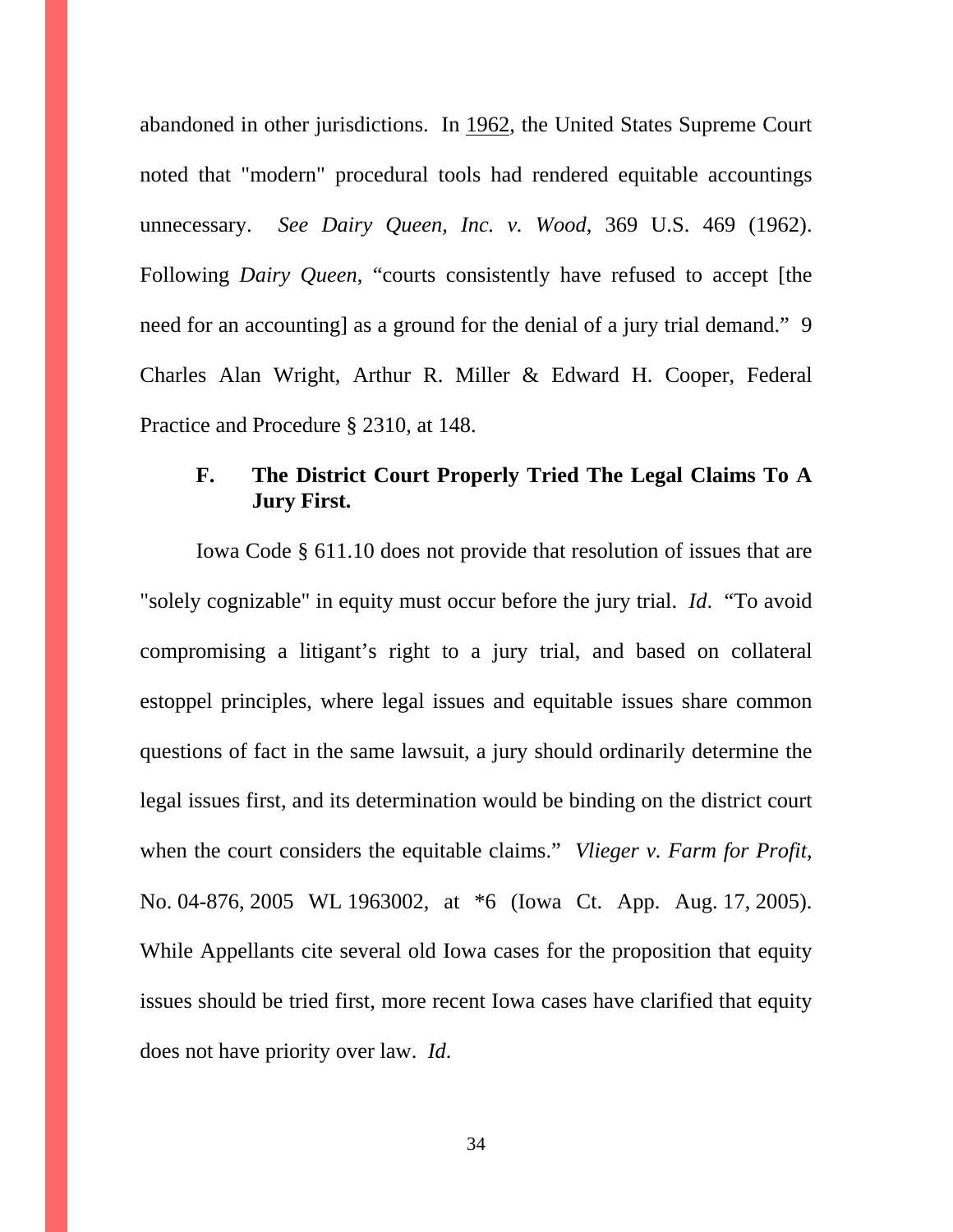abandoned in other jurisdictions. In 1962, the United States Supreme Court noted that "modern" procedural tools had rendered equitable accountings unnecessary. *See Dairy Queen, Inc. v. Wood*, 369 U.S. 469 (1962). Following *Dairy Queen*, "courts consistently have refused to accept [the need for an accounting] as a ground for the denial of a jury trial demand." 9 Charles Alan Wright, Arthur R. Miller & Edward H. Cooper, Federal Practice and Procedure § 2310, at 148.

### F. The District Court Properly Tried The Legal Claims To A Jury First.

Iowa Code § 611.10 does not provide that resolution of issues that are "solely cognizable" in equity must occur before the jury trial. *Id*. "To avoid compromising a litigant's right to a jury trial, and based on collateral estoppel principles, where legal issues and equitable issues share common questions of fact in the same lawsuit, a jury should ordinarily determine the legal issues first, and its determination would be binding on the district court when the court considers the equitable claims." *Vlieger v. Farm for Profit*, No. 04-876, 2005 WL 1963002, at *6 (Iowa Ct. App. Aug. 17, 2005). While Appellants cite several old Iowa cases for the proposition that equity issues should be tried first, more recent Iowa cases have clarified that equity does not have priority over law. *Id*.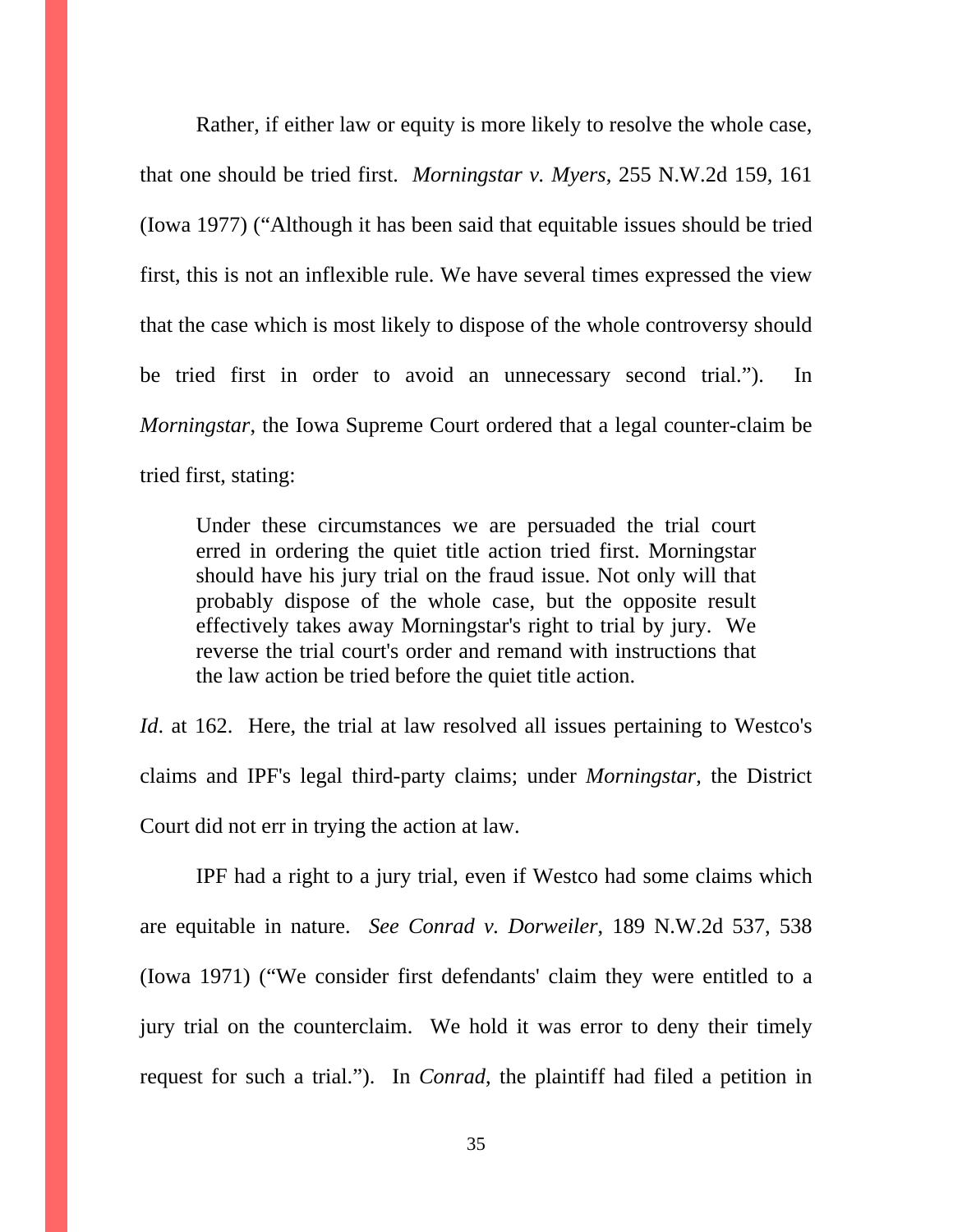Rather, if either law or equity is more likely to resolve the whole case, that one should be tried first. *Morningstar v. Myers*, 255 N.W.2d 159, 161 (Iowa 1977) ("Although it has been said that equitable issues should be tried first, this is not an inflexible rule. We have several times expressed the view that the case which is most likely to dispose of the whole controversy should be tried first in order to avoid an unnecessary second trial."). In *Morningstar*, the Iowa Supreme Court ordered that a legal counter-claim be tried first, stating:

> Under these circumstances we are persuaded the trial court erred in ordering the quiet title action tried first. Morningstar should have his jury trial on the fraud issue. Not only will that probably dispose of the whole case, but the opposite result effectively takes away Morningstar's right to trial by jury. We reverse the trial court's order and remand with instructions that the law action be tried before the quiet title action.

*Id*. at 162. Here, the trial at law resolved all issues pertaining to Westco's claims and IPF's legal third-party claims; under *Morningstar*, the District Court did not err in trying the action at law.

IPF had a right to a jury trial, even if Westco had some claims which are equitable in nature. *See Conrad v. Dorweiler*, 189 N.W.2d 537, 538 (Iowa 1971) ("We consider first defendants' claim they were entitled to a jury trial on the counterclaim. We hold it was error to deny their timely request for such a trial."). In *Conrad*, the plaintiff had filed a petition in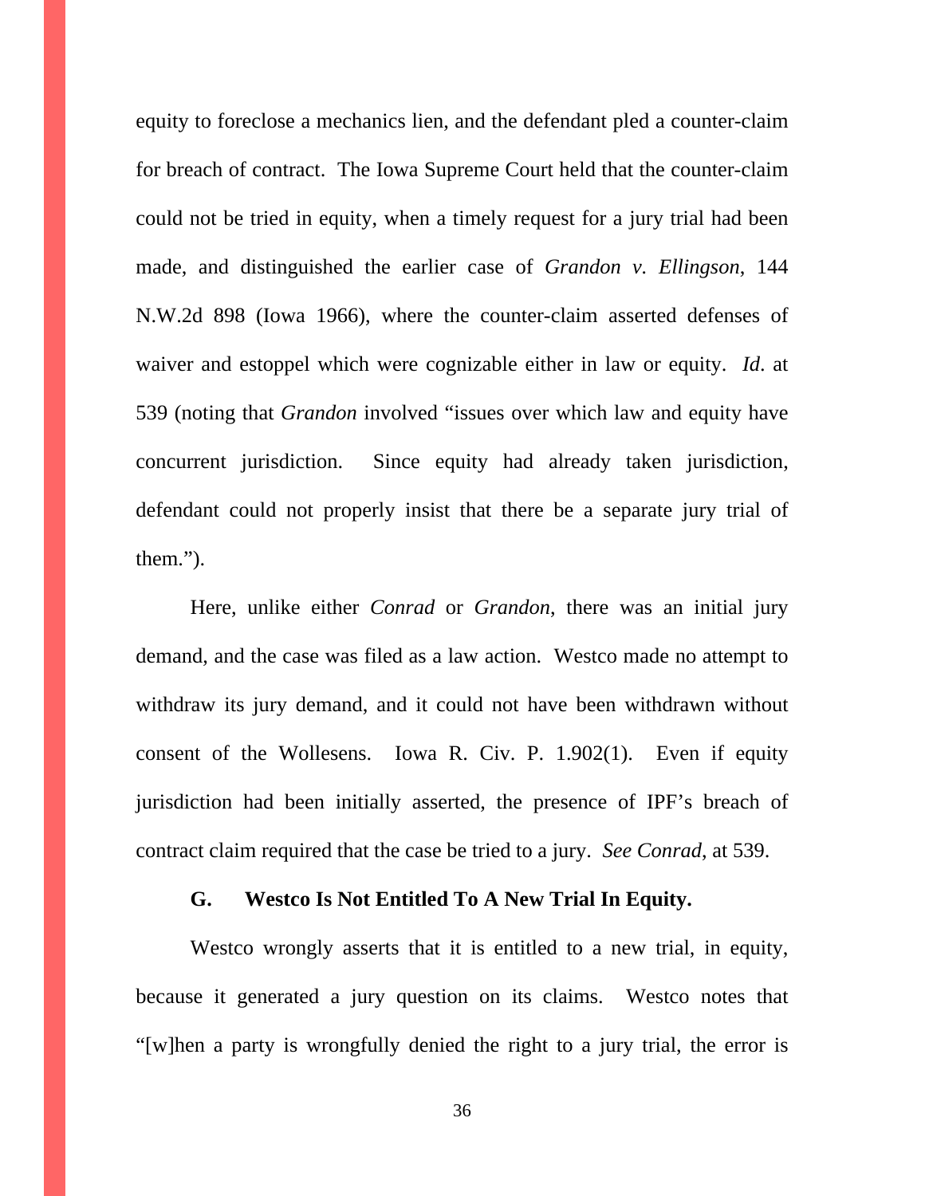equity to foreclose a mechanics lien, and the defendant pled a counter-claim for breach of contract. The Iowa Supreme Court held that the counter-claim could not be tried in equity, when a timely request for a jury trial had been made, and distinguished the earlier case of *Grandon v. Ellingson*, 144 N.W.2d 898 (Iowa 1966), where the counter-claim asserted defenses of waiver and estoppel which were cognizable either in law or equity. *Id*. at 539 (noting that *Grandon* involved "issues over which law and equity have concurrent jurisdiction. Since equity had already taken jurisdiction, defendant could not properly insist that there be a separate jury trial of them.").

Here, unlike either *Conrad* or *Grandon*, there was an initial jury demand, and the case was filed as a law action. Westco made no attempt to withdraw its jury demand, and it could not have been withdrawn without consent of the Wollesens. Iowa R. Civ. P. 1.902(1). Even if equity jurisdiction had been initially asserted, the presence of IPF's breach of contract claim required that the case be tried to a jury. *See Conrad*, at 539.

### G. Westco Is Not Entitled To A New Trial In Equity.

Westco wrongly asserts that it is entitled to a new trial, in equity, because it generated a jury question on its claims. Westco notes that "[w]hen a party is wrongfully denied the right to a jury trial, the error is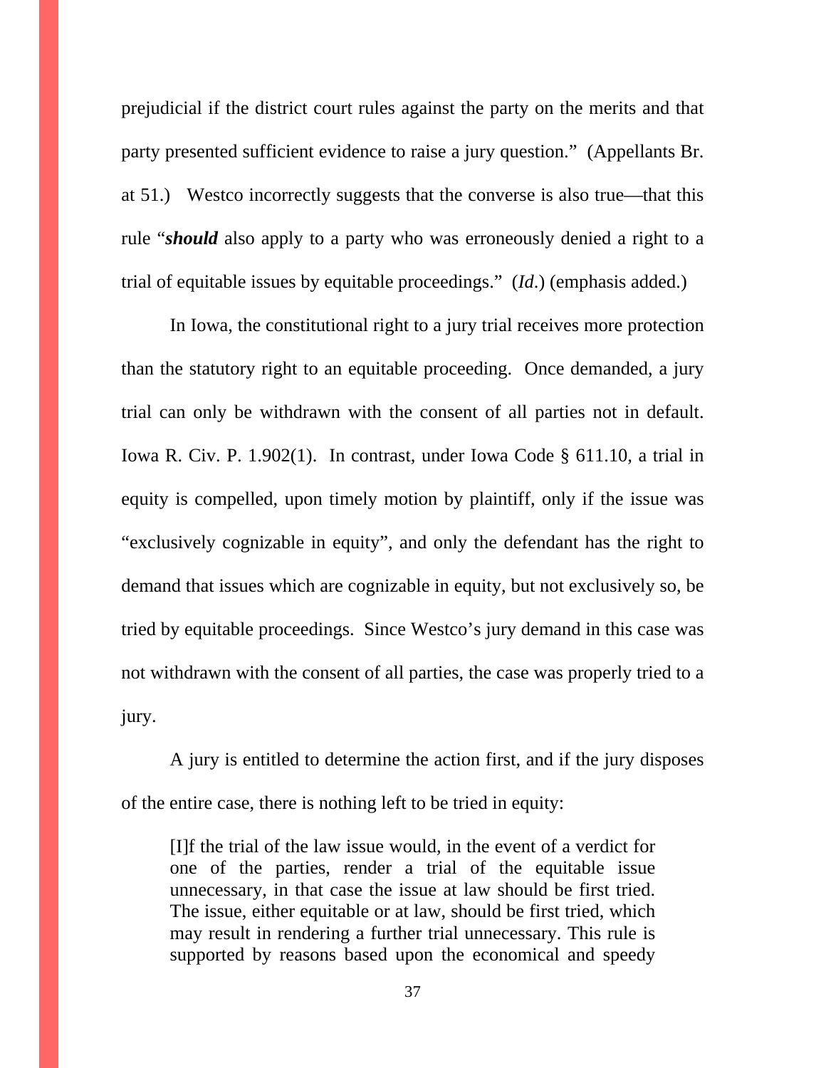prejudicial if the district court rules against the party on the merits and that party presented sufficient evidence to raise a jury question." (Appellants Br. at 51.) Westco incorrectly suggests that the converse is also true—that this rule "***should*** also apply to a party who was erroneously denied a right to a trial of equitable issues by equitable proceedings." (*Id*.) (emphasis added.)

In Iowa, the constitutional right to a jury trial receives more protection than the statutory right to an equitable proceeding. Once demanded, a jury trial can only be withdrawn with the consent of all parties not in default. Iowa R. Civ. P. 1.902(1). In contrast, under Iowa Code § 611.10, a trial in equity is compelled, upon timely motion by plaintiff, only if the issue was "exclusively cognizable in equity", and only the defendant has the right to demand that issues which are cognizable in equity, but not exclusively so, be tried by equitable proceedings. Since Westco's jury demand in this case was not withdrawn with the consent of all parties, the case was properly tried to a jury.

A jury is entitled to determine the action first, and if the jury disposes of the entire case, there is nothing left to be tried in equity:

> [I]f the trial of the law issue would, in the event of a verdict for one of the parties, render a trial of the equitable issue unnecessary, in that case the issue at law should be first tried. The issue, either equitable or at law, should be first tried, which may result in rendering a further trial unnecessary. This rule is supported by reasons based upon the economical and speedy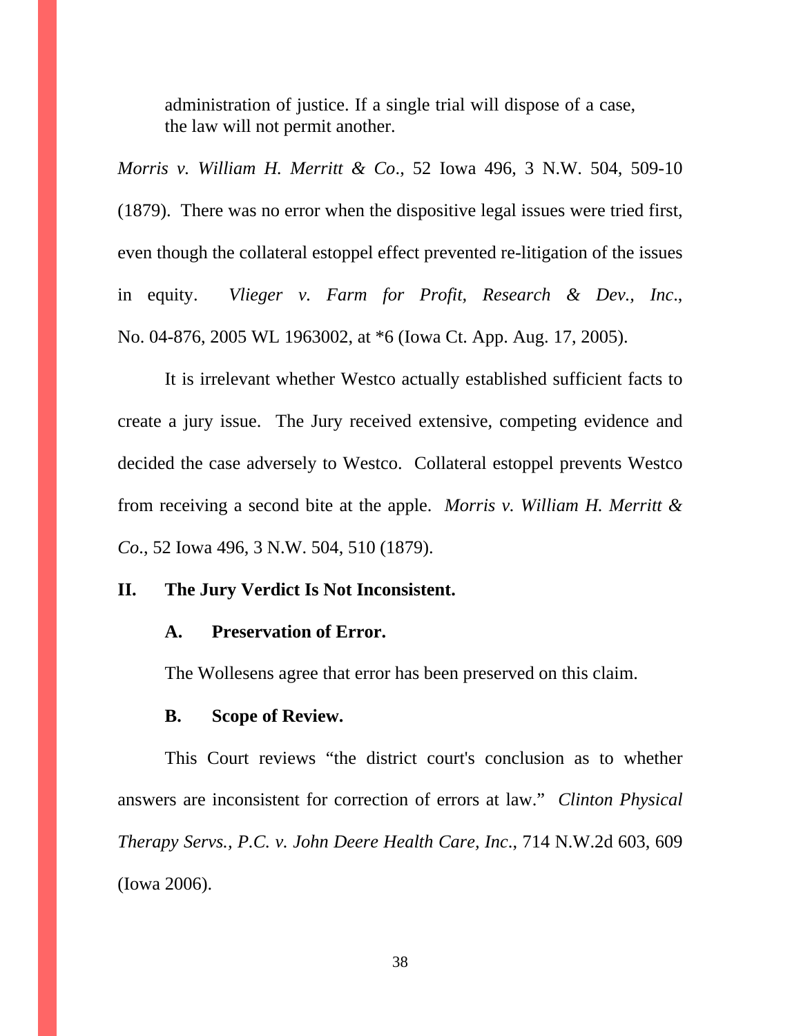> administration of justice. If a single trial will dispose of a case, the law will not permit another.

*Morris v. William H. Merritt & Co*., 52 Iowa 496, 3 N.W. 504, 509-10 (1879). There was no error when the dispositive legal issues were tried first, even though the collateral estoppel effect prevented re-litigation of the issues in equity. *Vlieger v. Farm for Profit, Research & Dev., Inc*., No. 04-876, 2005 WL 1963002, at *6 (Iowa Ct. App. Aug. 17, 2005).

It is irrelevant whether Westco actually established sufficient facts to create a jury issue. The Jury received extensive, competing evidence and decided the case adversely to Westco. Collateral estoppel prevents Westco from receiving a second bite at the apple. *Morris v. William H. Merritt & Co*., 52 Iowa 496, 3 N.W. 504, 510 (1879).

## II. The Jury Verdict Is Not Inconsistent.

### A. Preservation of Error.

The Wollesens agree that error has been preserved on this claim.

### B. Scope of Review.

This Court reviews "the district court's conclusion as to whether answers are inconsistent for correction of errors at law." *Clinton Physical Therapy Servs., P.C. v. John Deere Health Care, Inc*., 714 N.W.2d 603, 609 (Iowa 2006).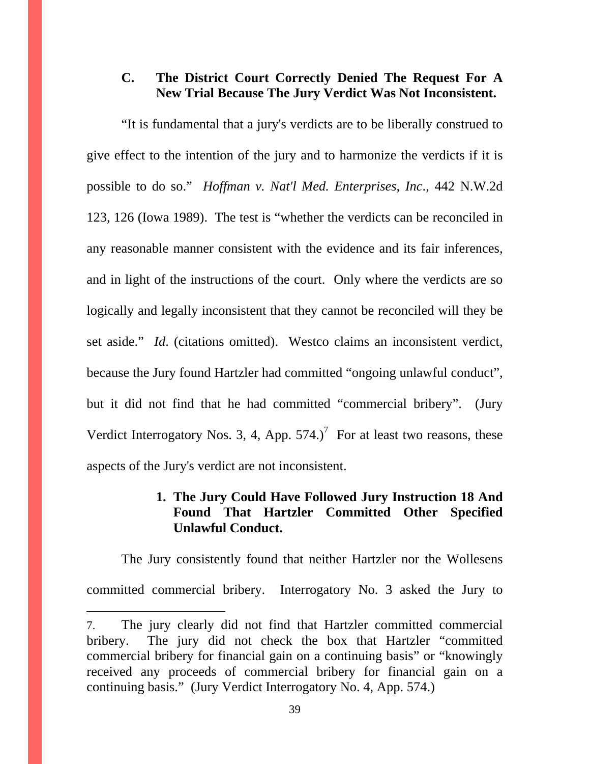### C. The District Court Correctly Denied The Request For A New Trial Because The Jury Verdict Was Not Inconsistent.

"It is fundamental that a jury's verdicts are to be liberally construed to give effect to the intention of the jury and to harmonize the verdicts if it is possible to do so." *Hoffman v. Nat'l Med. Enterprises, Inc*., 442 N.W.2d 123, 126 (Iowa 1989). The test is "whether the verdicts can be reconciled in any reasonable manner consistent with the evidence and its fair inferences, and in light of the instructions of the court. Only where the verdicts are so logically and legally inconsistent that they cannot be reconciled will they be set aside." *Id*. (citations omitted). Westco claims an inconsistent verdict, because the Jury found Hartzler had committed "ongoing unlawful conduct", but it did not find that he had committed "commercial bribery". (Jury Verdict Interrogatory Nos. 3, 4, App. 574.)[7] For at least two reasons, these aspects of the Jury's verdict are not inconsistent.

#### 1. The Jury Could Have Followed Jury Instruction 18 And Found That Hartzler Committed Other Specified Unlawful Conduct.

The Jury consistently found that neither Hartzler nor the Wollesens committed commercial bribery. Interrogatory No. 3 asked the Jury to

---

7. The jury clearly did not find that Hartzler committed commercial bribery. The jury did not check the box that Hartzler "committed commercial bribery for financial gain on a continuing basis" or "knowingly received any proceeds of commercial bribery for financial gain on a continuing basis." (Jury Verdict Interrogatory No. 4, App. 574.)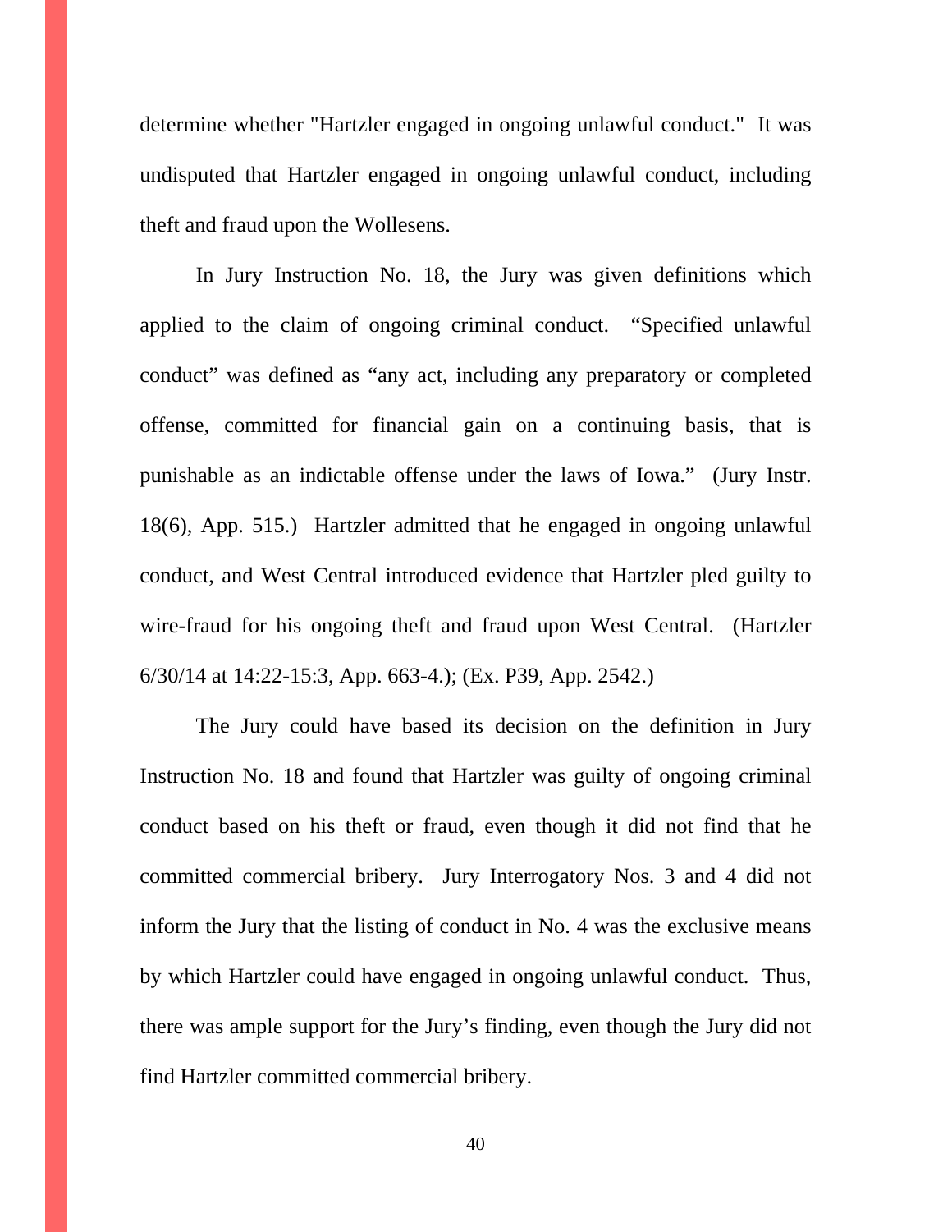determine whether "Hartzler engaged in ongoing unlawful conduct." It was undisputed that Hartzler engaged in ongoing unlawful conduct, including theft and fraud upon the Wollesens.

In Jury Instruction No. 18, the Jury was given definitions which applied to the claim of ongoing criminal conduct. "Specified unlawful conduct" was defined as "any act, including any preparatory or completed offense, committed for financial gain on a continuing basis, that is punishable as an indictable offense under the laws of Iowa." (Jury Instr. 18(6), App. 515.) Hartzler admitted that he engaged in ongoing unlawful conduct, and West Central introduced evidence that Hartzler pled guilty to wire-fraud for his ongoing theft and fraud upon West Central. (Hartzler 6/30/14 at 14:22-15:3, App. 663-4.); (Ex. P39, App. 2542.)

The Jury could have based its decision on the definition in Jury Instruction No. 18 and found that Hartzler was guilty of ongoing criminal conduct based on his theft or fraud, even though it did not find that he committed commercial bribery. Jury Interrogatory Nos. 3 and 4 did not inform the Jury that the listing of conduct in No. 4 was the exclusive means by which Hartzler could have engaged in ongoing unlawful conduct. Thus, there was ample support for the Jury's finding, even though the Jury did not find Hartzler committed commercial bribery.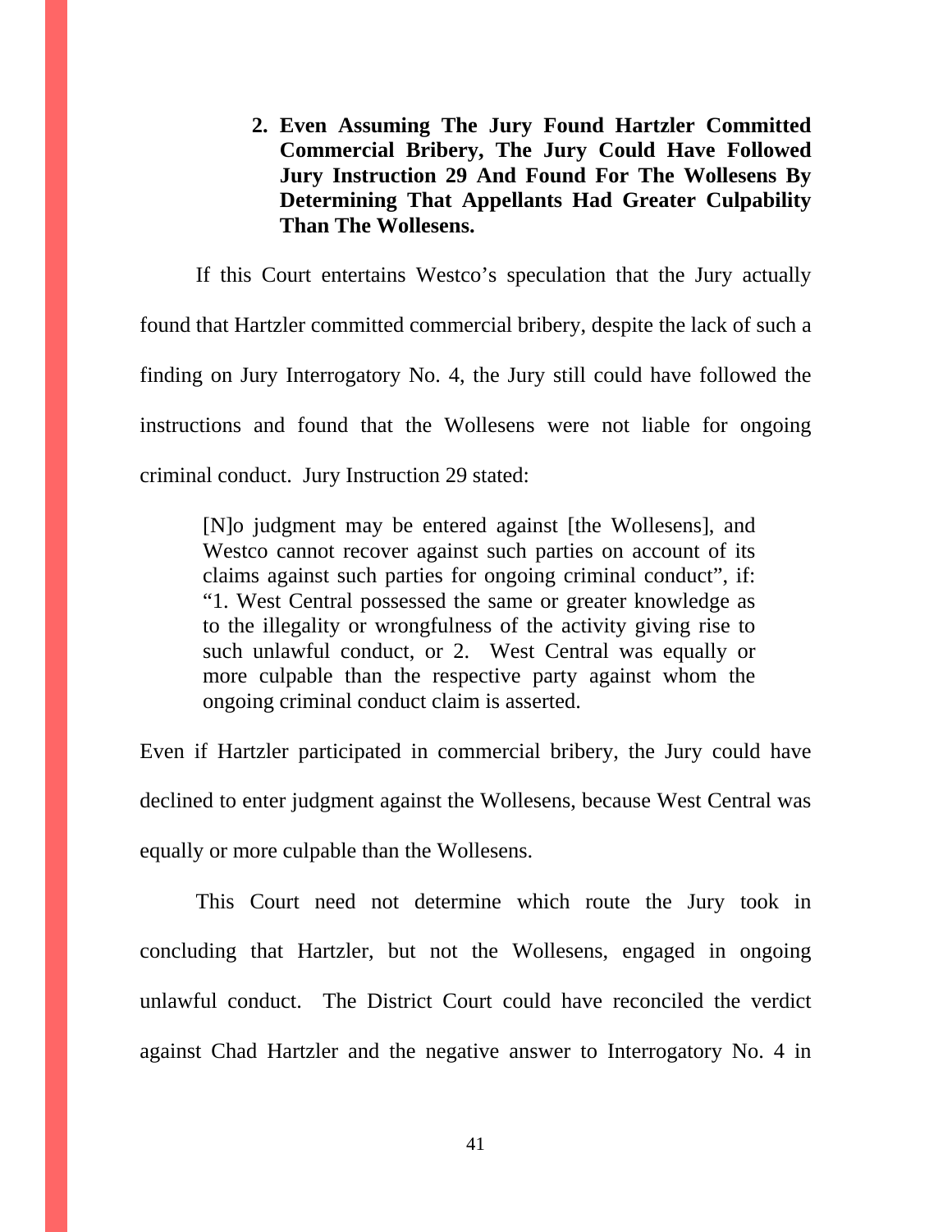**2. Even Assuming The Jury Found Hartzler Committed Commercial Bribery, The Jury Could Have Followed Jury Instruction 29 And Found For The Wollesens By Determining That Appellants Had Greater Culpability Than The Wollesens.**

If this Court entertains Westco's speculation that the Jury actually found that Hartzler committed commercial bribery, despite the lack of such a finding on Jury Interrogatory No. 4, the Jury still could have followed the instructions and found that the Wollesens were not liable for ongoing criminal conduct. Jury Instruction 29 stated:

> [N]o judgment may be entered against [the Wollesens], and Westco cannot recover against such parties on account of its claims against such parties for ongoing criminal conduct", if: "1. West Central possessed the same or greater knowledge as to the illegality or wrongfulness of the activity giving rise to such unlawful conduct, or 2. West Central was equally or more culpable than the respective party against whom the ongoing criminal conduct claim is asserted.

Even if Hartzler participated in commercial bribery, the Jury could have declined to enter judgment against the Wollesens, because West Central was equally or more culpable than the Wollesens.

This Court need not determine which route the Jury took in concluding that Hartzler, but not the Wollesens, engaged in ongoing unlawful conduct. The District Court could have reconciled the verdict against Chad Hartzler and the negative answer to Interrogatory No. 4 in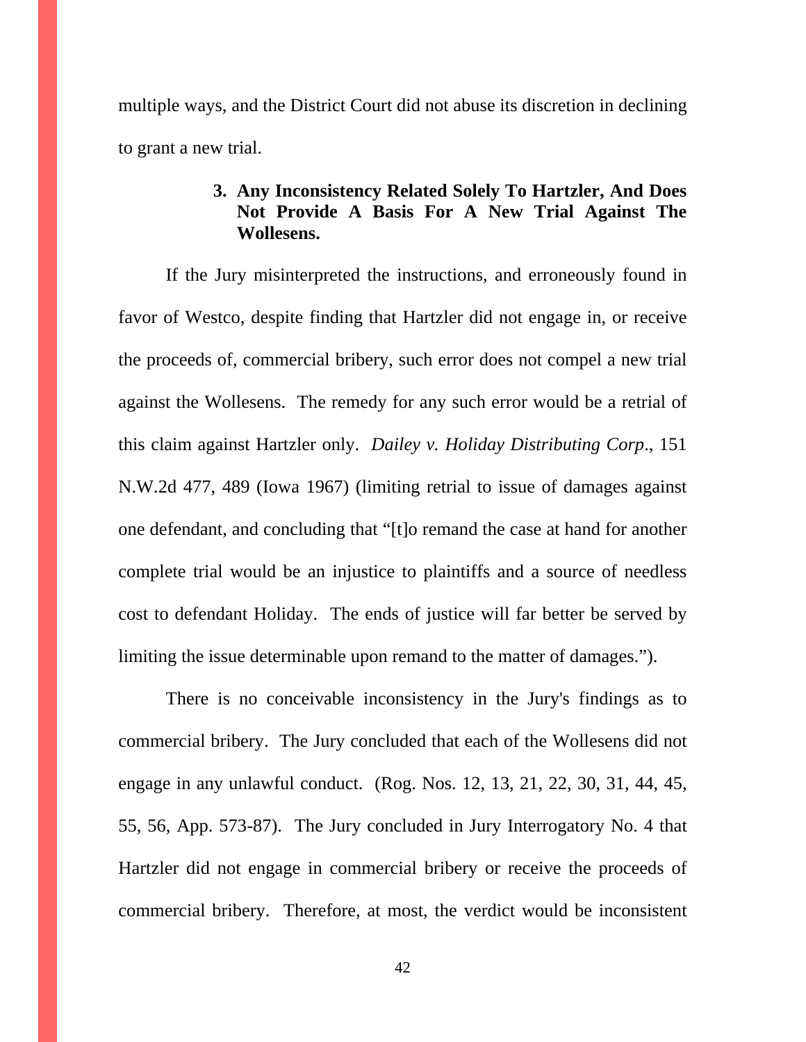multiple ways, and the District Court did not abuse its discretion in declining to grant a new trial.

### 3. Any Inconsistency Related Solely To Hartzler, And Does Not Provide A Basis For A New Trial Against The Wollesens.

If the Jury misinterpreted the instructions, and erroneously found in favor of Westco, despite finding that Hartzler did not engage in, or receive the proceeds of, commercial bribery, such error does not compel a new trial against the Wollesens. The remedy for any such error would be a retrial of this claim against Hartzler only. *Dailey v. Holiday Distributing Corp*., 151 N.W.2d 477, 489 (Iowa 1967) (limiting retrial to issue of damages against one defendant, and concluding that "[t]o remand the case at hand for another complete trial would be an injustice to plaintiffs and a source of needless cost to defendant Holiday. The ends of justice will far better be served by limiting the issue determinable upon remand to the matter of damages.").

There is no conceivable inconsistency in the Jury's findings as to commercial bribery. The Jury concluded that each of the Wollesens did not engage in any unlawful conduct. (Rog. Nos. 12, 13, 21, 22, 30, 31, 44, 45, 55, 56, App. 573-87). The Jury concluded in Jury Interrogatory No. 4 that Hartzler did not engage in commercial bribery or receive the proceeds of commercial bribery. Therefore, at most, the verdict would be inconsistent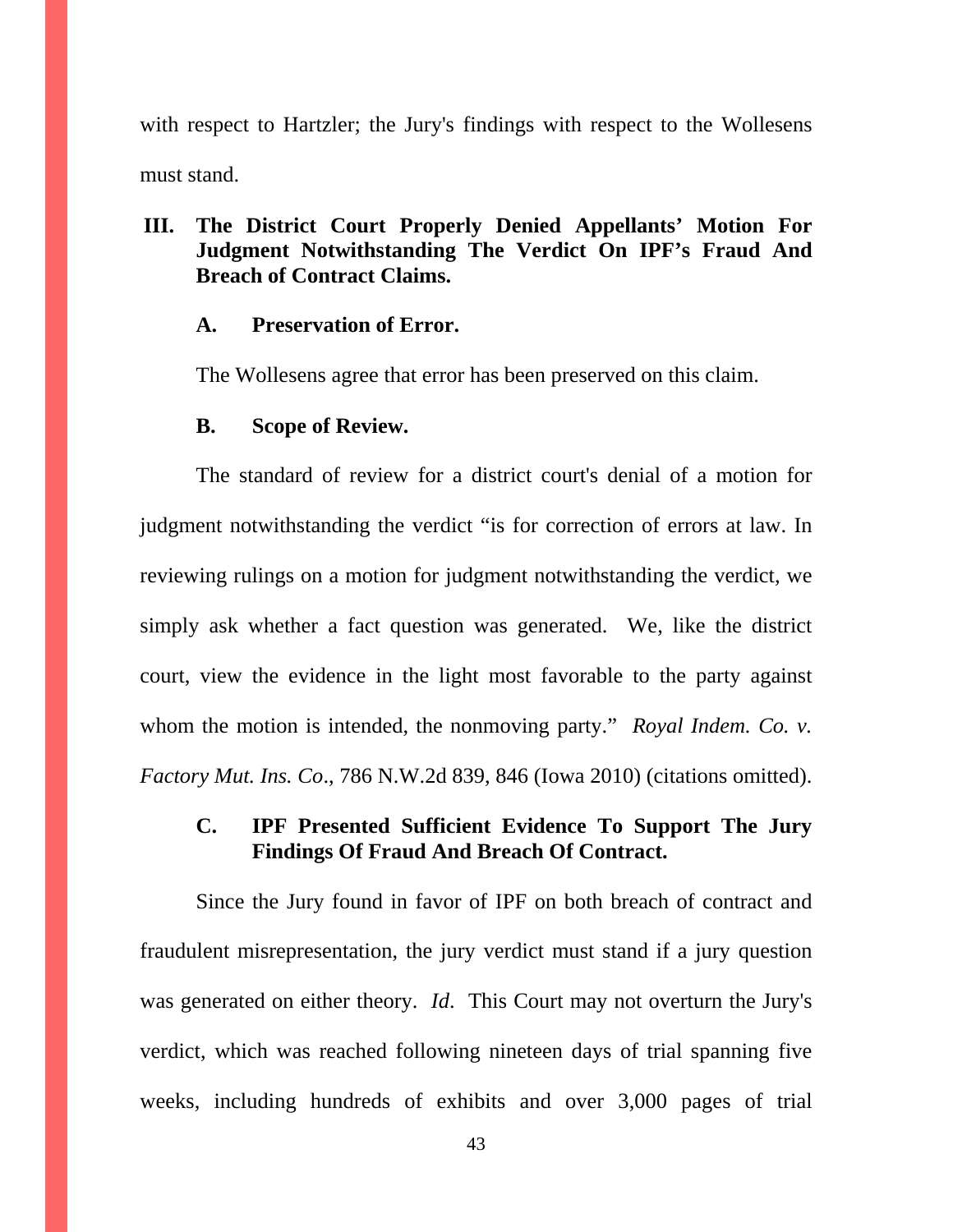with respect to Hartzler; the Jury's findings with respect to the Wollesens must stand.

## III. The District Court Properly Denied Appellants' Motion For Judgment Notwithstanding The Verdict On IPF's Fraud And Breach of Contract Claims.

### A. Preservation of Error.

The Wollesens agree that error has been preserved on this claim.

### B. Scope of Review.

The standard of review for a district court's denial of a motion for judgment notwithstanding the verdict "is for correction of errors at law. In reviewing rulings on a motion for judgment notwithstanding the verdict, we simply ask whether a fact question was generated. We, like the district court, view the evidence in the light most favorable to the party against whom the motion is intended, the nonmoving party." *Royal Indem. Co. v. Factory Mut. Ins. Co*., 786 N.W.2d 839, 846 (Iowa 2010) (citations omitted).

### C. IPF Presented Sufficient Evidence To Support The Jury Findings Of Fraud And Breach Of Contract.

Since the Jury found in favor of IPF on both breach of contract and fraudulent misrepresentation, the jury verdict must stand if a jury question was generated on either theory. *Id*. This Court may not overturn the Jury's verdict, which was reached following nineteen days of trial spanning five weeks, including hundreds of exhibits and over 3,000 pages of trial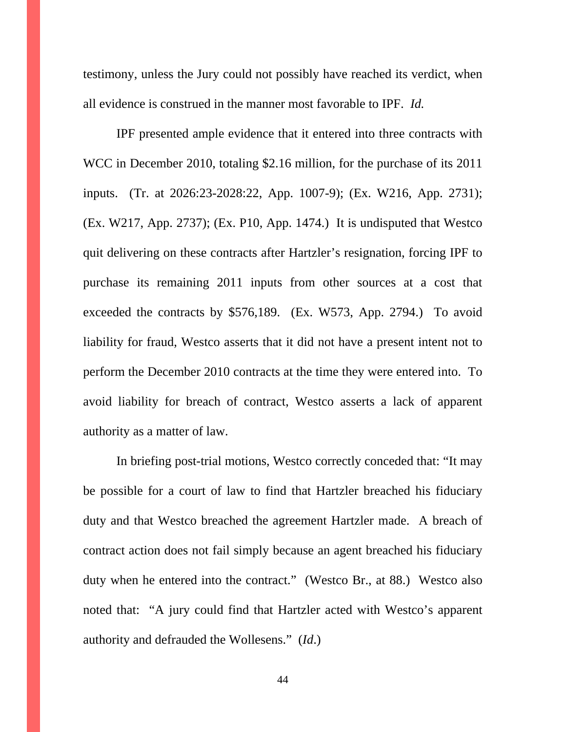testimony, unless the Jury could not possibly have reached its verdict, when all evidence is construed in the manner most favorable to IPF. *Id.*

IPF presented ample evidence that it entered into three contracts with WCC in December 2010, totaling $2.16 million, for the purchase of its 2011 inputs. (Tr. at 2026:23-2028:22, App. 1007-9); (Ex. W216, App. 2731); (Ex. W217, App. 2737); (Ex. P10, App. 1474.) It is undisputed that Westco quit delivering on these contracts after Hartzler's resignation, forcing IPF to purchase its remaining 2011 inputs from other sources at a cost that exceeded the contracts by $576,189. (Ex. W573, App. 2794.) To avoid liability for fraud, Westco asserts that it did not have a present intent not to perform the December 2010 contracts at the time they were entered into. To avoid liability for breach of contract, Westco asserts a lack of apparent authority as a matter of law.

In briefing post-trial motions, Westco correctly conceded that: "It may be possible for a court of law to find that Hartzler breached his fiduciary duty and that Westco breached the agreement Hartzler made. A breach of contract action does not fail simply because an agent breached his fiduciary duty when he entered into the contract." (Westco Br., at 88.) Westco also noted that: "A jury could find that Hartzler acted with Westco's apparent authority and defrauded the Wollesens." (*Id*.)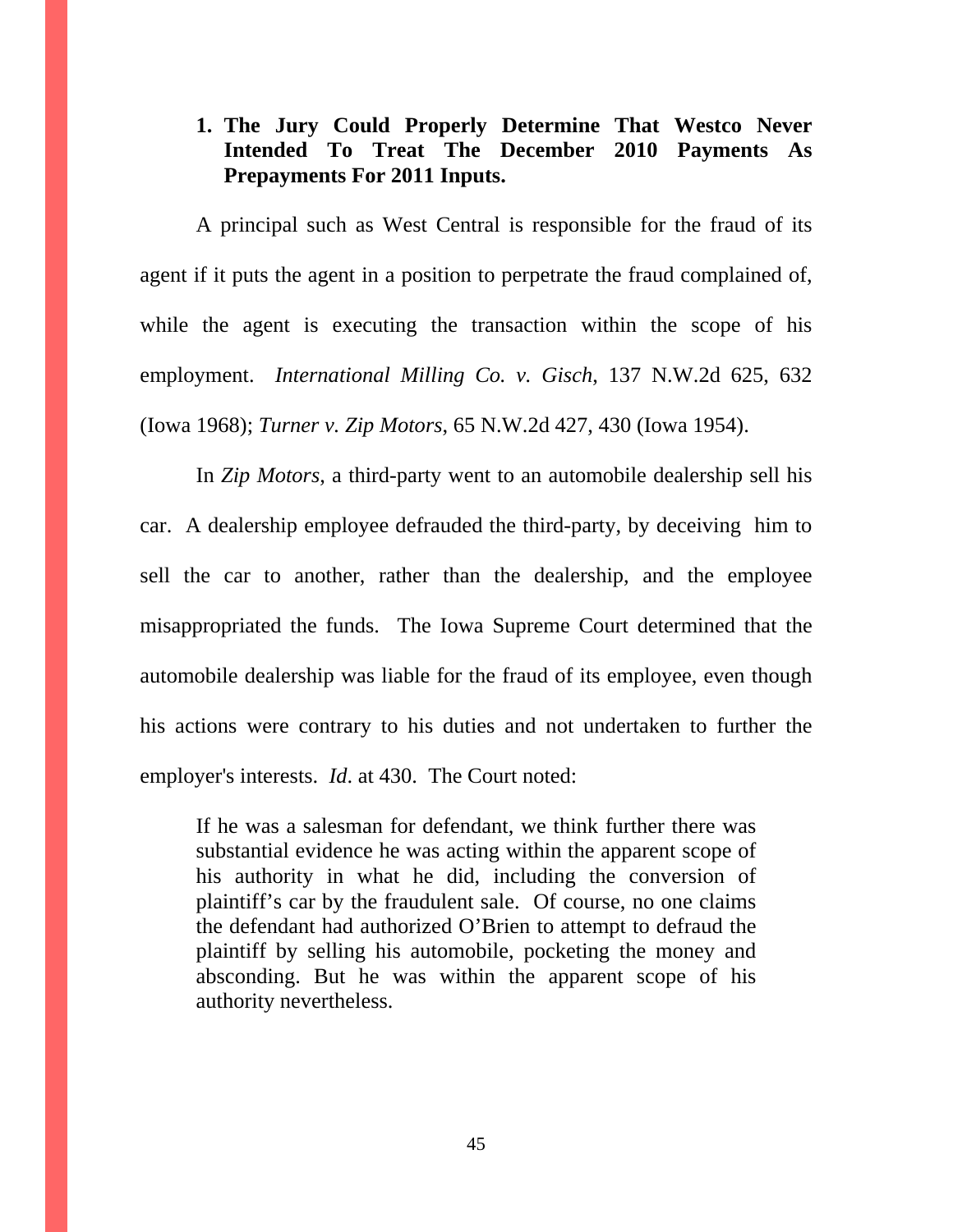### 1. The Jury Could Properly Determine That Westco Never Intended To Treat The December 2010 Payments As Prepayments For 2011 Inputs.

A principal such as West Central is responsible for the fraud of its agent if it puts the agent in a position to perpetrate the fraud complained of, while the agent is executing the transaction within the scope of his employment. *International Milling Co. v. Gisch*, 137 N.W.2d 625, 632 (Iowa 1968); *Turner v. Zip Motors*, 65 N.W.2d 427, 430 (Iowa 1954).

In *Zip Motors*, a third-party went to an automobile dealership sell his car. A dealership employee defrauded the third-party, by deceiving him to sell the car to another, rather than the dealership, and the employee misappropriated the funds. The Iowa Supreme Court determined that the automobile dealership was liable for the fraud of its employee, even though his actions were contrary to his duties and not undertaken to further the employer's interests. *Id*. at 430. The Court noted:

> If he was a salesman for defendant, we think further there was substantial evidence he was acting within the apparent scope of his authority in what he did, including the conversion of plaintiff's car by the fraudulent sale. Of course, no one claims the defendant had authorized O'Brien to attempt to defraud the plaintiff by selling his automobile, pocketing the money and absconding. But he was within the apparent scope of his authority nevertheless.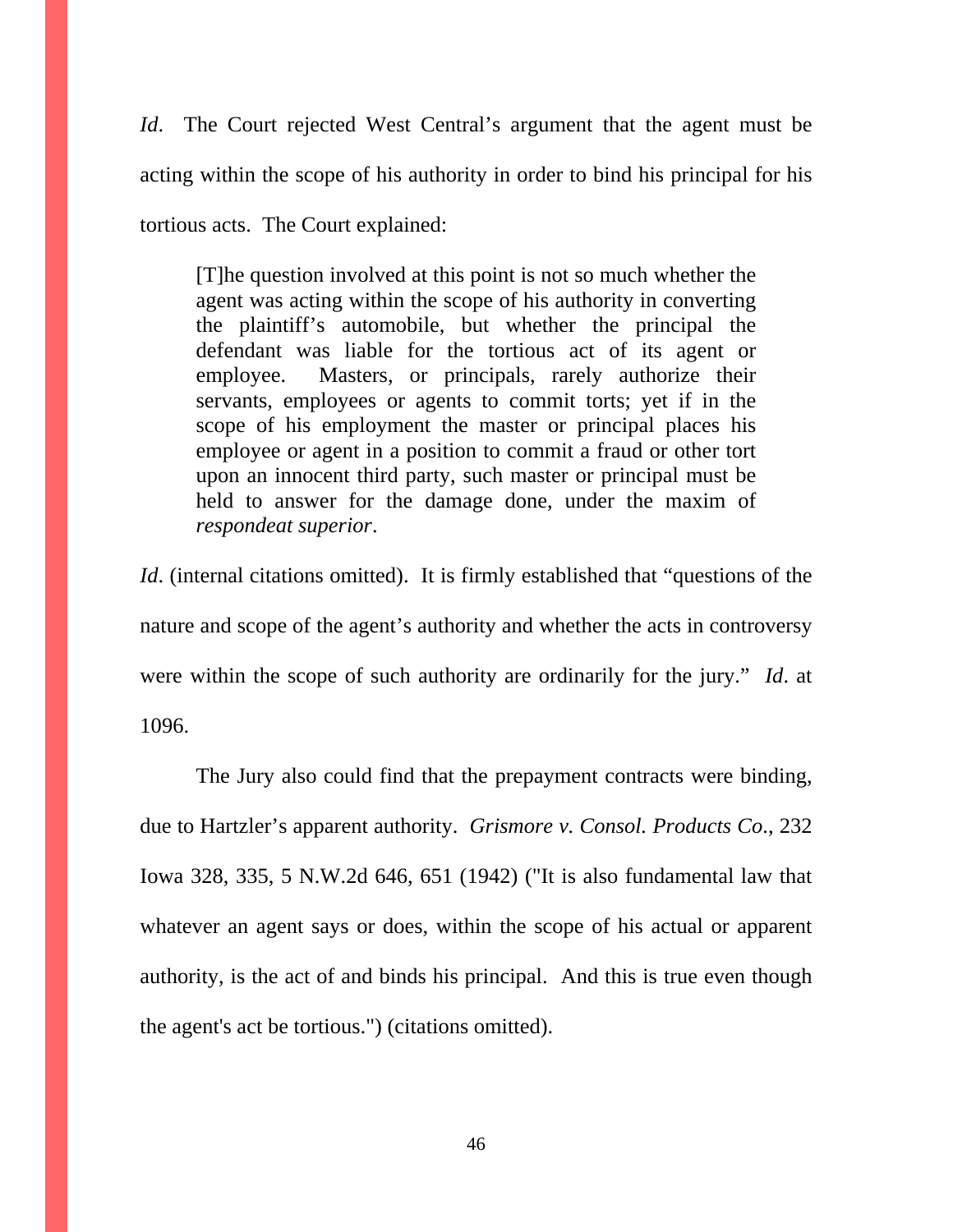*Id*. The Court rejected West Central's argument that the agent must be acting within the scope of his authority in order to bind his principal for his tortious acts. The Court explained:

> [T]he question involved at this point is not so much whether the agent was acting within the scope of his authority in converting the plaintiff's automobile, but whether the principal the defendant was liable for the tortious act of its agent or employee. Masters, or principals, rarely authorize their servants, employees or agents to commit torts; yet if in the scope of his employment the master or principal places his employee or agent in a position to commit a fraud or other tort upon an innocent third party, such master or principal must be held to answer for the damage done, under the maxim of *respondeat superior*.

*Id*. (internal citations omitted). It is firmly established that "questions of the nature and scope of the agent's authority and whether the acts in controversy were within the scope of such authority are ordinarily for the jury." *Id*. at 1096.

The Jury also could find that the prepayment contracts were binding, due to Hartzler's apparent authority. *Grismore v. Consol. Products Co*., 232 Iowa 328, 335, 5 N.W.2d 646, 651 (1942) ("It is also fundamental law that whatever an agent says or does, within the scope of his actual or apparent authority, is the act of and binds his principal. And this is true even though the agent's act be tortious.") (citations omitted).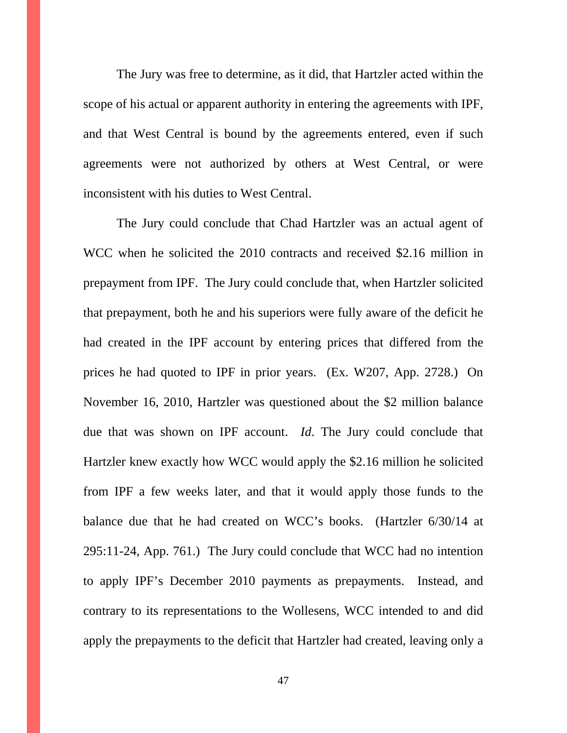The Jury was free to determine, as it did, that Hartzler acted within the scope of his actual or apparent authority in entering the agreements with IPF, and that West Central is bound by the agreements entered, even if such agreements were not authorized by others at West Central, or were inconsistent with his duties to West Central.

The Jury could conclude that Chad Hartzler was an actual agent of WCC when he solicited the 2010 contracts and received $2.16 million in prepayment from IPF. The Jury could conclude that, when Hartzler solicited that prepayment, both he and his superiors were fully aware of the deficit he had created in the IPF account by entering prices that differed from the prices he had quoted to IPF in prior years. (Ex. W207, App. 2728.) On November 16, 2010, Hartzler was questioned about the $2 million balance due that was shown on IPF account. *Id*. The Jury could conclude that Hartzler knew exactly how WCC would apply the $2.16 million he solicited from IPF a few weeks later, and that it would apply those funds to the balance due that he had created on WCC's books. (Hartzler 6/30/14 at 295:11-24, App. 761.) The Jury could conclude that WCC had no intention to apply IPF's December 2010 payments as prepayments. Instead, and contrary to its representations to the Wollesens, WCC intended to and did apply the prepayments to the deficit that Hartzler had created, leaving only a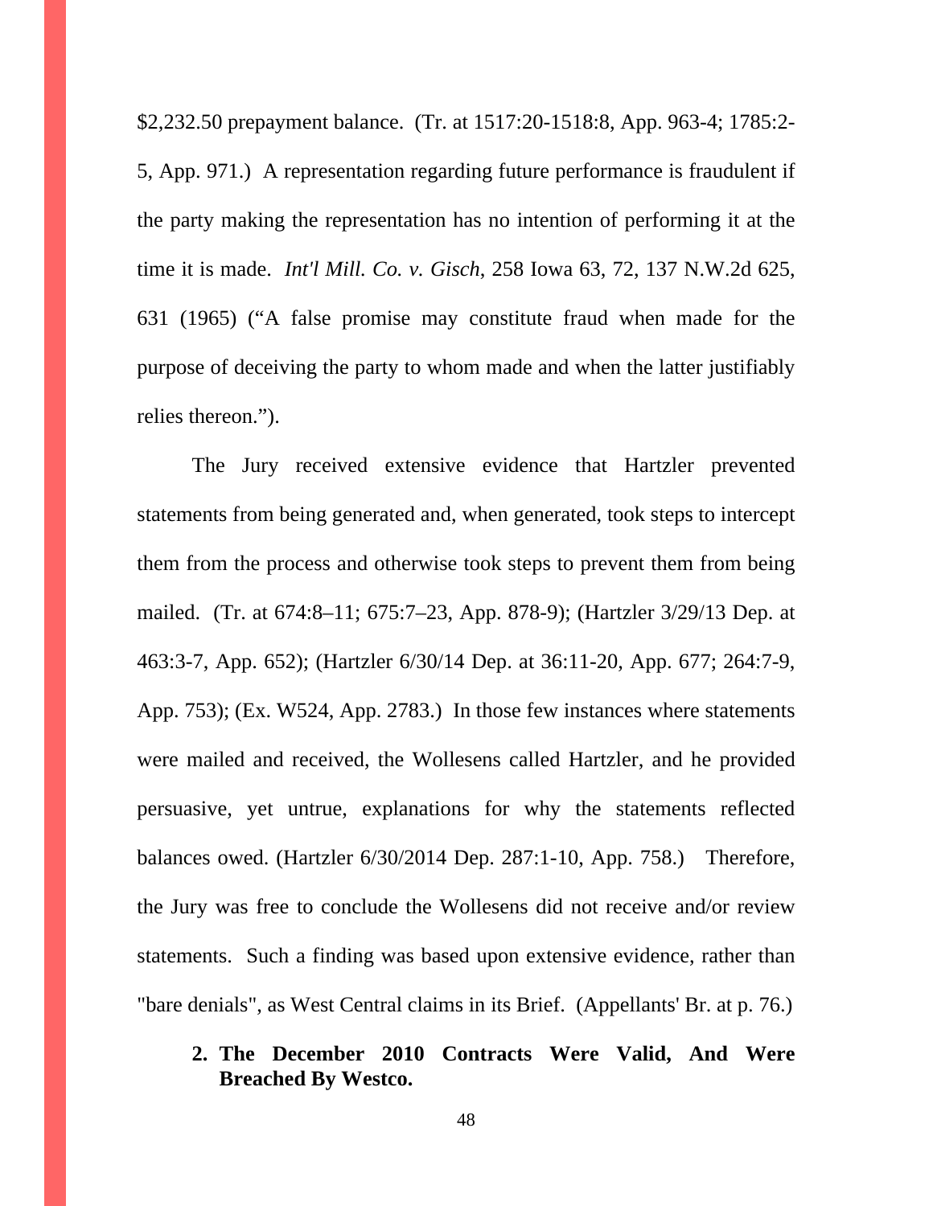$2,232.50 prepayment balance. (Tr. at 1517:20-1518:8, App. 963-4; 1785:2-5, App. 971.) A representation regarding future performance is fraudulent if the party making the representation has no intention of performing it at the time it is made. *Int'l Mill. Co. v. Gisch*, 258 Iowa 63, 72, 137 N.W.2d 625, 631 (1965) ("A false promise may constitute fraud when made for the purpose of deceiving the party to whom made and when the latter justifiably relies thereon.").

The Jury received extensive evidence that Hartzler prevented statements from being generated and, when generated, took steps to intercept them from the process and otherwise took steps to prevent them from being mailed. (Tr. at 674:8–11; 675:7–23, App. 878-9); (Hartzler 3/29/13 Dep. at 463:3-7, App. 652); (Hartzler 6/30/14 Dep. at 36:11-20, App. 677; 264:7-9, App. 753); (Ex. W524, App. 2783.) In those few instances where statements were mailed and received, the Wollesens called Hartzler, and he provided persuasive, yet untrue, explanations for why the statements reflected balances owed. (Hartzler 6/30/2014 Dep. 287:1-10, App. 758.) Therefore, the Jury was free to conclude the Wollesens did not receive and/or review statements. Such a finding was based upon extensive evidence, rather than "bare denials", as West Central claims in its Brief. (Appellants' Br. at p. 76.)

**2. The December 2010 Contracts Were Valid, And Were Breached By Westco.**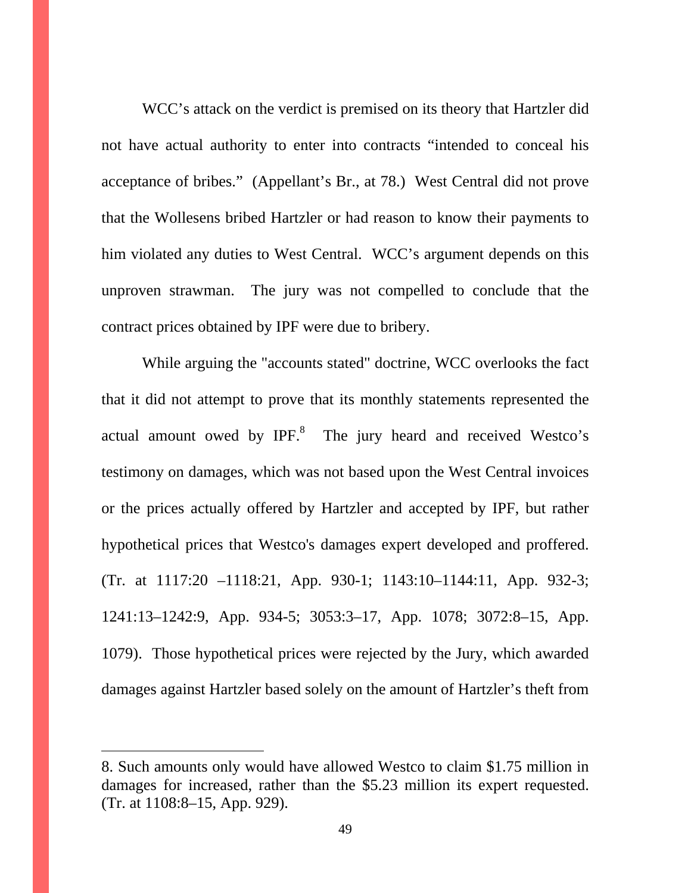WCC's attack on the verdict is premised on its theory that Hartzler did not have actual authority to enter into contracts "intended to conceal his acceptance of bribes." (Appellant's Br., at 78.) West Central did not prove that the Wollesens bribed Hartzler or had reason to know their payments to him violated any duties to West Central. WCC's argument depends on this unproven strawman. The jury was not compelled to conclude that the contract prices obtained by IPF were due to bribery.

While arguing the "accounts stated" doctrine, WCC overlooks the fact that it did not attempt to prove that its monthly statements represented the actual amount owed by IPF.[8] The jury heard and received Westco's testimony on damages, which was not based upon the West Central invoices or the prices actually offered by Hartzler and accepted by IPF, but rather hypothetical prices that Westco's damages expert developed and proffered. (Tr. at 1117:20 –1118:21, App. 930-1; 1143:10–1144:11, App. 932-3; 1241:13–1242:9, App. 934-5; 3053:3–17, App. 1078; 3072:8–15, App. 1079). Those hypothetical prices were rejected by the Jury, which awarded damages against Hartzler based solely on the amount of Hartzler's theft from

---

8. Such amounts only would have allowed Westco to claim $1.75 million in damages for increased, rather than the $5.23 million its expert requested. (Tr. at 1108:8–15, App. 929).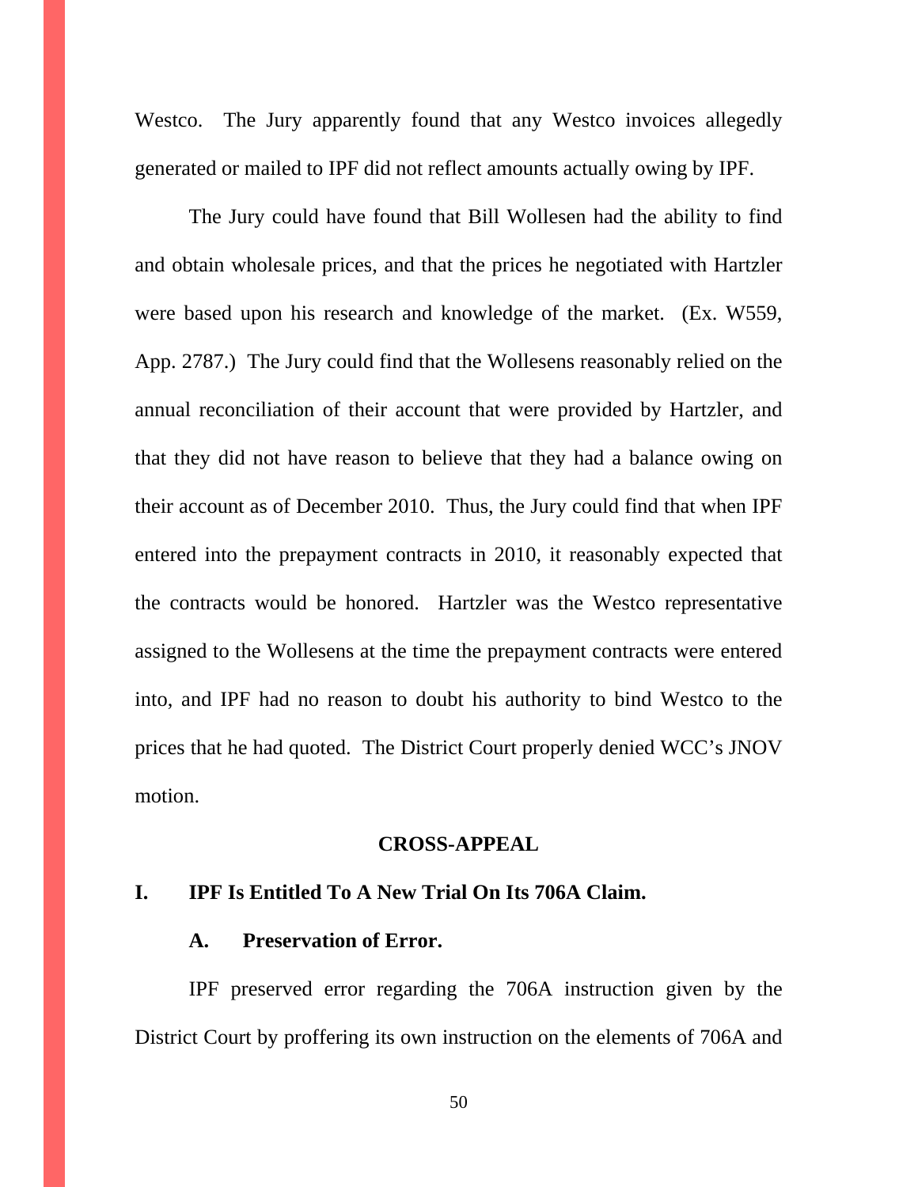Westco. The Jury apparently found that any Westco invoices allegedly generated or mailed to IPF did not reflect amounts actually owing by IPF.

The Jury could have found that Bill Wollesen had the ability to find and obtain wholesale prices, and that the prices he negotiated with Hartzler were based upon his research and knowledge of the market. (Ex. W559, App. 2787.) The Jury could find that the Wollesens reasonably relied on the annual reconciliation of their account that were provided by Hartzler, and that they did not have reason to believe that they had a balance owing on their account as of December 2010. Thus, the Jury could find that when IPF entered into the prepayment contracts in 2010, it reasonably expected that the contracts would be honored. Hartzler was the Westco representative assigned to the Wollesens at the time the prepayment contracts were entered into, and IPF had no reason to doubt his authority to bind Westco to the prices that he had quoted. The District Court properly denied WCC's JNOV motion.

## CROSS-APPEAL

### I. IPF Is Entitled To A New Trial On Its 706A Claim.

#### A. Preservation of Error.

IPF preserved error regarding the 706A instruction given by the District Court by proffering its own instruction on the elements of 706A and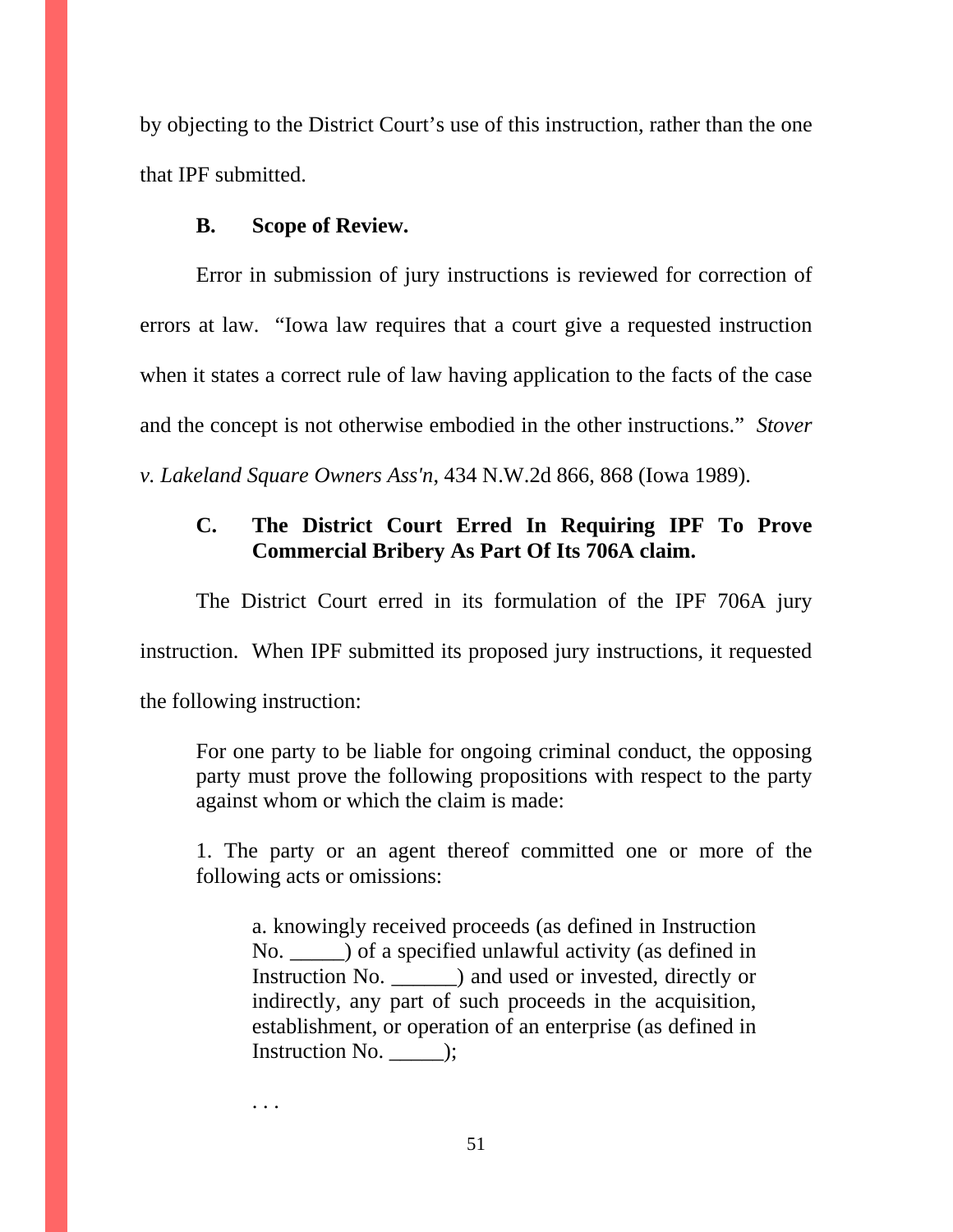by objecting to the District Court's use of this instruction, rather than the one that IPF submitted.

### B. Scope of Review.

Error in submission of jury instructions is reviewed for correction of errors at law. "Iowa law requires that a court give a requested instruction when it states a correct rule of law having application to the facts of the case and the concept is not otherwise embodied in the other instructions." *Stover v. Lakeland Square Owners Ass'n*, 434 N.W.2d 866, 868 (Iowa 1989).

### C. The District Court Erred In Requiring IPF To Prove Commercial Bribery As Part Of Its 706A claim.

The District Court erred in its formulation of the IPF 706A jury instruction. When IPF submitted its proposed jury instructions, it requested the following instruction:

> For one party to be liable for ongoing criminal conduct, the opposing party must prove the following propositions with respect to the party against whom or which the claim is made:
>
> 1. The party or an agent thereof committed one or more of the following acts or omissions:
>
>> a. knowingly received proceeds (as defined in Instruction No. _____) of a specified unlawful activity (as defined in Instruction No. ______) and used or invested, directly or indirectly, any part of such proceeds in the acquisition, establishment, or operation of an enterprise (as defined in Instruction No. _____);
>>
>> . . .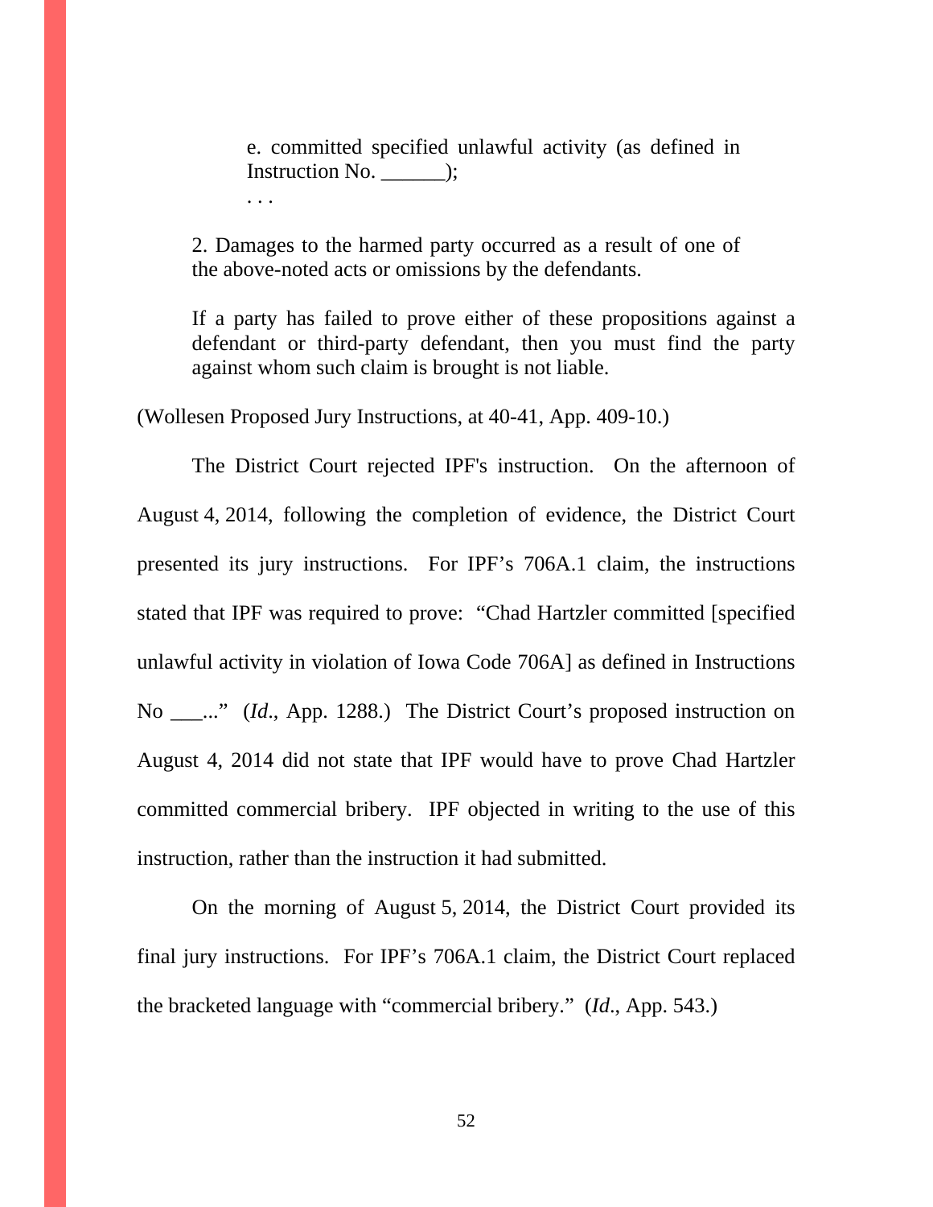> e. committed specified unlawful activity (as defined in Instruction No. ______);
>
> . . .
>
> 2. Damages to the harmed party occurred as a result of one of the above-noted acts or omissions by the defendants.
>
> If a party has failed to prove either of these propositions against a defendant or third-party defendant, then you must find the party against whom such claim is brought is not liable.

(Wollesen Proposed Jury Instructions, at 40-41, App. 409-10.)

The District Court rejected IPF's instruction. On the afternoon of August 4, 2014, following the completion of evidence, the District Court presented its jury instructions. For IPF's 706A.1 claim, the instructions stated that IPF was required to prove: "Chad Hartzler committed [specified unlawful activity in violation of Iowa Code 706A] as defined in Instructions No ___..." (*Id*., App. 1288.) The District Court's proposed instruction on August 4, 2014 did not state that IPF would have to prove Chad Hartzler committed commercial bribery. IPF objected in writing to the use of this instruction, rather than the instruction it had submitted.

On the morning of August 5, 2014, the District Court provided its final jury instructions. For IPF's 706A.1 claim, the District Court replaced the bracketed language with "commercial bribery." (*Id*., App. 543.)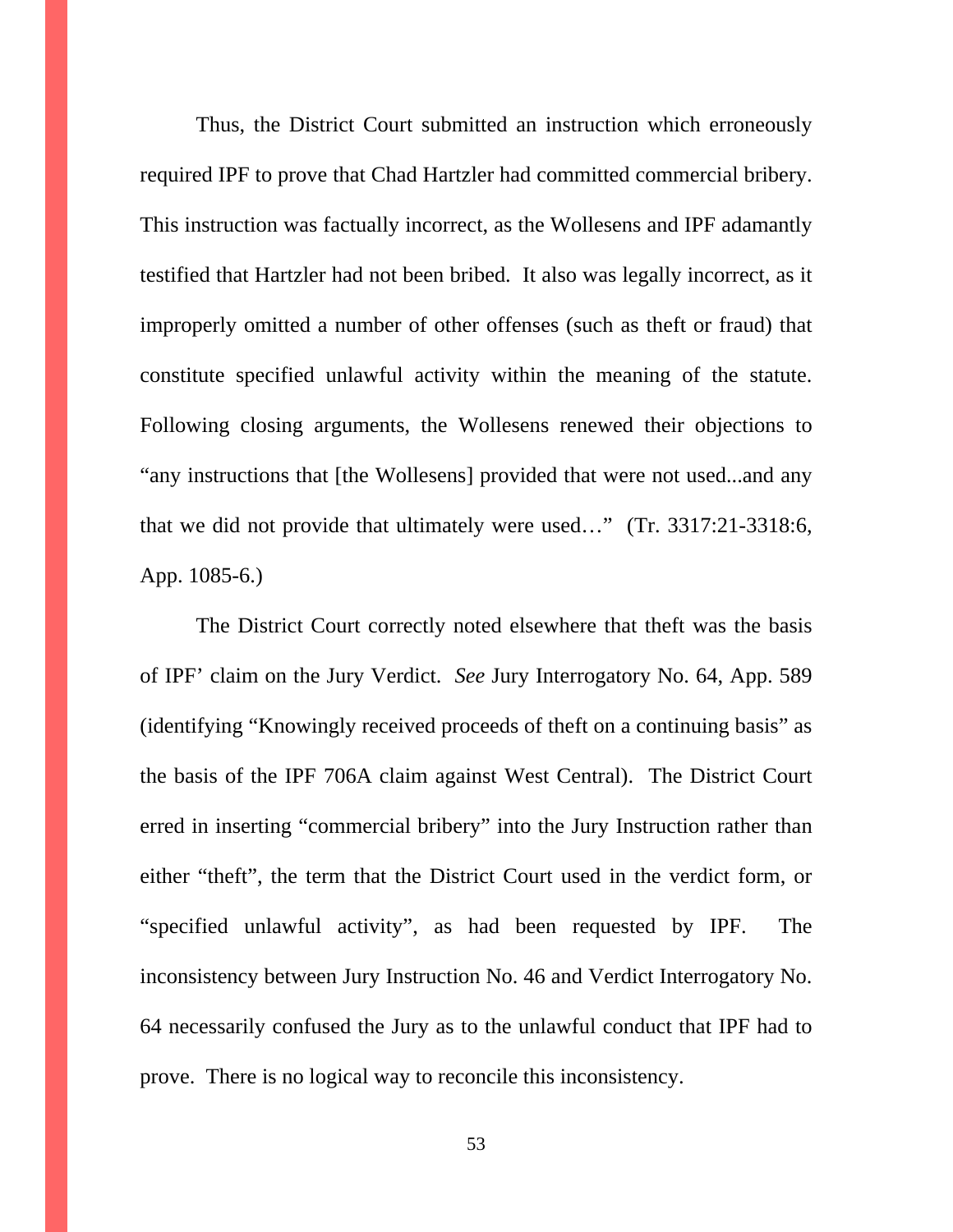Thus, the District Court submitted an instruction which erroneously required IPF to prove that Chad Hartzler had committed commercial bribery. This instruction was factually incorrect, as the Wollesens and IPF adamantly testified that Hartzler had not been bribed. It also was legally incorrect, as it improperly omitted a number of other offenses (such as theft or fraud) that constitute specified unlawful activity within the meaning of the statute. Following closing arguments, the Wollesens renewed their objections to "any instructions that [the Wollesens] provided that were not used...and any that we did not provide that ultimately were used…" (Tr. 3317:21-3318:6, App. 1085-6.)

The District Court correctly noted elsewhere that theft was the basis of IPF' claim on the Jury Verdict. *See* Jury Interrogatory No. 64, App. 589 (identifying "Knowingly received proceeds of theft on a continuing basis" as the basis of the IPF 706A claim against West Central). The District Court erred in inserting "commercial bribery" into the Jury Instruction rather than either "theft", the term that the District Court used in the verdict form, or "specified unlawful activity", as had been requested by IPF. The inconsistency between Jury Instruction No. 46 and Verdict Interrogatory No. 64 necessarily confused the Jury as to the unlawful conduct that IPF had to prove. There is no logical way to reconcile this inconsistency.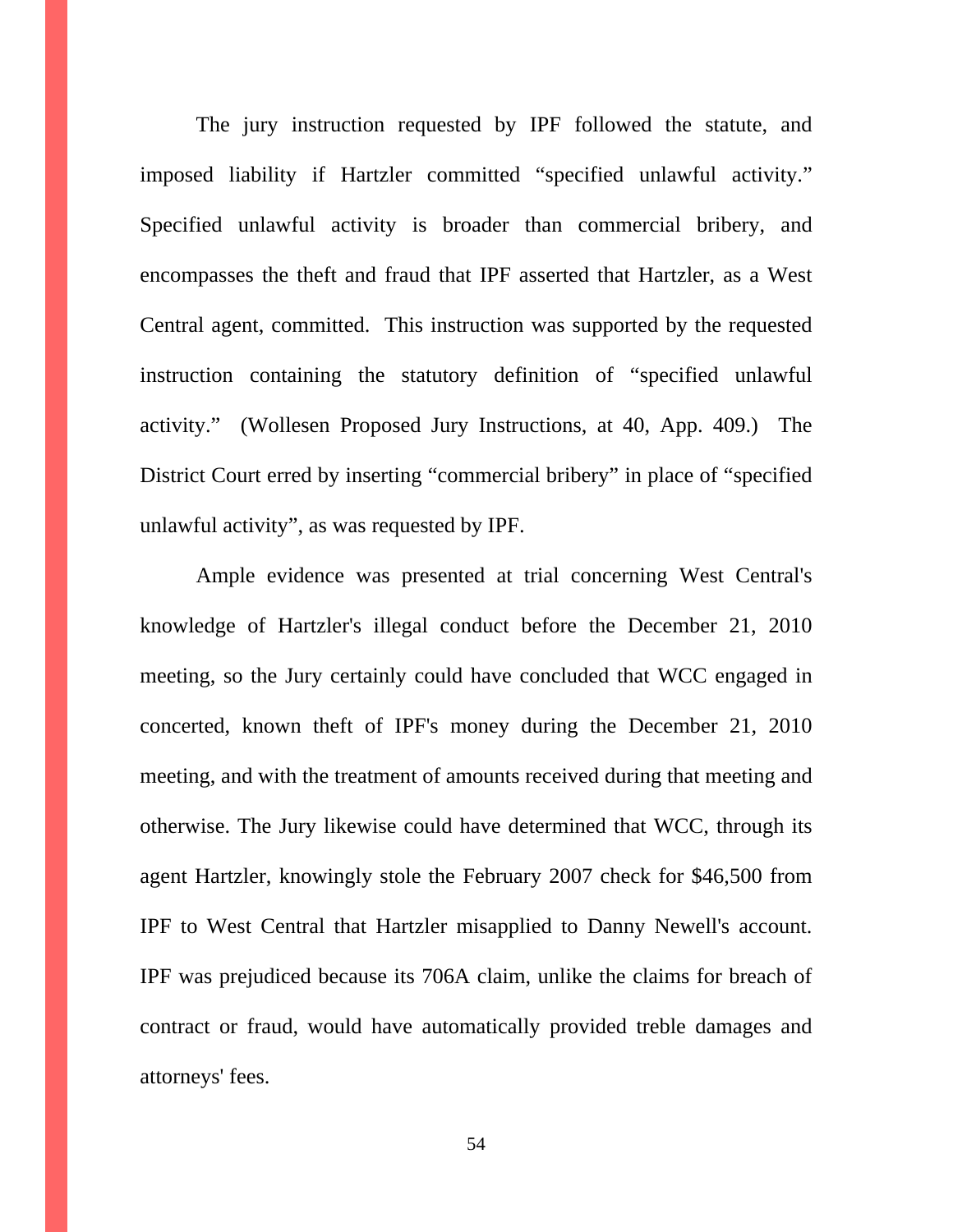The jury instruction requested by IPF followed the statute, and imposed liability if Hartzler committed "specified unlawful activity." Specified unlawful activity is broader than commercial bribery, and encompasses the theft and fraud that IPF asserted that Hartzler, as a West Central agent, committed. This instruction was supported by the requested instruction containing the statutory definition of "specified unlawful activity." (Wollesen Proposed Jury Instructions, at 40, App. 409.) The District Court erred by inserting "commercial bribery" in place of "specified unlawful activity", as was requested by IPF.

Ample evidence was presented at trial concerning West Central's knowledge of Hartzler's illegal conduct before the December 21, 2010 meeting, so the Jury certainly could have concluded that WCC engaged in concerted, known theft of IPF's money during the December 21, 2010 meeting, and with the treatment of amounts received during that meeting and otherwise. The Jury likewise could have determined that WCC, through its agent Hartzler, knowingly stole the February 2007 check for $46,500 from IPF to West Central that Hartzler misapplied to Danny Newell's account. IPF was prejudiced because its 706A claim, unlike the claims for breach of contract or fraud, would have automatically provided treble damages and attorneys' fees.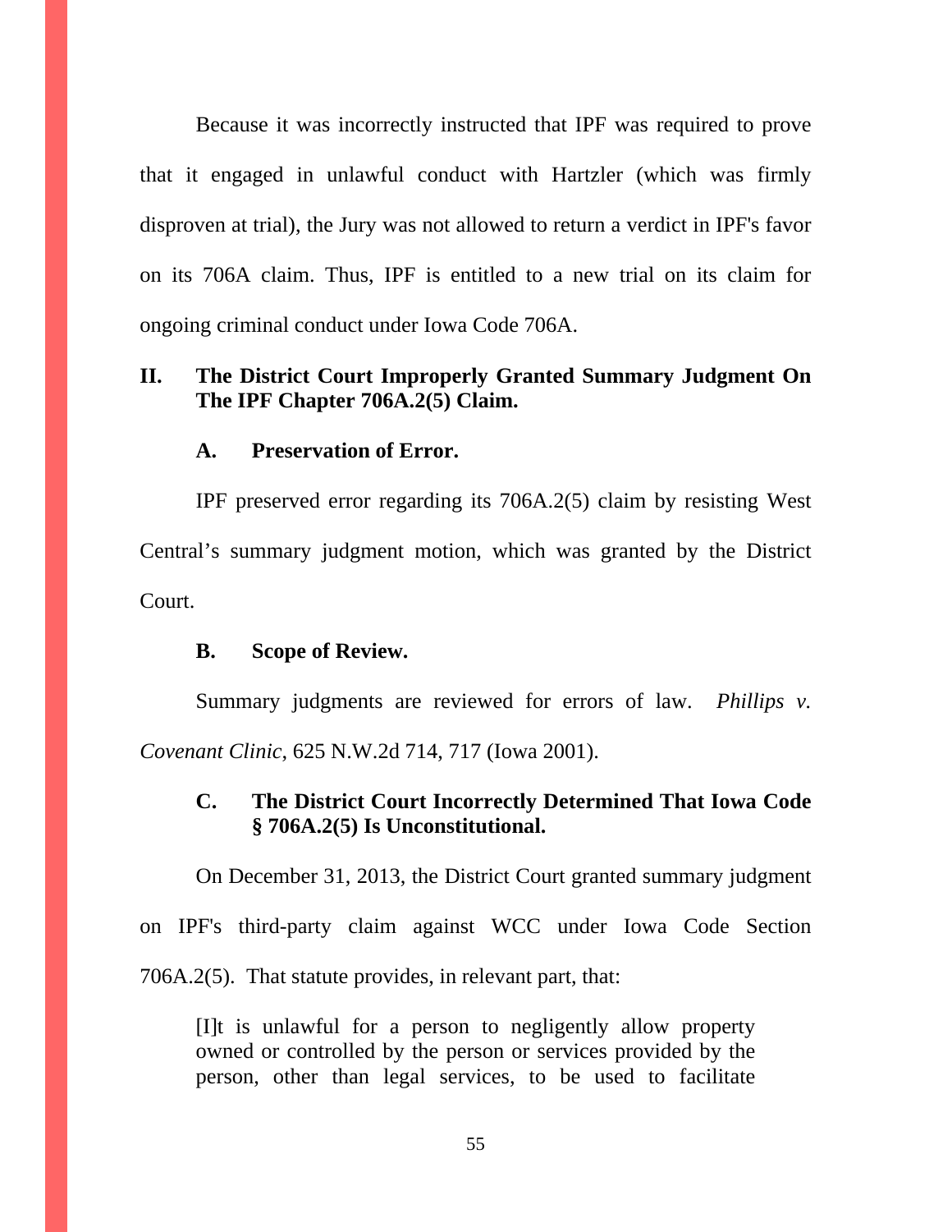Because it was incorrectly instructed that IPF was required to prove that it engaged in unlawful conduct with Hartzler (which was firmly disproven at trial), the Jury was not allowed to return a verdict in IPF's favor on its 706A claim. Thus, IPF is entitled to a new trial on its claim for ongoing criminal conduct under Iowa Code 706A.

## II. The District Court Improperly Granted Summary Judgment On The IPF Chapter 706A.2(5) Claim.

### A. Preservation of Error.

IPF preserved error regarding its 706A.2(5) claim by resisting West Central's summary judgment motion, which was granted by the District Court.

### B. Scope of Review.

Summary judgments are reviewed for errors of law. *Phillips v. Covenant Clinic*, 625 N.W.2d 714, 717 (Iowa 2001).

### C. The District Court Incorrectly Determined That Iowa Code § 706A.2(5) Is Unconstitutional.

On December 31, 2013, the District Court granted summary judgment on IPF's third-party claim against WCC under Iowa Code Section 706A.2(5). That statute provides, in relevant part, that:

> [I]t is unlawful for a person to negligently allow property owned or controlled by the person or services provided by the person, other than legal services, to be used to facilitate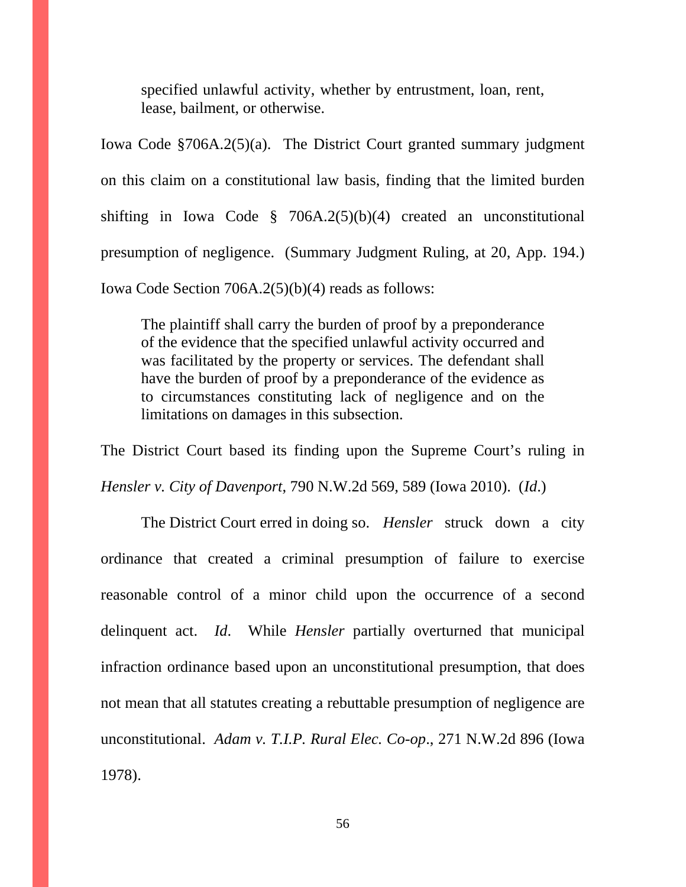> specified unlawful activity, whether by entrustment, loan, rent, lease, bailment, or otherwise.

Iowa Code §706A.2(5)(a). The District Court granted summary judgment on this claim on a constitutional law basis, finding that the limited burden shifting in Iowa Code § 706A.2(5)(b)(4) created an unconstitutional presumption of negligence. (Summary Judgment Ruling, at 20, App. 194.) Iowa Code Section 706A.2(5)(b)(4) reads as follows:

> The plaintiff shall carry the burden of proof by a preponderance of the evidence that the specified unlawful activity occurred and was facilitated by the property or services. The defendant shall have the burden of proof by a preponderance of the evidence as to circumstances constituting lack of negligence and on the limitations on damages in this subsection.

The District Court based its finding upon the Supreme Court's ruling in *Hensler v. City of Davenport*, 790 N.W.2d 569, 589 (Iowa 2010). (*Id*.)

The District Court erred in doing so. *Hensler* struck down a city ordinance that created a criminal presumption of failure to exercise reasonable control of a minor child upon the occurrence of a second delinquent act. *Id*. While *Hensler* partially overturned that municipal infraction ordinance based upon an unconstitutional presumption, that does not mean that all statutes creating a rebuttable presumption of negligence are unconstitutional. *Adam v. T.I.P. Rural Elec. Co-op*., 271 N.W.2d 896 (Iowa 1978).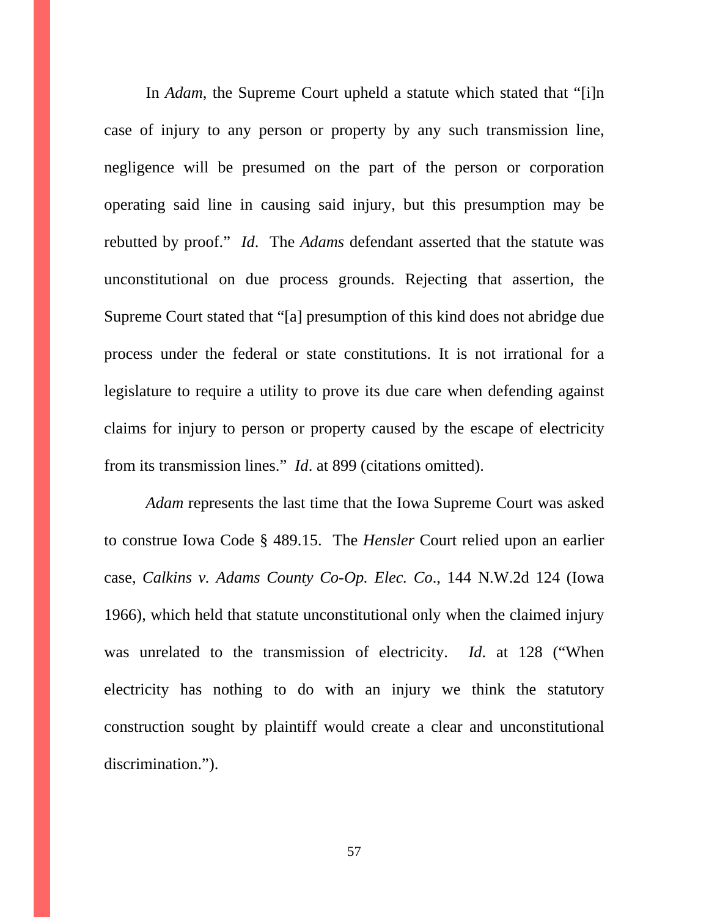In *Adam*, the Supreme Court upheld a statute which stated that "[i]n case of injury to any person or property by any such transmission line, negligence will be presumed on the part of the person or corporation operating said line in causing said injury, but this presumption may be rebutted by proof." *Id*. The *Adams* defendant asserted that the statute was unconstitutional on due process grounds. Rejecting that assertion, the Supreme Court stated that "[a] presumption of this kind does not abridge due process under the federal or state constitutions. It is not irrational for a legislature to require a utility to prove its due care when defending against claims for injury to person or property caused by the escape of electricity from its transmission lines." *Id*. at 899 (citations omitted).

*Adam* represents the last time that the Iowa Supreme Court was asked to construe Iowa Code § 489.15. The *Hensler* Court relied upon an earlier case, *Calkins v. Adams County Co-Op. Elec. Co*., 144 N.W.2d 124 (Iowa 1966), which held that statute unconstitutional only when the claimed injury was unrelated to the transmission of electricity. *Id*. at 128 ("When electricity has nothing to do with an injury we think the statutory construction sought by plaintiff would create a clear and unconstitutional discrimination.").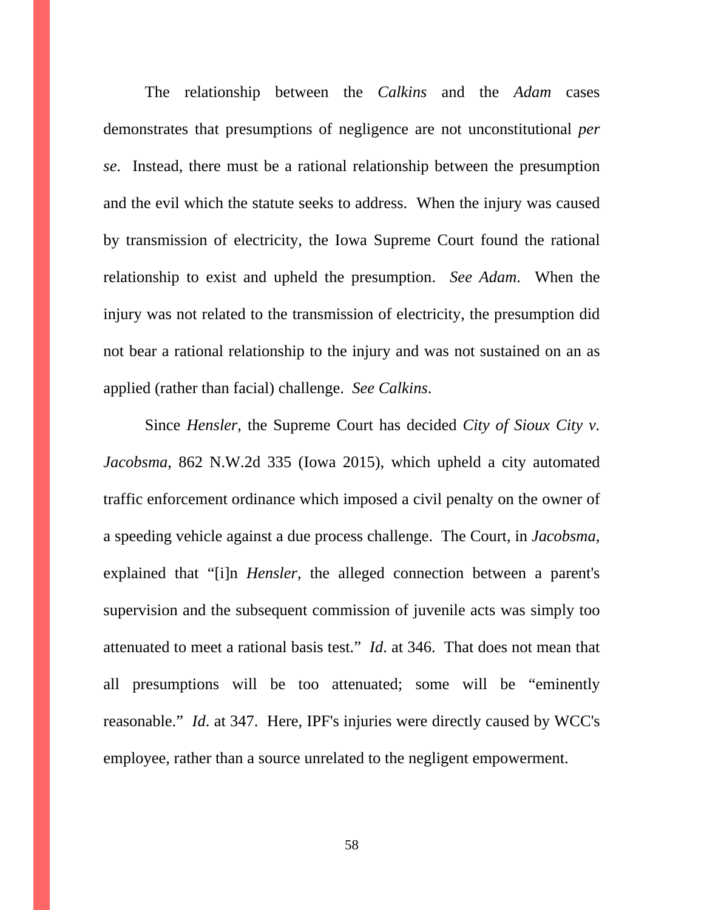The relationship between the *Calkins* and the *Adam* cases demonstrates that presumptions of negligence are not unconstitutional *per se*. Instead, there must be a rational relationship between the presumption and the evil which the statute seeks to address. When the injury was caused by transmission of electricity, the Iowa Supreme Court found the rational relationship to exist and upheld the presumption. *See Adam*. When the injury was not related to the transmission of electricity, the presumption did not bear a rational relationship to the injury and was not sustained on an as applied (rather than facial) challenge. *See Calkins*.

Since *Hensler*, the Supreme Court has decided *City of Sioux City v. Jacobsma*, 862 N.W.2d 335 (Iowa 2015), which upheld a city automated traffic enforcement ordinance which imposed a civil penalty on the owner of a speeding vehicle against a due process challenge. The Court, in *Jacobsma*, explained that "[i]n *Hensler*, the alleged connection between a parent's supervision and the subsequent commission of juvenile acts was simply too attenuated to meet a rational basis test." *Id*. at 346. That does not mean that all presumptions will be too attenuated; some will be "eminently reasonable." *Id*. at 347. Here, IPF's injuries were directly caused by WCC's employee, rather than a source unrelated to the negligent empowerment.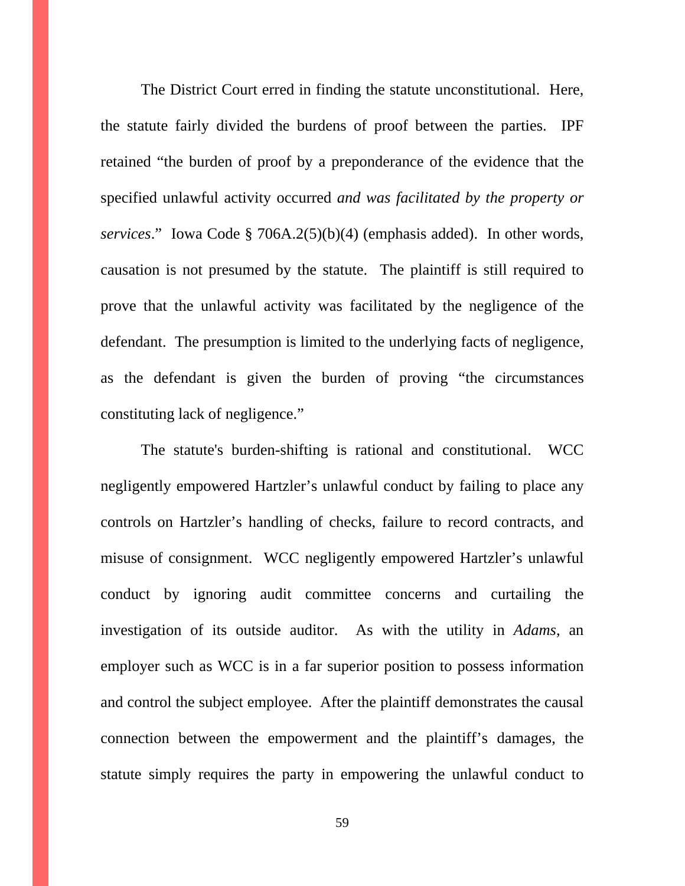The District Court erred in finding the statute unconstitutional. Here, the statute fairly divided the burdens of proof between the parties. IPF retained "the burden of proof by a preponderance of the evidence that the specified unlawful activity occurred *and was facilitated by the property or services*." Iowa Code § 706A.2(5)(b)(4) (emphasis added). In other words, causation is not presumed by the statute. The plaintiff is still required to prove that the unlawful activity was facilitated by the negligence of the defendant. The presumption is limited to the underlying facts of negligence, as the defendant is given the burden of proving "the circumstances constituting lack of negligence."

The statute's burden-shifting is rational and constitutional. WCC negligently empowered Hartzler's unlawful conduct by failing to place any controls on Hartzler's handling of checks, failure to record contracts, and misuse of consignment. WCC negligently empowered Hartzler's unlawful conduct by ignoring audit committee concerns and curtailing the investigation of its outside auditor. As with the utility in *Adams*, an employer such as WCC is in a far superior position to possess information and control the subject employee. After the plaintiff demonstrates the causal connection between the empowerment and the plaintiff's damages, the statute simply requires the party in empowering the unlawful conduct to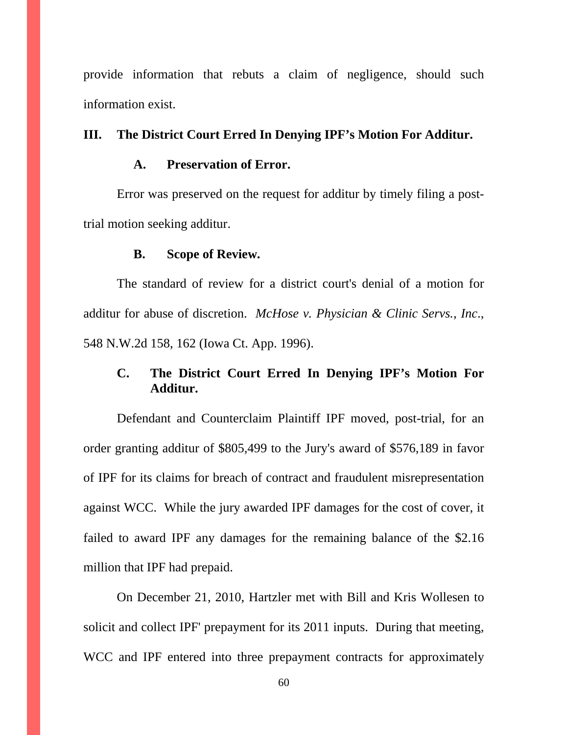provide information that rebuts a claim of negligence, should such information exist.

## III. The District Court Erred In Denying IPF's Motion For Additur.

### A. Preservation of Error.

Error was preserved on the request for additur by timely filing a post-trial motion seeking additur.

### B. Scope of Review.

The standard of review for a district court's denial of a motion for additur for abuse of discretion. *McHose v. Physician & Clinic Servs., Inc.*, 548 N.W.2d 158, 162 (Iowa Ct. App. 1996).

### C. The District Court Erred In Denying IPF's Motion For Additur.

Defendant and Counterclaim Plaintiff IPF moved, post-trial, for an order granting additur of $805,499 to the Jury's award of $576,189 in favor of IPF for its claims for breach of contract and fraudulent misrepresentation against WCC. While the jury awarded IPF damages for the cost of cover, it failed to award IPF any damages for the remaining balance of the $2.16 million that IPF had prepaid.

On December 21, 2010, Hartzler met with Bill and Kris Wollesen to solicit and collect IPF' prepayment for its 2011 inputs. During that meeting, WCC and IPF entered into three prepayment contracts for approximately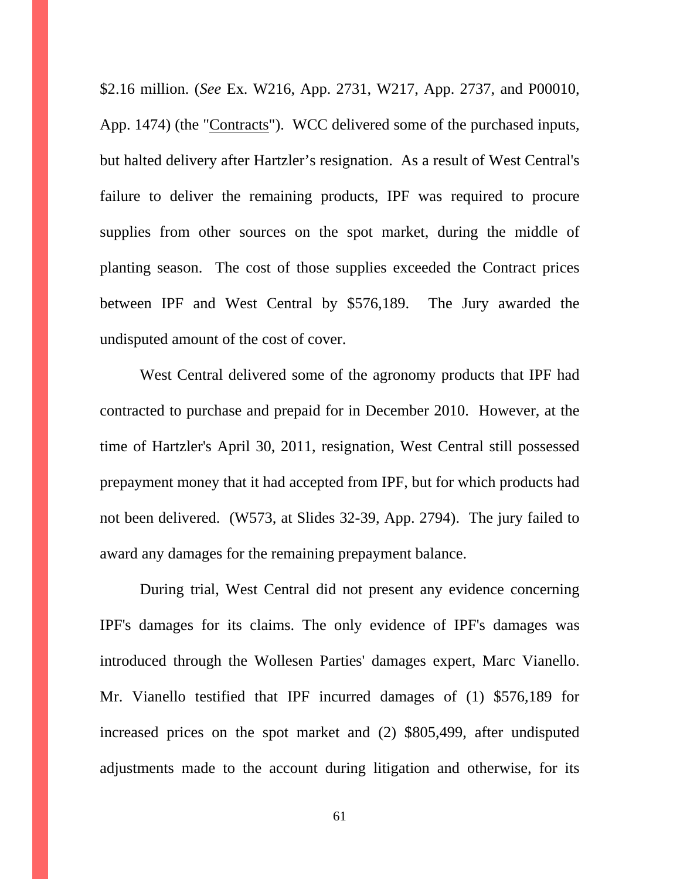$2.16 million. (*See* Ex. W216, App. 2731, W217, App. 2737, and P00010, App. 1474) (the "<u>Contracts</u>"). WCC delivered some of the purchased inputs, but halted delivery after Hartzler's resignation. As a result of West Central's failure to deliver the remaining products, IPF was required to procure supplies from other sources on the spot market, during the middle of planting season. The cost of those supplies exceeded the Contract prices between IPF and West Central by $576,189. The Jury awarded the undisputed amount of the cost of cover.

West Central delivered some of the agronomy products that IPF had contracted to purchase and prepaid for in December 2010. However, at the time of Hartzler's April 30, 2011, resignation, West Central still possessed prepayment money that it had accepted from IPF, but for which products had not been delivered. (W573, at Slides 32-39, App. 2794). The jury failed to award any damages for the remaining prepayment balance.

During trial, West Central did not present any evidence concerning IPF's damages for its claims. The only evidence of IPF's damages was introduced through the Wollesen Parties' damages expert, Marc Vianello. Mr. Vianello testified that IPF incurred damages of (1) $576,189 for increased prices on the spot market and (2) $805,499, after undisputed adjustments made to the account during litigation and otherwise, for its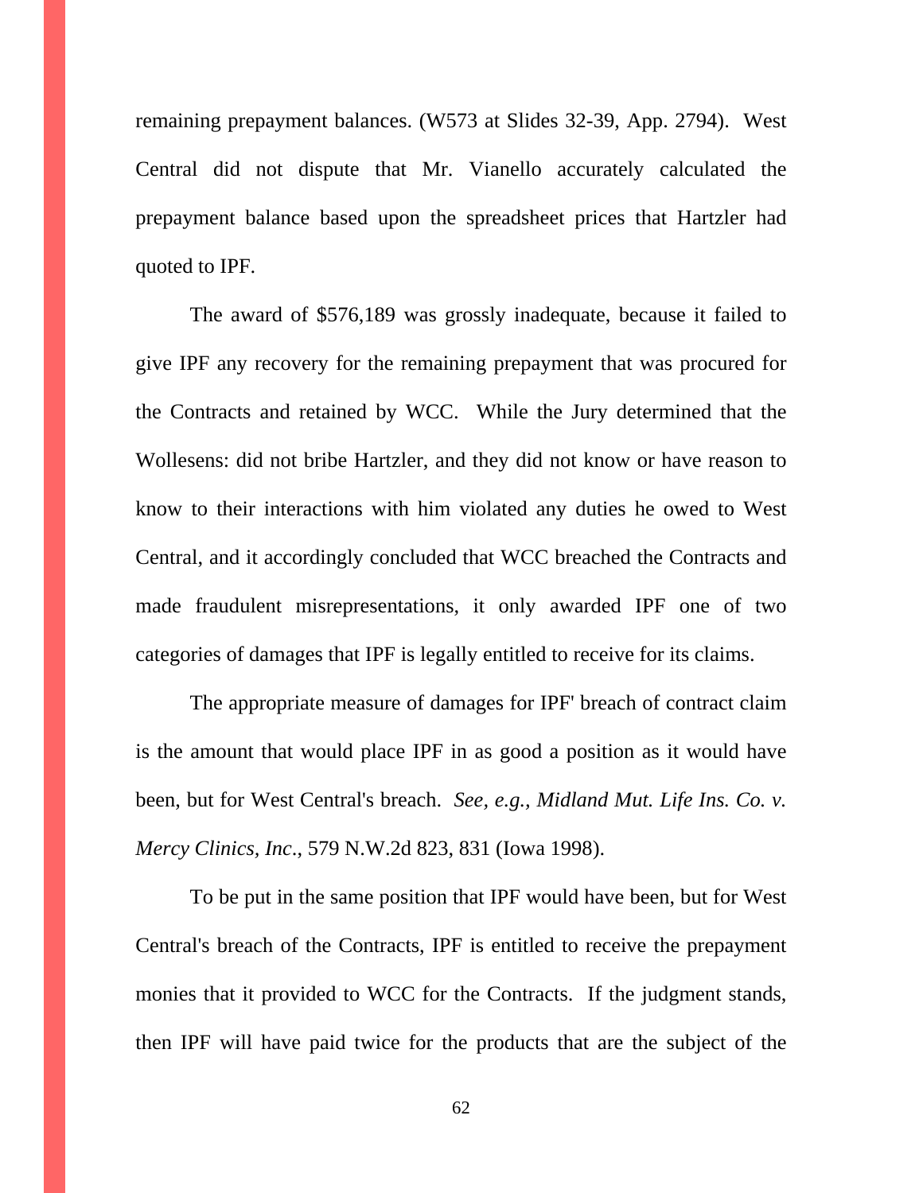remaining prepayment balances. (W573 at Slides 32-39, App. 2794). West Central did not dispute that Mr. Vianello accurately calculated the prepayment balance based upon the spreadsheet prices that Hartzler had quoted to IPF.

The award of $576,189 was grossly inadequate, because it failed to give IPF any recovery for the remaining prepayment that was procured for the Contracts and retained by WCC. While the Jury determined that the Wollesens: did not bribe Hartzler, and they did not know or have reason to know to their interactions with him violated any duties he owed to West Central, and it accordingly concluded that WCC breached the Contracts and made fraudulent misrepresentations, it only awarded IPF one of two categories of damages that IPF is legally entitled to receive for its claims.

The appropriate measure of damages for IPF' breach of contract claim is the amount that would place IPF in as good a position as it would have been, but for West Central's breach. *See, e.g., Midland Mut. Life Ins. Co. v. Mercy Clinics, Inc.*, 579 N.W.2d 823, 831 (Iowa 1998).

To be put in the same position that IPF would have been, but for West Central's breach of the Contracts, IPF is entitled to receive the prepayment monies that it provided to WCC for the Contracts. If the judgment stands, then IPF will have paid twice for the products that are the subject of the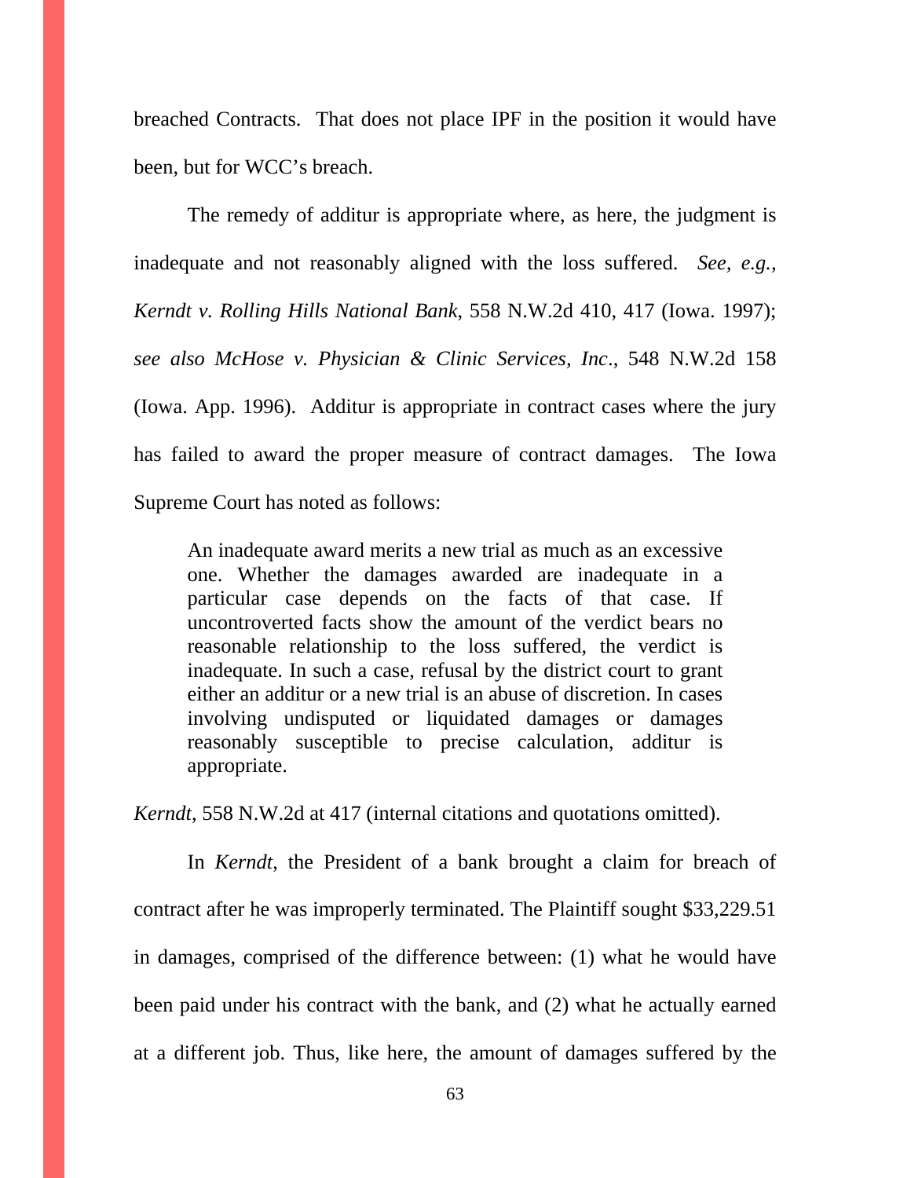breached Contracts. That does not place IPF in the position it would have been, but for WCC's breach.

The remedy of additur is appropriate where, as here, the judgment is inadequate and not reasonably aligned with the loss suffered. *See, e.g., Kerndt v. Rolling Hills National Bank*, 558 N.W.2d 410, 417 (Iowa. 1997); *see also McHose v. Physician & Clinic Services, Inc*., 548 N.W.2d 158 (Iowa. App. 1996). Additur is appropriate in contract cases where the jury has failed to award the proper measure of contract damages. The Iowa Supreme Court has noted as follows:

> An inadequate award merits a new trial as much as an excessive one. Whether the damages awarded are inadequate in a particular case depends on the facts of that case. If uncontroverted facts show the amount of the verdict bears no reasonable relationship to the loss suffered, the verdict is inadequate. In such a case, refusal by the district court to grant either an additur or a new trial is an abuse of discretion. In cases involving undisputed or liquidated damages or damages reasonably susceptible to precise calculation, additur is appropriate.

*Kerndt*, 558 N.W.2d at 417 (internal citations and quotations omitted).

In *Kerndt*, the President of a bank brought a claim for breach of contract after he was improperly terminated. The Plaintiff sought $33,229.51 in damages, comprised of the difference between: (1) what he would have been paid under his contract with the bank, and (2) what he actually earned at a different job. Thus, like here, the amount of damages suffered by the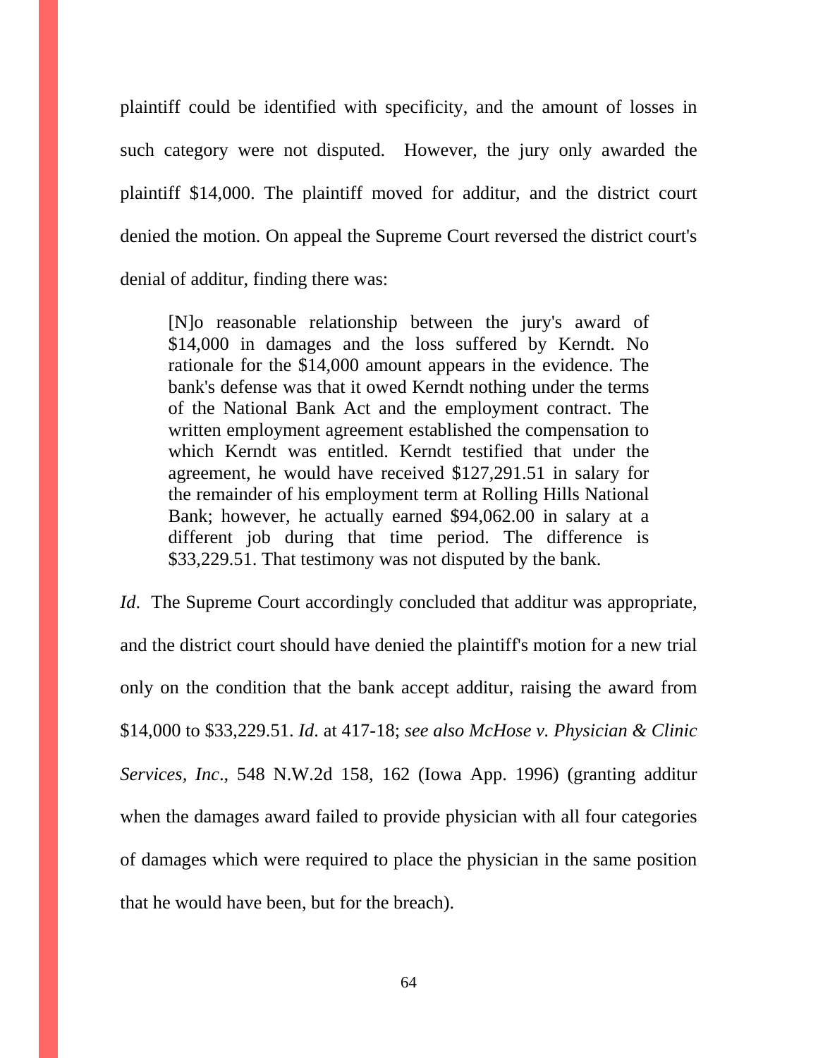plaintiff could be identified with specificity, and the amount of losses in such category were not disputed. However, the jury only awarded the plaintiff $14,000. The plaintiff moved for additur, and the district court denied the motion. On appeal the Supreme Court reversed the district court's denial of additur, finding there was:

> [N]o reasonable relationship between the jury's award of $14,000 in damages and the loss suffered by Kerndt. No rationale for the $14,000 amount appears in the evidence. The bank's defense was that it owed Kerndt nothing under the terms of the National Bank Act and the employment contract. The written employment agreement established the compensation to which Kerndt was entitled. Kerndt testified that under the agreement, he would have received $127,291.51 in salary for the remainder of his employment term at Rolling Hills National Bank; however, he actually earned $94,062.00 in salary at a different job during that time period. The difference is $33,229.51. That testimony was not disputed by the bank.

*Id*. The Supreme Court accordingly concluded that additur was appropriate, and the district court should have denied the plaintiff's motion for a new trial only on the condition that the bank accept additur, raising the award from $14,000 to $33,229.51. *Id*. at 417-18; *see also McHose v. Physician & Clinic Services, Inc*., 548 N.W.2d 158, 162 (Iowa App. 1996) (granting additur when the damages award failed to provide physician with all four categories of damages which were required to place the physician in the same position that he would have been, but for the breach).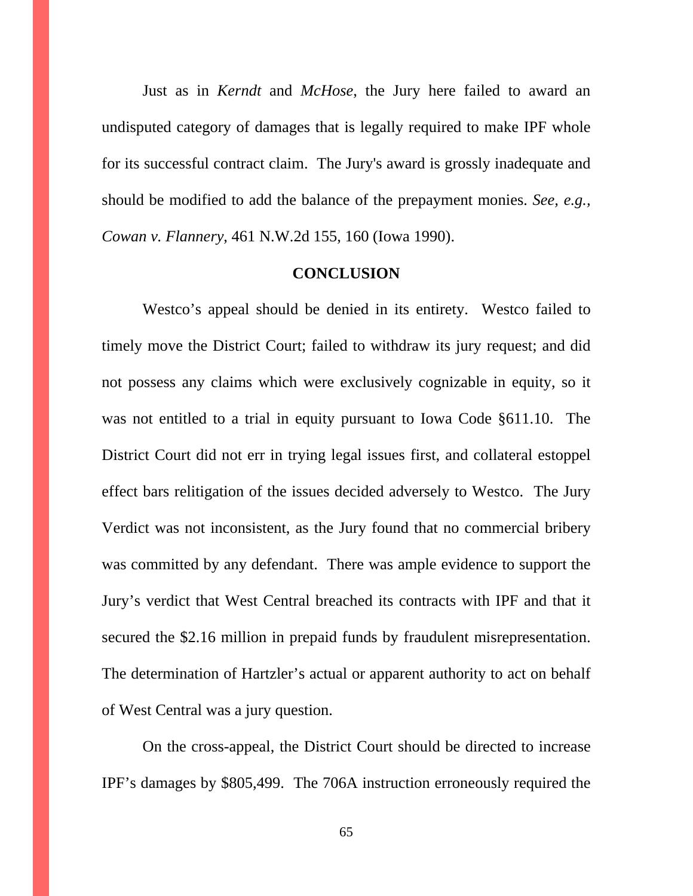Just as in *Kerndt* and *McHose*, the Jury here failed to award an undisputed category of damages that is legally required to make IPF whole for its successful contract claim. The Jury's award is grossly inadequate and should be modified to add the balance of the prepayment monies. *See, e.g., Cowan v. Flannery*, 461 N.W.2d 155, 160 (Iowa 1990).

## CONCLUSION

Westco's appeal should be denied in its entirety. Westco failed to timely move the District Court; failed to withdraw its jury request; and did not possess any claims which were exclusively cognizable in equity, so it was not entitled to a trial in equity pursuant to Iowa Code §611.10. The District Court did not err in trying legal issues first, and collateral estoppel effect bars relitigation of the issues decided adversely to Westco. The Jury Verdict was not inconsistent, as the Jury found that no commercial bribery was committed by any defendant. There was ample evidence to support the Jury's verdict that West Central breached its contracts with IPF and that it secured the $2.16 million in prepaid funds by fraudulent misrepresentation. The determination of Hartzler's actual or apparent authority to act on behalf of West Central was a jury question.

On the cross-appeal, the District Court should be directed to increase IPF's damages by $805,499. The 706A instruction erroneously required the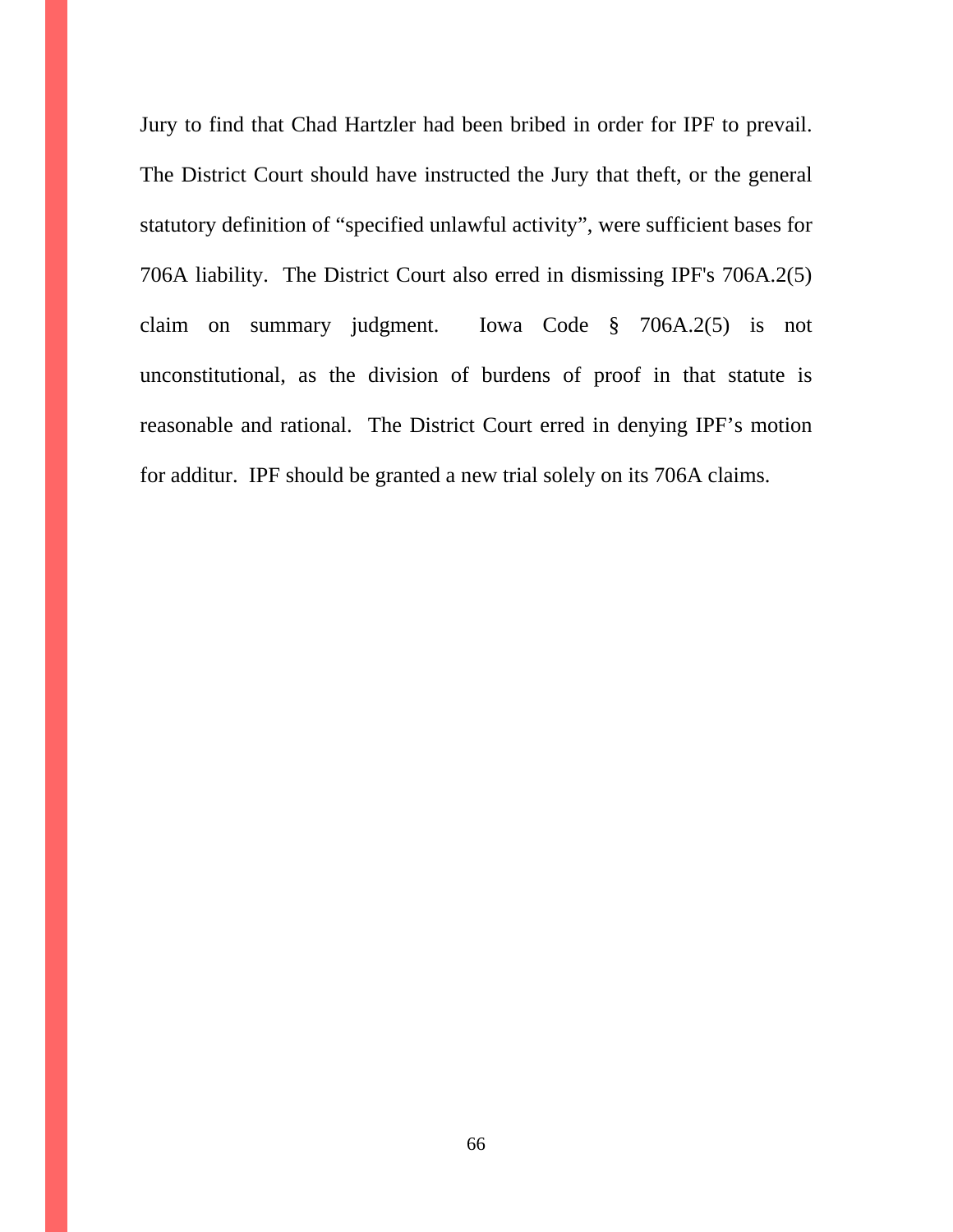Jury to find that Chad Hartzler had been bribed in order for IPF to prevail. The District Court should have instructed the Jury that theft, or the general statutory definition of "specified unlawful activity", were sufficient bases for 706A liability. The District Court also erred in dismissing IPF's 706A.2(5) claim on summary judgment. Iowa Code § 706A.2(5) is not unconstitutional, as the division of burdens of proof in that statute is reasonable and rational. The District Court erred in denying IPF's motion for additur. IPF should be granted a new trial solely on its 706A claims.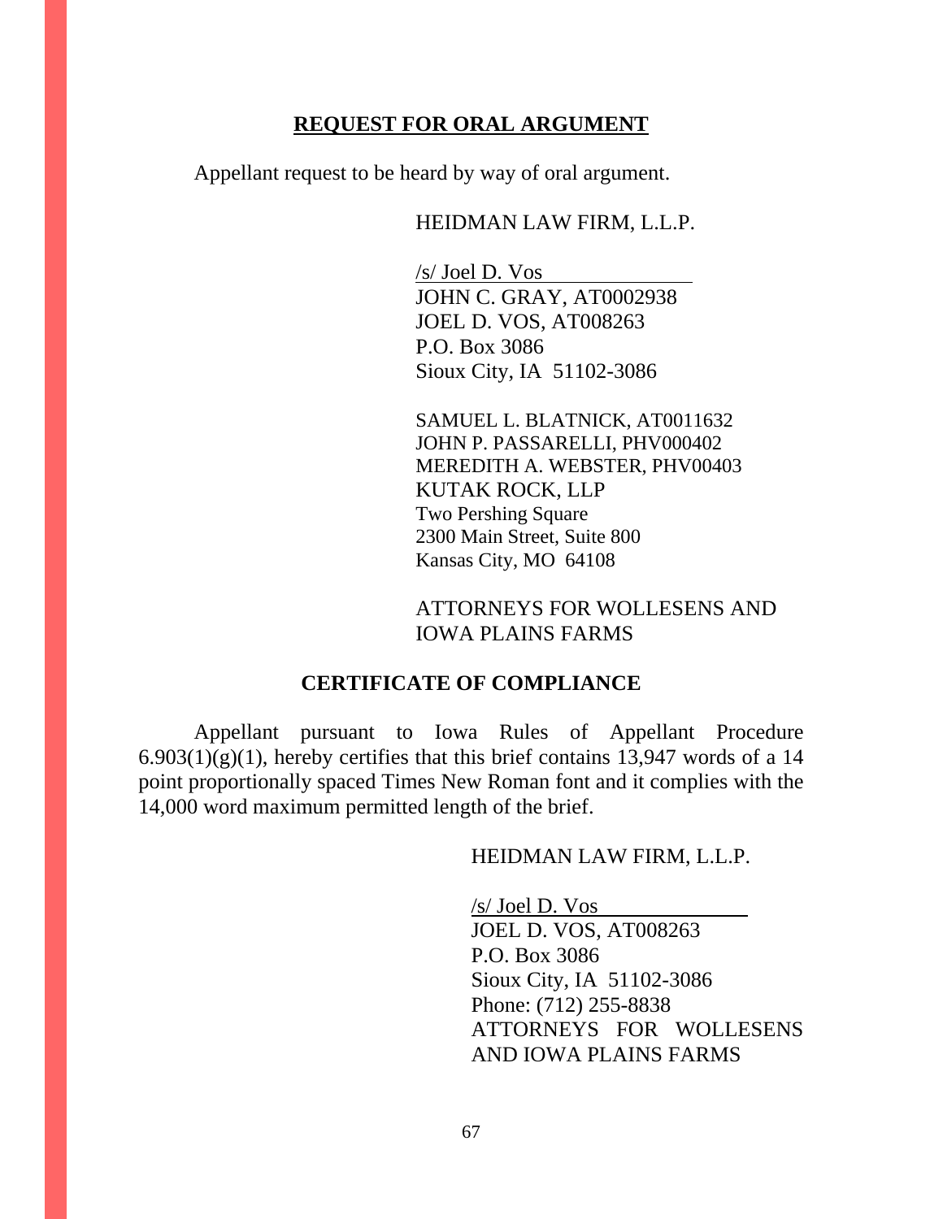## REQUEST FOR ORAL ARGUMENT

Appellant request to be heard by way of oral argument.

HEIDMAN LAW FIRM, L.L.P.

/s/ Joel D. Vos
JOHN C. GRAY, AT0002938
JOEL D. VOS, AT008263
P.O. Box 3086
Sioux City, IA 51102-3086

SAMUEL L. BLATNICK, AT0011632
JOHN P. PASSARELLI, PHV000402
MEREDITH A. WEBSTER, PHV00403
KUTAK ROCK, LLP
Two Pershing Square
2300 Main Street, Suite 800
Kansas City, MO 64108

ATTORNEYS FOR WOLLESENS AND IOWA PLAINS FARMS

## CERTIFICATE OF COMPLIANCE

Appellant pursuant to Iowa Rules of Appellant Procedure 6.903(1)(g)(1), hereby certifies that this brief contains 13,947 words of a 14 point proportionally spaced Times New Roman font and it complies with the 14,000 word maximum permitted length of the brief.

HEIDMAN LAW FIRM, L.L.P.

/s/ Joel D. Vos
JOEL D. VOS, AT008263
P.O. Box 3086
Sioux City, IA 51102-3086
Phone: (712) 255-8838
ATTORNEYS FOR WOLLESENS AND IOWA PLAINS FARMS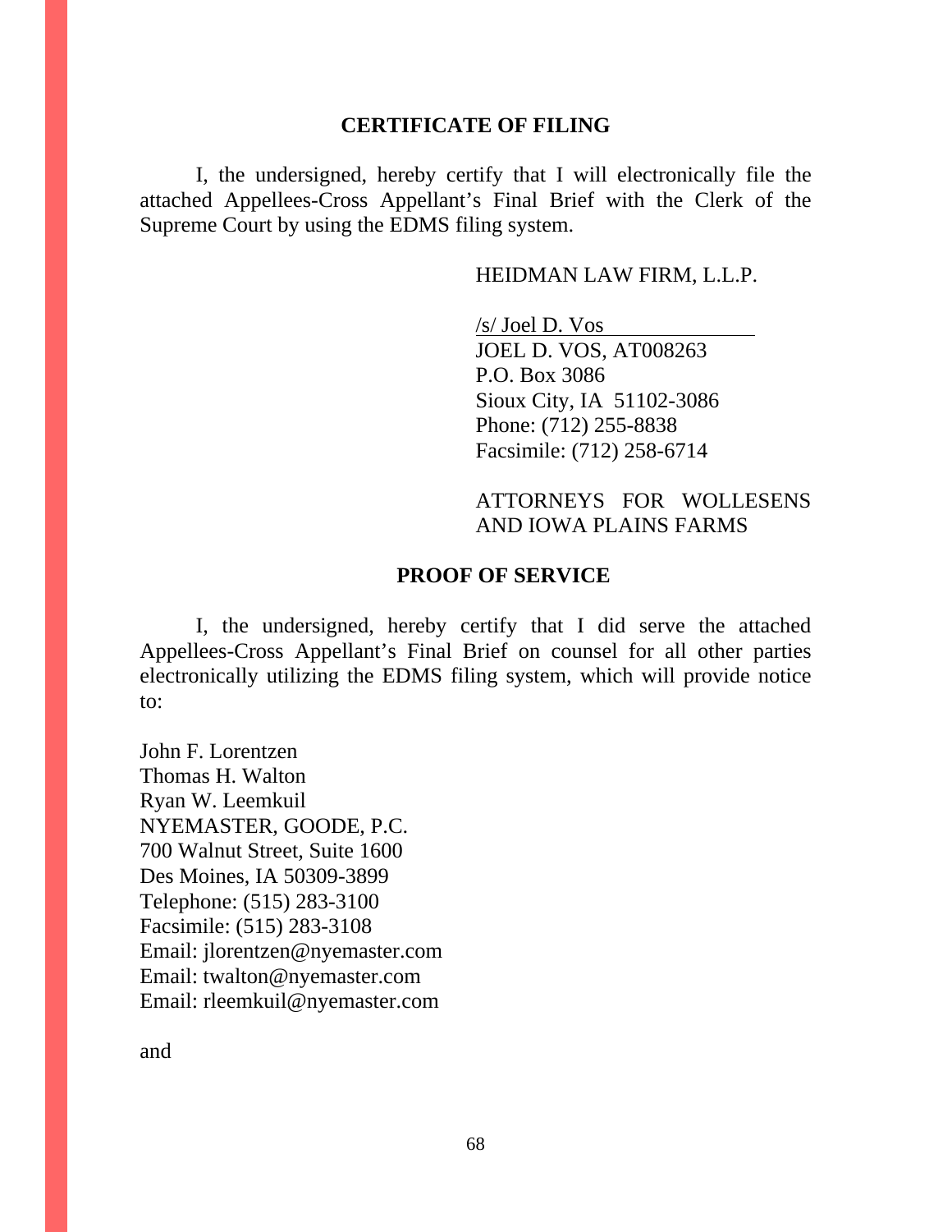## CERTIFICATE OF FILING

I, the undersigned, hereby certify that I will electronically file the attached Appellees-Cross Appellant's Final Brief with the Clerk of the Supreme Court by using the EDMS filing system.

HEIDMAN LAW FIRM, L.L.P.

/s/ Joel D. Vos
JOEL D. VOS, AT008263
P.O. Box 3086
Sioux City, IA 51102-3086
Phone: (712) 255-8838
Facsimile: (712) 258-6714

ATTORNEYS FOR WOLLESENS AND IOWA PLAINS FARMS

## PROOF OF SERVICE

I, the undersigned, hereby certify that I did serve the attached Appellees-Cross Appellant's Final Brief on counsel for all other parties electronically utilizing the EDMS filing system, which will provide notice to:

John F. Lorentzen
Thomas H. Walton
Ryan W. Leemkuil
NYEMASTER, GOODE, P.C.
700 Walnut Street, Suite 1600
Des Moines, IA 50309-3899
Telephone: (515) 283-3100
Facsimile: (515) 283-3108
Email: jlorentzen@nyemaster.com
Email: twalton@nyemaster.com
Email: rleemkuil@nyemaster.com

and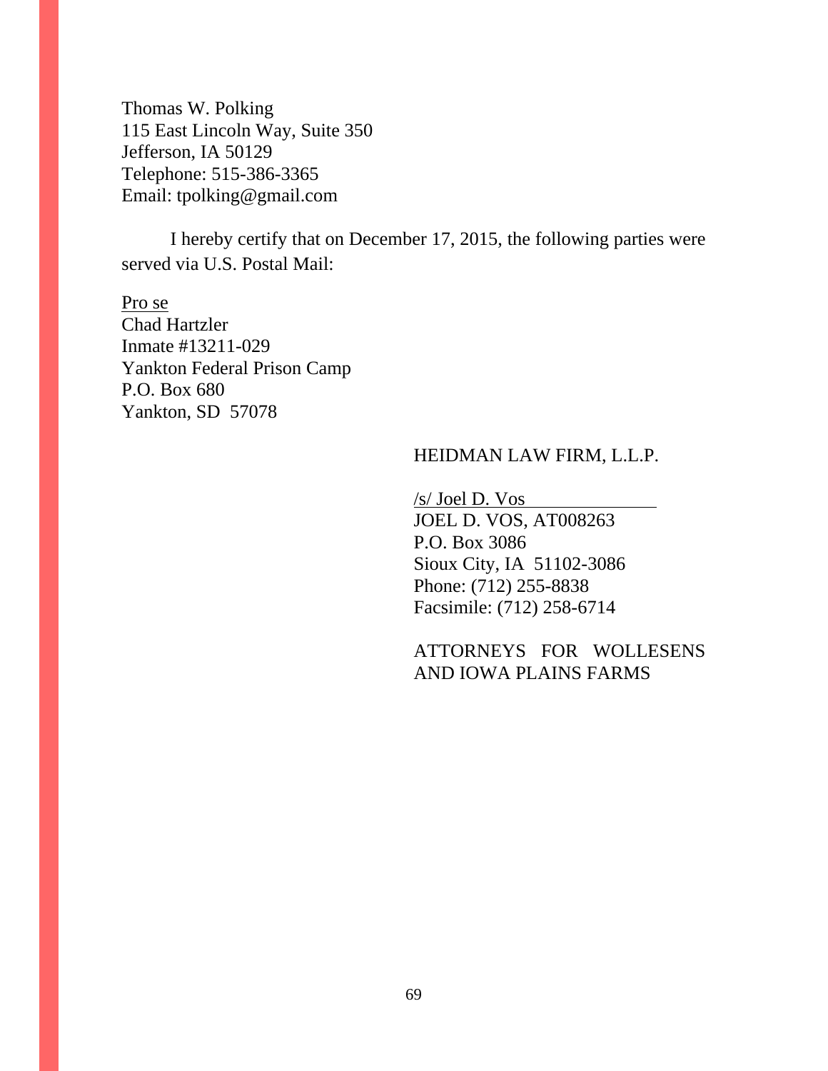Thomas W. Polking
115 East Lincoln Way, Suite 350
Jefferson, IA 50129
Telephone: 515-386-3365
Email: tpolking@gmail.com

I hereby certify that on December 17, 2015, the following parties were served via U.S. Postal Mail:

Pro se
Chad Hartzler
Inmate #13211-029
Yankton Federal Prison Camp
P.O. Box 680
Yankton, SD 57078

HEIDMAN LAW FIRM, L.L.P.

/s/ Joel D. Vos
JOEL D. VOS, AT008263
P.O. Box 3086
Sioux City, IA 51102-3086
Phone: (712) 255-8838
Facsimile: (712) 258-6714

ATTORNEYS FOR WOLLESENS AND IOWA PLAINS FARMS